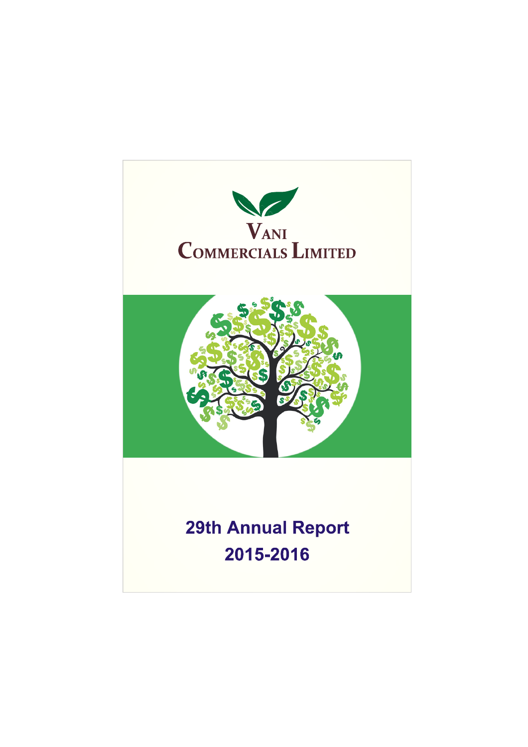# VANI COMMERCIALS LIMITED

## 29th Annual Report
## 2015-2016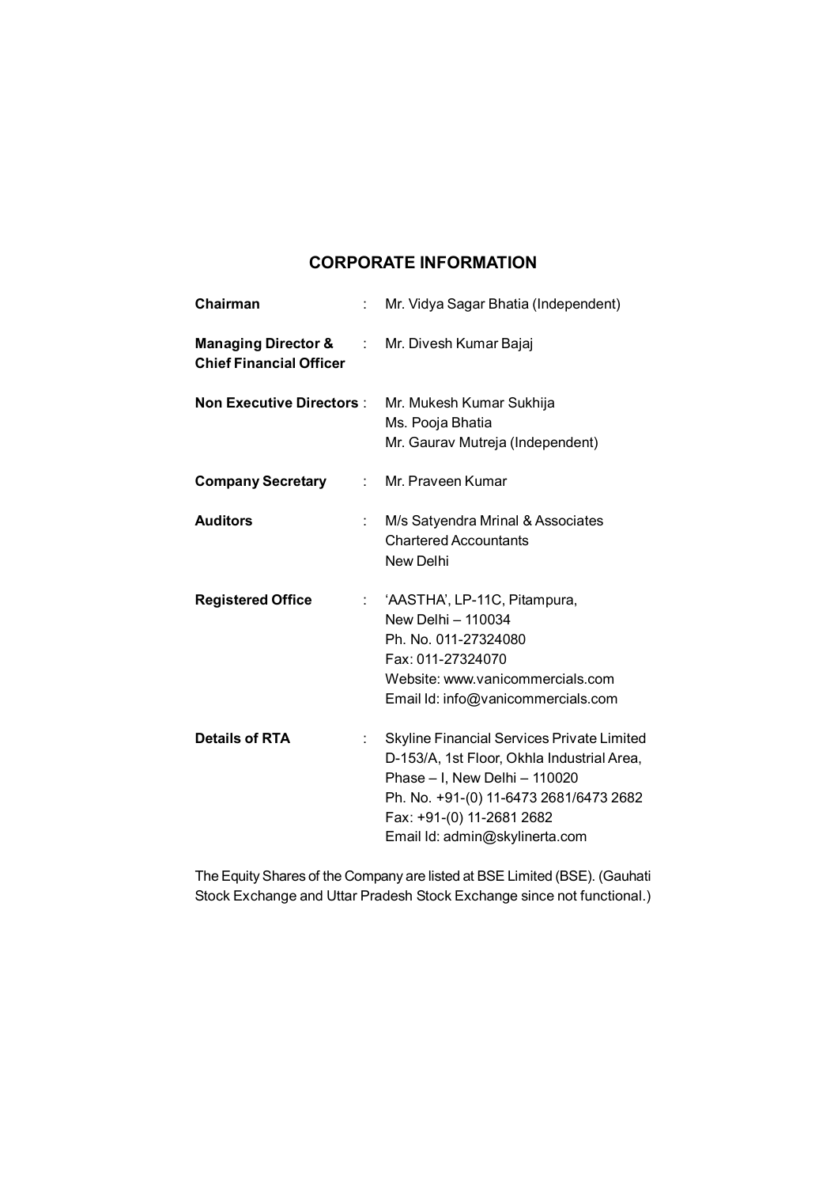# CORPORATE INFORMATION

| | | |
|---|---|---|
| **Chairman** | : | Mr. Vidya Sagar Bhatia (Independent) |
| **Managing Director & Chief Financial Officer** | : | Mr. Divesh Kumar Bajaj |
| **Non Executive Directors** | : | Mr. Mukesh Kumar Sukhija<br>Ms. Pooja Bhatia<br>Mr. Gaurav Mutreja (Independent) |
| **Company Secretary** | : | Mr. Praveen Kumar |
| **Auditors** | : | M/s Satyendra Mrinal & Associates<br>Chartered Accountants<br>New Delhi |
| **Registered Office** | : | 'AASTHA', LP-11C, Pitampura,<br>New Delhi – 110034<br>Ph. No. 011-27324080<br>Fax: 011-27324070<br>Website: www.vanicommercials.com<br>Email Id: info@vanicommercials.com |
| **Details of RTA** | : | Skyline Financial Services Private Limited<br>D-153/A, 1st Floor, Okhla Industrial Area,<br>Phase – I, New Delhi – 110020<br>Ph. No. +91-(0) 11-6473 2681/6473 2682<br>Fax: +91-(0) 11-2681 2682<br>Email Id: admin@skylinerta.com |

The Equity Shares of the Company are listed at BSE Limited (BSE). (Gauhati Stock Exchange and Uttar Pradesh Stock Exchange since not functional.)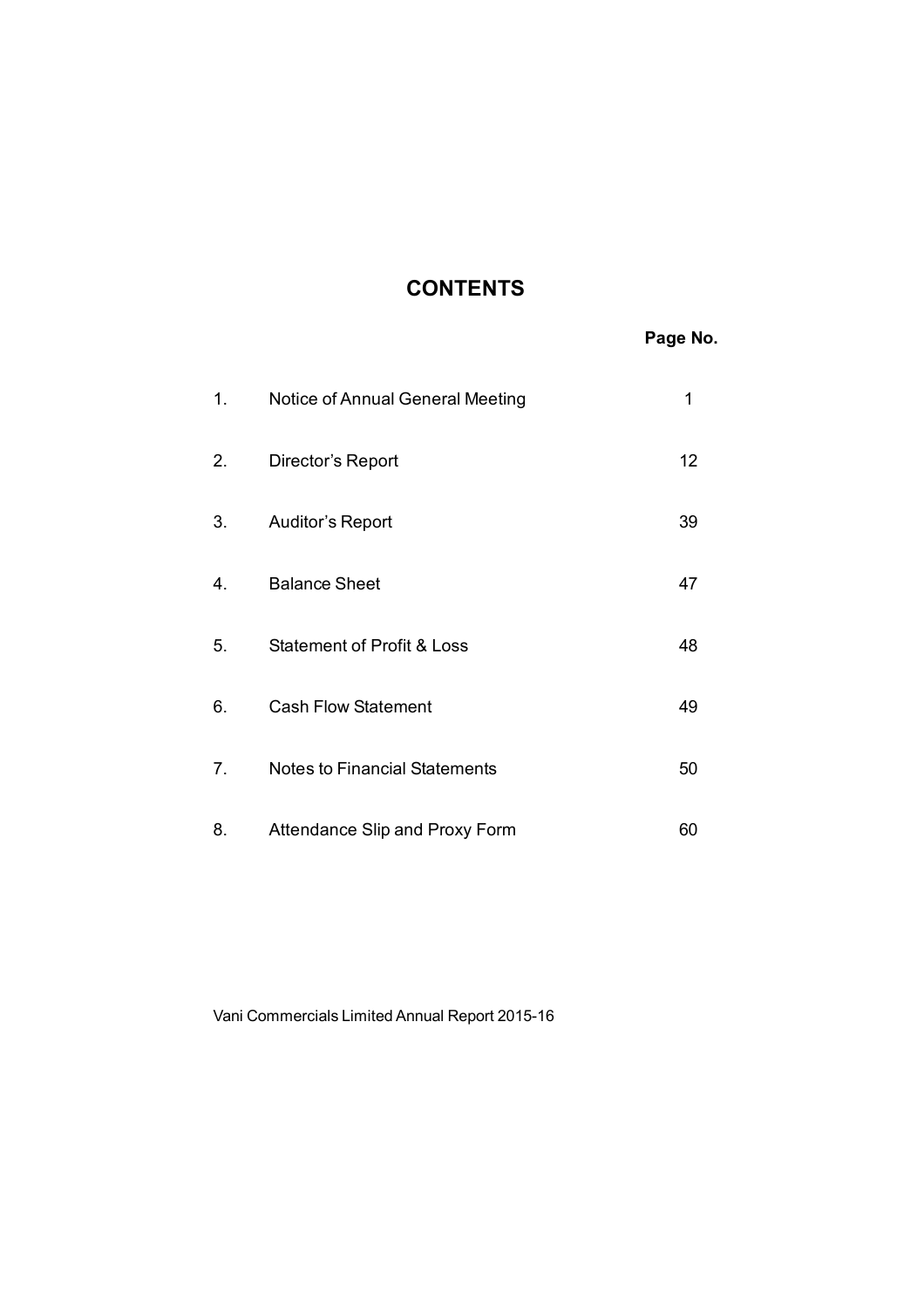# CONTENTS

| | | Page No. |
|---|---|---|
| 1. | Notice of Annual General Meeting | 1 |
| 2. | Director's Report | 12 |
| 3. | Auditor's Report | 39 |
| 4. | Balance Sheet | 47 |
| 5. | Statement of Profit & Loss | 48 |
| 6. | Cash Flow Statement | 49 |
| 7. | Notes to Financial Statements | 50 |
| 8. | Attendance Slip and Proxy Form | 60 |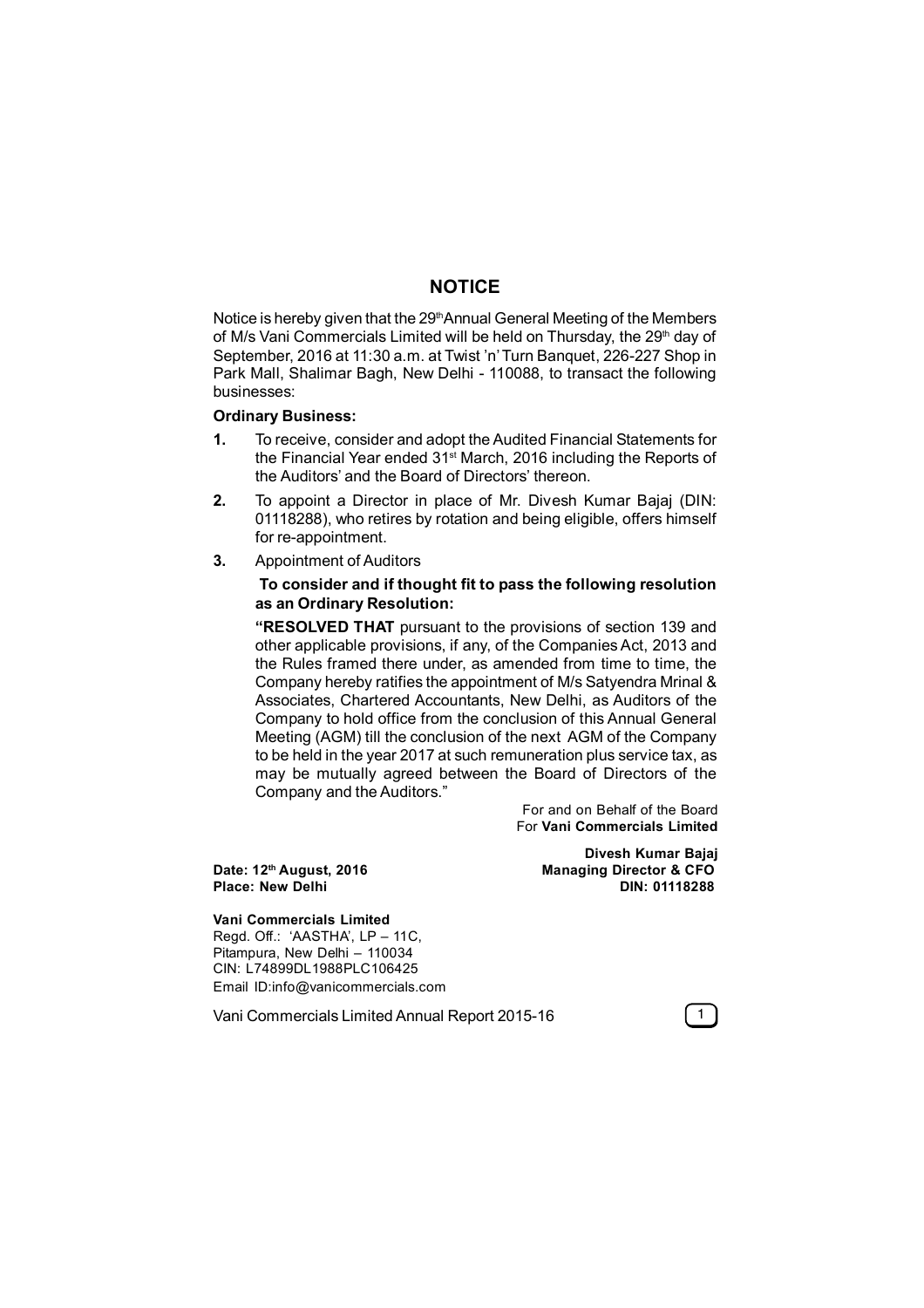# NOTICE

Notice is hereby given that the 29th Annual General Meeting of the Members of M/s Vani Commercials Limited will be held on Thursday, the 29th day of September, 2016 at 11:30 a.m. at Twist 'n' Turn Banquet, 226-227 Shop in Park Mall, Shalimar Bagh, New Delhi - 110088, to transact the following businesses:

**Ordinary Business:**

1. To receive, consider and adopt the Audited Financial Statements for the Financial Year ended 31st March, 2016 including the Reports of the Auditors' and the Board of Directors' thereon.

2. To appoint a Director in place of Mr. Divesh Kumar Bajaj (DIN: 01118288), who retires by rotation and being eligible, offers himself for re-appointment.

3. Appointment of Auditors

   **To consider and if thought fit to pass the following resolution as an Ordinary Resolution:**

   **"RESOLVED THAT** pursuant to the provisions of section 139 and other applicable provisions, if any, of the Companies Act, 2013 and the Rules framed there under, as amended from time to time, the Company hereby ratifies the appointment of M/s Satyendra Mrinal & Associates, Chartered Accountants, New Delhi, as Auditors of the Company to hold office from the conclusion of this Annual General Meeting (AGM) till the conclusion of the next AGM of the Company to be held in the year 2017 at such remuneration plus service tax, as may be mutually agreed between the Board of Directors of the Company and the Auditors."

For and on Behalf of the Board
For **Vani Commercials Limited**

**Divesh Kumar Bajaj**
**Managing Director & CFO**
**DIN: 01118288**

**Date: 12th August, 2016**
**Place: New Delhi**

**Vani Commercials Limited**
Regd. Off.: 'AASTHA', LP – 11C,
Pitampura, New Delhi – 110034
CIN: L74899DL1988PLC106425
Email ID:info@vanicommercials.com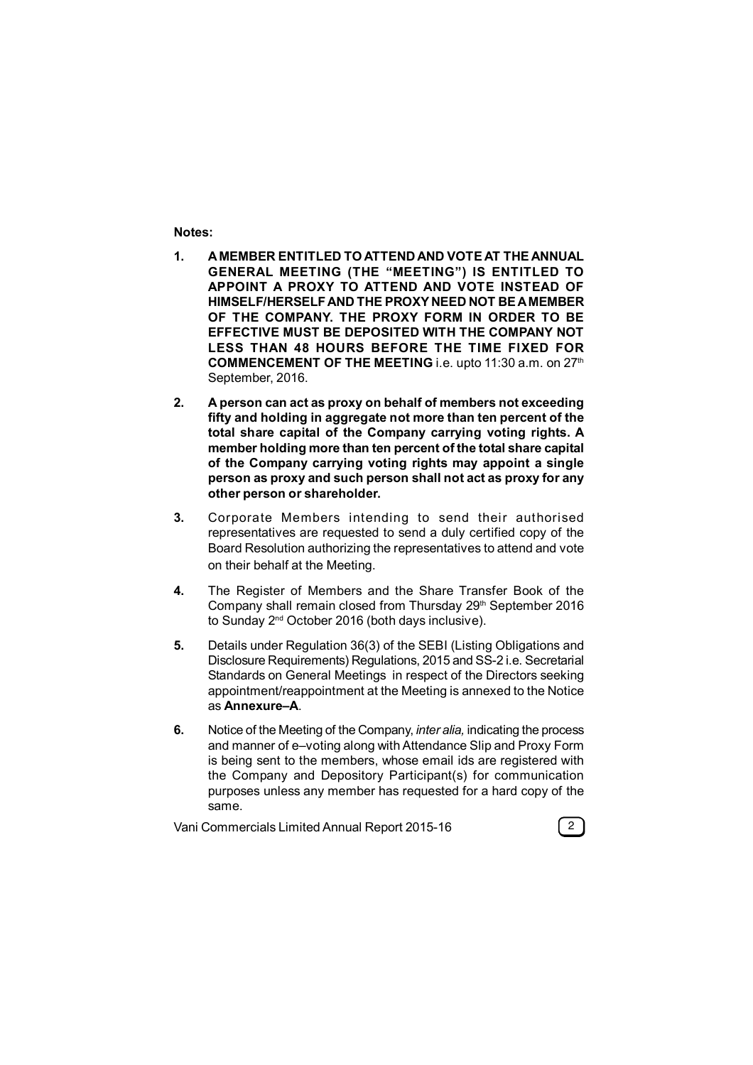**Notes:**

1. **A MEMBER ENTITLED TO ATTEND AND VOTE AT THE ANNUAL GENERAL MEETING (THE "MEETING") IS ENTITLED TO APPOINT A PROXY TO ATTEND AND VOTE INSTEAD OF HIMSELF/HERSELF AND THE PROXY NEED NOT BE A MEMBER OF THE COMPANY. THE PROXY FORM IN ORDER TO BE EFFECTIVE MUST BE DEPOSITED WITH THE COMPANY NOT LESS THAN 48 HOURS BEFORE THE TIME FIXED FOR COMMENCEMENT OF THE MEETING** i.e. upto 11:30 a.m. on 27th September, 2016.

2. **A person can act as proxy on behalf of members not exceeding fifty and holding in aggregate not more than ten percent of the total share capital of the Company carrying voting rights. A member holding more than ten percent of the total share capital of the Company carrying voting rights may appoint a single person as proxy and such person shall not act as proxy for any other person or shareholder.**

3. Corporate Members intending to send their authorised representatives are requested to send a duly certified copy of the Board Resolution authorizing the representatives to attend and vote on their behalf at the Meeting.

4. The Register of Members and the Share Transfer Book of the Company shall remain closed from Thursday 29th September 2016 to Sunday 2nd October 2016 (both days inclusive).

5. Details under Regulation 36(3) of the SEBI (Listing Obligations and Disclosure Requirements) Regulations, 2015 and SS-2 i.e. Secretarial Standards on General Meetings in respect of the Directors seeking appointment/reappointment at the Meeting is annexed to the Notice as **Annexure–A**.

6. Notice of the Meeting of the Company, *inter alia,* indicating the process and manner of e–voting along with Attendance Slip and Proxy Form is being sent to the members, whose email ids are registered with the Company and Depository Participant(s) for communication purposes unless any member has requested for a hard copy of the same.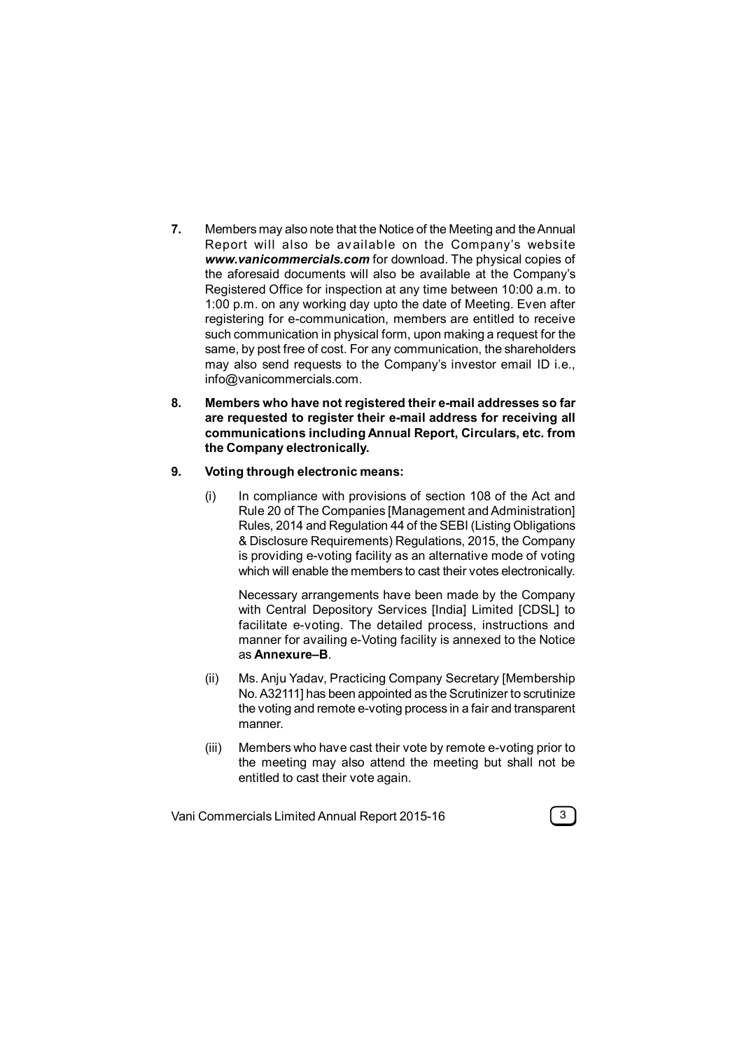**7.** Members may also note that the Notice of the Meeting and the Annual Report will also be available on the Company's website ***www.vanicommercials.com*** for download. The physical copies of the aforesaid documents will also be available at the Company's Registered Office for inspection at any time between 10:00 a.m. to 1:00 p.m. on any working day upto the date of Meeting. Even after registering for e-communication, members are entitled to receive such communication in physical form, upon making a request for the same, by post free of cost. For any communication, the shareholders may also send requests to the Company's investor email ID i.e., info@vanicommercials.com.

**8. Members who have not registered their e-mail addresses so far are requested to register their e-mail address for receiving all communications including Annual Report, Circulars, etc. from the Company electronically.**

**9. Voting through electronic means:**

(i) In compliance with provisions of section 108 of the Act and Rule 20 of The Companies [Management and Administration] Rules, 2014 and Regulation 44 of the SEBI (Listing Obligations & Disclosure Requirements) Regulations, 2015, the Company is providing e-voting facility as an alternative mode of voting which will enable the members to cast their votes electronically.

Necessary arrangements have been made by the Company with Central Depository Services [India] Limited [CDSL] to facilitate e-voting. The detailed process, instructions and manner for availing e-Voting facility is annexed to the Notice as **Annexure–B**.

(ii) Ms. Anju Yadav, Practicing Company Secretary [Membership No. A32111] has been appointed as the Scrutinizer to scrutinize the voting and remote e-voting process in a fair and transparent manner.

(iii) Members who have cast their vote by remote e-voting prior to the meeting may also attend the meeting but shall not be entitled to cast their vote again.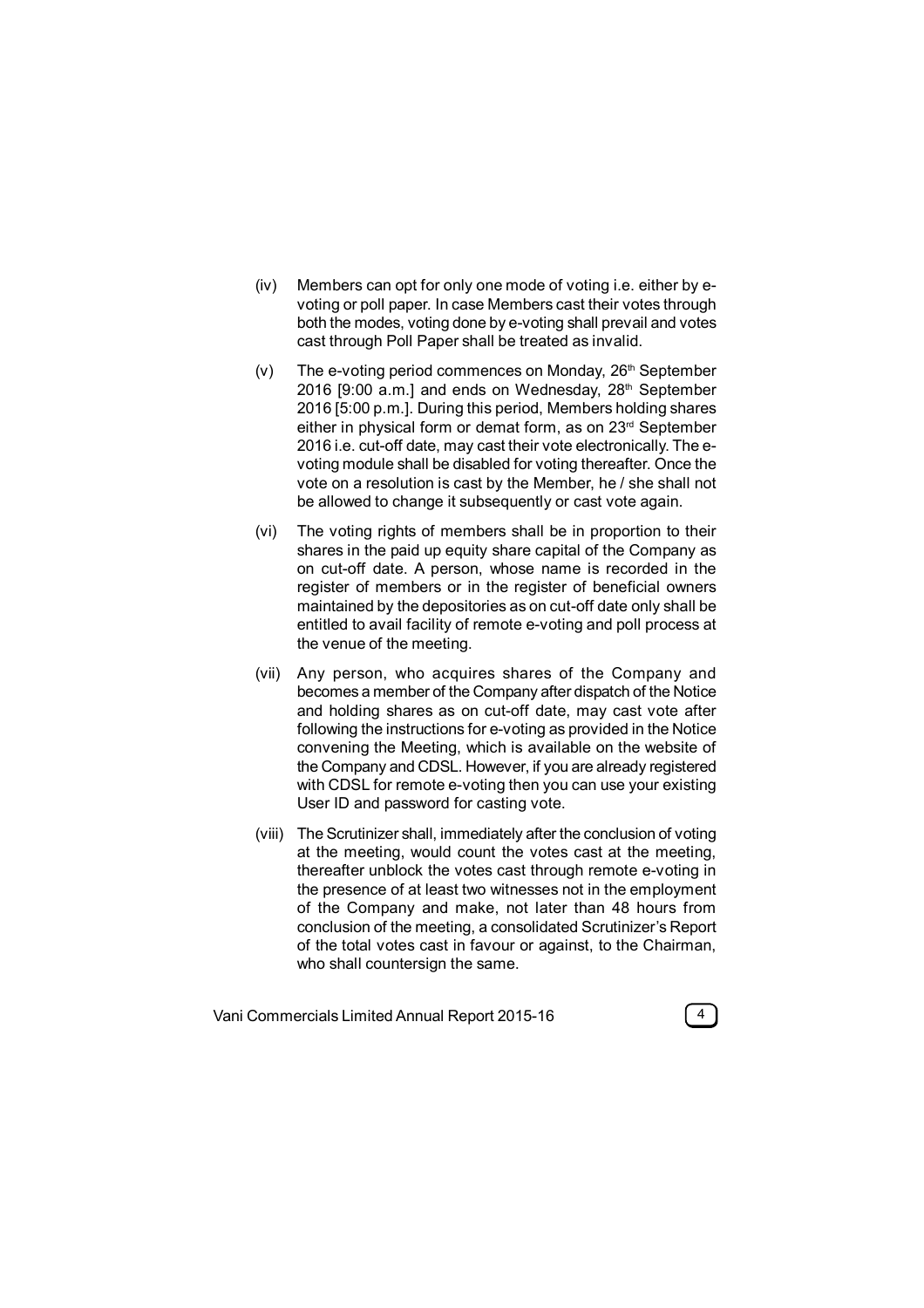(iv) Members can opt for only one mode of voting i.e. either by e-voting or poll paper. In case Members cast their votes through both the modes, voting done by e-voting shall prevail and votes cast through Poll Paper shall be treated as invalid.

(v) The e-voting period commences on Monday, 26th September 2016 [9:00 a.m.] and ends on Wednesday, 28th September 2016 [5:00 p.m.]. During this period, Members holding shares either in physical form or demat form, as on 23rd September 2016 i.e. cut-off date, may cast their vote electronically. The e-voting module shall be disabled for voting thereafter. Once the vote on a resolution is cast by the Member, he / she shall not be allowed to change it subsequently or cast vote again.

(vi) The voting rights of members shall be in proportion to their shares in the paid up equity share capital of the Company as on cut-off date. A person, whose name is recorded in the register of members or in the register of beneficial owners maintained by the depositories as on cut-off date only shall be entitled to avail facility of remote e-voting and poll process at the venue of the meeting.

(vii) Any person, who acquires shares of the Company and becomes a member of the Company after dispatch of the Notice and holding shares as on cut-off date, may cast vote after following the instructions for e-voting as provided in the Notice convening the Meeting, which is available on the website of the Company and CDSL. However, if you are already registered with CDSL for remote e-voting then you can use your existing User ID and password for casting vote.

(viii) The Scrutinizer shall, immediately after the conclusion of voting at the meeting, would count the votes cast at the meeting, thereafter unblock the votes cast through remote e-voting in the presence of at least two witnesses not in the employment of the Company and make, not later than 48 hours from conclusion of the meeting, a consolidated Scrutinizer's Report of the total votes cast in favour or against, to the Chairman, who shall countersign the same.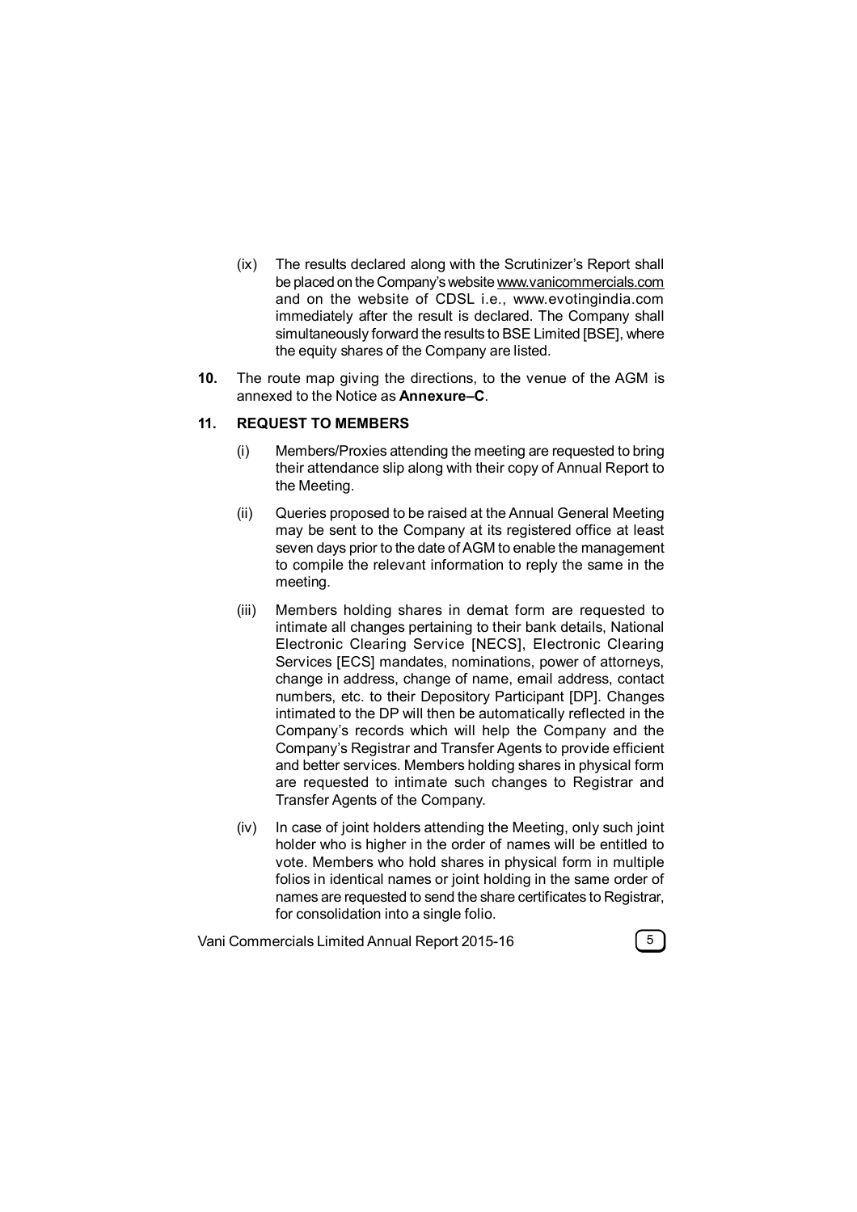(ix) The results declared along with the Scrutinizer's Report shall be placed on the Company's website www.vanicommercials.com and on the website of CDSL i.e., www.evotingindia.com immediately after the result is declared. The Company shall simultaneously forward the results to BSE Limited [BSE], where the equity shares of the Company are listed.

**10.** The route map giving the directions, to the venue of the AGM is annexed to the Notice as **Annexure–C**.

**11. REQUEST TO MEMBERS**

(i) Members/Proxies attending the meeting are requested to bring their attendance slip along with their copy of Annual Report to the Meeting.

(ii) Queries proposed to be raised at the Annual General Meeting may be sent to the Company at its registered office at least seven days prior to the date of AGM to enable the management to compile the relevant information to reply the same in the meeting.

(iii) Members holding shares in demat form are requested to intimate all changes pertaining to their bank details, National Electronic Clearing Service [NECS], Electronic Clearing Services [ECS] mandates, nominations, power of attorneys, change in address, change of name, email address, contact numbers, etc. to their Depository Participant [DP]. Changes intimated to the DP will then be automatically reflected in the Company's records which will help the Company and the Company's Registrar and Transfer Agents to provide efficient and better services. Members holding shares in physical form are requested to intimate such changes to Registrar and Transfer Agents of the Company.

(iv) In case of joint holders attending the Meeting, only such joint holder who is higher in the order of names will be entitled to vote. Members who hold shares in physical form in multiple folios in identical names or joint holding in the same order of names are requested to send the share certificates to Registrar, for consolidation into a single folio.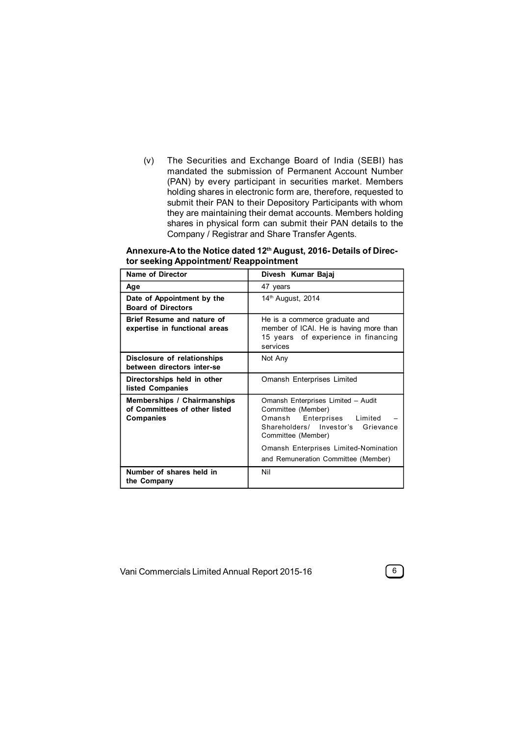(v) The Securities and Exchange Board of India (SEBI) has mandated the submission of Permanent Account Number (PAN) by every participant in securities market. Members holding shares in electronic form are, therefore, requested to submit their PAN to their Depository Participants with whom they are maintaining their demat accounts. Members holding shares in physical form can submit their PAN details to the Company / Registrar and Share Transfer Agents.

**Annexure-A to the Notice dated 12th August, 2016- Details of Director seeking Appointment/ Reappointment**

| Name of Director | Divesh Kumar Bajaj |
|---|---|
| **Age** | 47 years |
| **Date of Appointment by the Board of Directors** | 14th August, 2014 |
| **Brief Resume and nature of expertise in functional areas** | He is a commerce graduate and member of ICAI. He is having more than 15 years of experience in financing services |
| **Disclosure of relationships between directors inter-se** | Not Any |
| **Directorships held in other listed Companies** | Omansh Enterprises Limited |
| **Memberships / Chairmanships of Committees of other listed Companies** | Omansh Enterprises Limited – Audit Committee (Member)<br>Omansh Enterprises Limited – Shareholders/ Investor's Grievance Committee (Member)<br>Omansh Enterprises Limited-Nomination and Remuneration Committee (Member) |
| **Number of shares held in the Company** | Nil |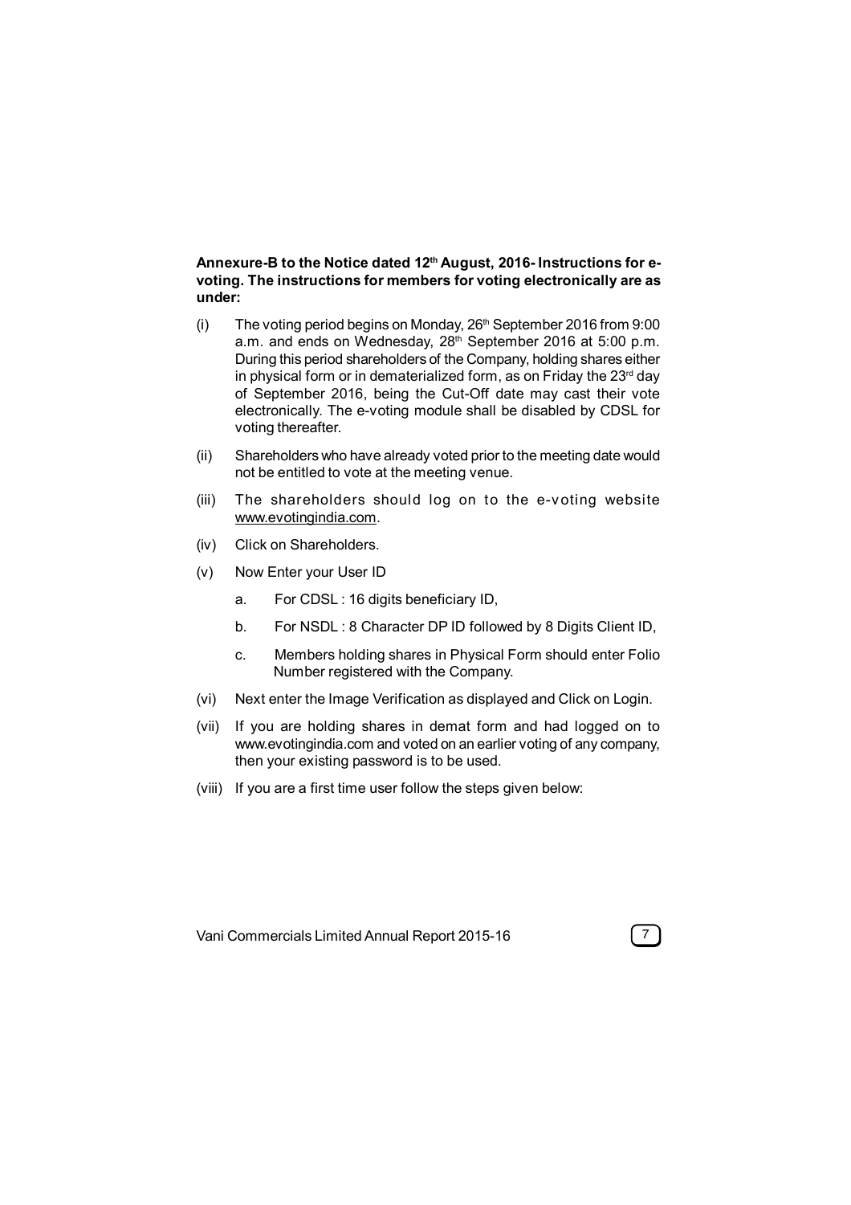**Annexure-B to the Notice dated 12th August, 2016- Instructions for e-voting. The instructions for members for voting electronically are as under:**

(i) The voting period begins on Monday, 26th September 2016 from 9:00 a.m. and ends on Wednesday, 28th September 2016 at 5:00 p.m. During this period shareholders of the Company, holding shares either in physical form or in dematerialized form, as on Friday the 23rd day of September 2016, being the Cut-Off date may cast their vote electronically. The e-voting module shall be disabled by CDSL for voting thereafter.

(ii) Shareholders who have already voted prior to the meeting date would not be entitled to vote at the meeting venue.

(iii) The shareholders should log on to the e-voting website www.evotingindia.com.

(iv) Click on Shareholders.

(v) Now Enter your User ID

   a. For CDSL : 16 digits beneficiary ID,

   b. For NSDL : 8 Character DP ID followed by 8 Digits Client ID,

   c. Members holding shares in Physical Form should enter Folio Number registered with the Company.

(vi) Next enter the Image Verification as displayed and Click on Login.

(vii) If you are holding shares in demat form and had logged on to www.evotingindia.com and voted on an earlier voting of any company, then your existing password is to be used.

(viii) If you are a first time user follow the steps given below: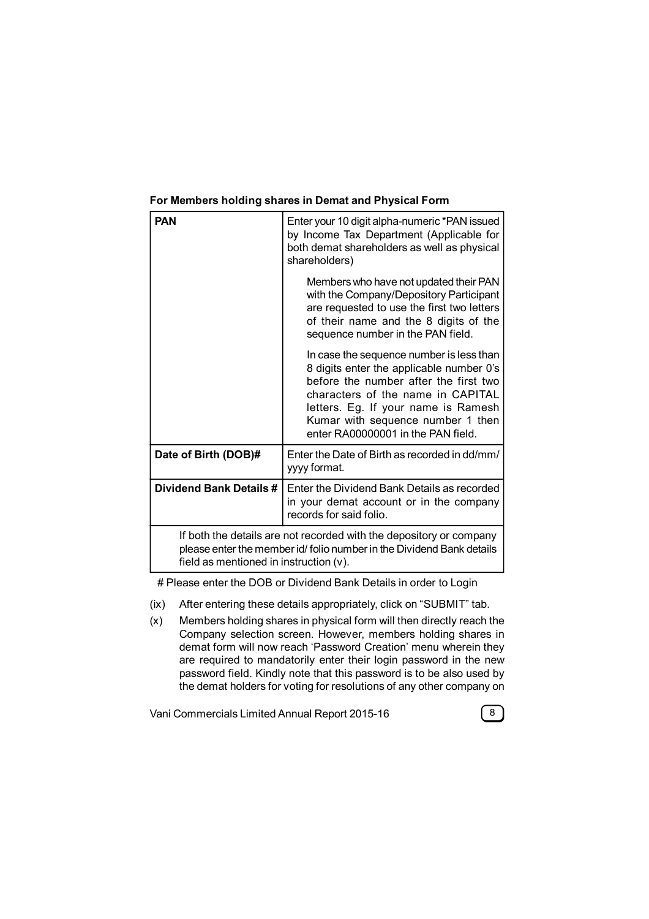**For Members holding shares in Demat and Physical Form**

| PAN | Enter your 10 digit alpha-numeric *PAN issued by Income Tax Department (Applicable for both demat shareholders as well as physical shareholders)<br><br>Members who have not updated their PAN with the Company/Depository Participant are requested to use the first two letters of their name and the 8 digits of the sequence number in the PAN field.<br><br>In case the sequence number is less than 8 digits enter the applicable number 0's before the number after the first two characters of the name in CAPITAL letters. Eg. If your name is Ramesh Kumar with sequence number 1 then enter RA00000001 in the PAN field. |
|---|---|
| **Date of Birth (DOB)#** | Enter the Date of Birth as recorded in dd/mm/yyyy format. |
| **Dividend Bank Details #** | Enter the Dividend Bank Details as recorded in your demat account or in the company records for said folio. |
| If both the details are not recorded with the depository or company please enter the member id/ folio number in the Dividend Bank details field as mentioned in instruction (v). | |

# Please enter the DOB or Dividend Bank Details in order to Login

(ix) After entering these details appropriately, click on "SUBMIT" tab.

(x) Members holding shares in physical form will then directly reach the Company selection screen. However, members holding shares in demat form will now reach 'Password Creation' menu wherein they are required to mandatorily enter their login password in the new password field. Kindly note that this password is to be also used by the demat holders for voting for resolutions of any other company on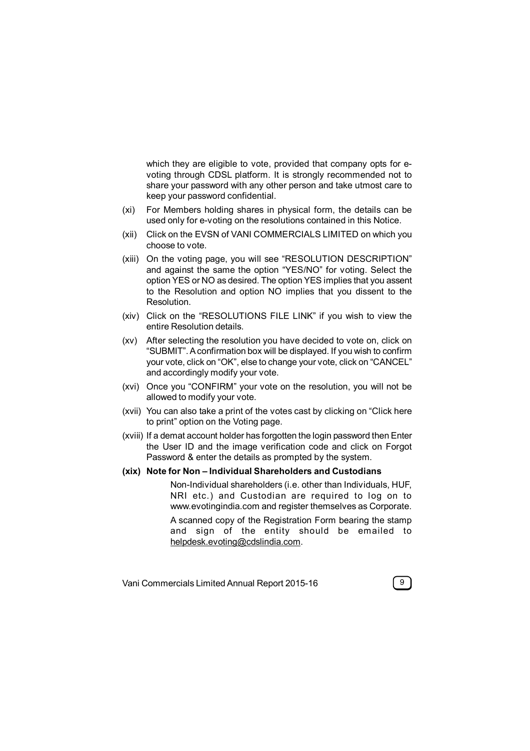which they are eligible to vote, provided that company opts for e-voting through CDSL platform. It is strongly recommended not to share your password with any other person and take utmost care to keep your password confidential.

(xi) For Members holding shares in physical form, the details can be used only for e-voting on the resolutions contained in this Notice.

(xii) Click on the EVSN of VANI COMMERCIALS LIMITED on which you choose to vote.

(xiii) On the voting page, you will see "RESOLUTION DESCRIPTION" and against the same the option "YES/NO" for voting. Select the option YES or NO as desired. The option YES implies that you assent to the Resolution and option NO implies that you dissent to the Resolution.

(xiv) Click on the "RESOLUTIONS FILE LINK" if you wish to view the entire Resolution details.

(xv) After selecting the resolution you have decided to vote on, click on "SUBMIT". A confirmation box will be displayed. If you wish to confirm your vote, click on "OK", else to change your vote, click on "CANCEL" and accordingly modify your vote.

(xvi) Once you "CONFIRM" your vote on the resolution, you will not be allowed to modify your vote.

(xvii) You can also take a print of the votes cast by clicking on "Click here to print" option on the Voting page.

(xviii) If a demat account holder has forgotten the login password then Enter the User ID and the image verification code and click on Forgot Password & enter the details as prompted by the system.

**(xix) Note for Non – Individual Shareholders and Custodians**

Non-Individual shareholders (i.e. other than Individuals, HUF, NRI etc.) and Custodian are required to log on to www.evotingindia.com and register themselves as Corporate.

A scanned copy of the Registration Form bearing the stamp and sign of the entity should be emailed to helpdesk.evoting@cdslindia.com.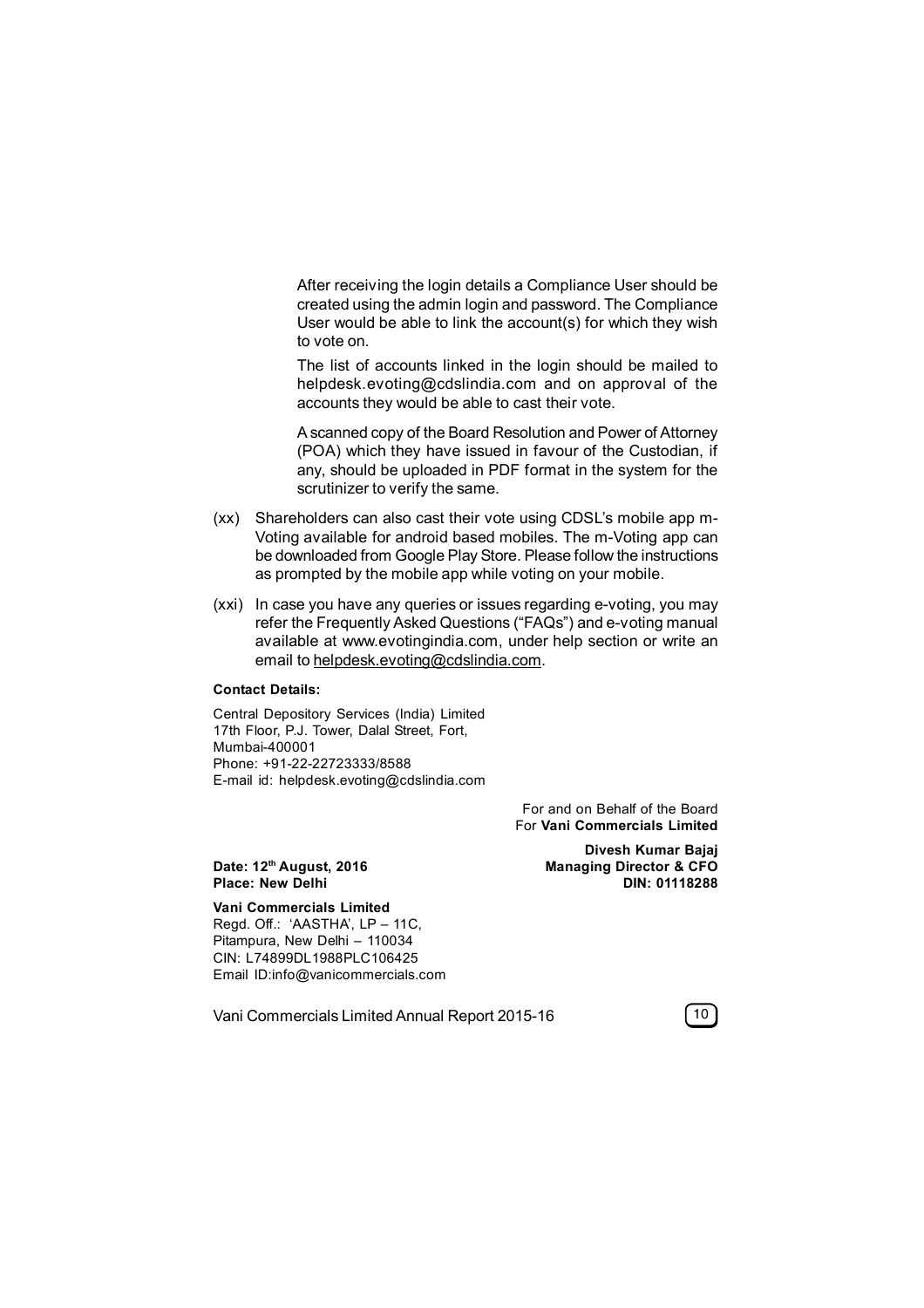After receiving the login details a Compliance User should be created using the admin login and password. The Compliance User would be able to link the account(s) for which they wish to vote on.

The list of accounts linked in the login should be mailed to helpdesk.evoting@cdslindia.com and on approval of the accounts they would be able to cast their vote.

A scanned copy of the Board Resolution and Power of Attorney (POA) which they have issued in favour of the Custodian, if any, should be uploaded in PDF format in the system for the scrutinizer to verify the same.

(xx) Shareholders can also cast their vote using CDSL's mobile app m-Voting available for android based mobiles. The m-Voting app can be downloaded from Google Play Store. Please follow the instructions as prompted by the mobile app while voting on your mobile.

(xxi) In case you have any queries or issues regarding e-voting, you may refer the Frequently Asked Questions ("FAQs") and e-voting manual available at www.evotingindia.com, under help section or write an email to helpdesk.evoting@cdslindia.com.

**Contact Details:**

Central Depository Services (India) Limited
17th Floor, P.J. Tower, Dalal Street, Fort,
Mumbai-400001
Phone: +91-22-22723333/8588
E-mail id: helpdesk.evoting@cdslindia.com

For and on Behalf of the Board
For **Vani Commercials Limited**

**Divesh Kumar Bajaj**
**Managing Director & CFO**
**DIN: 01118288**

**Date: 12th August, 2016**
**Place: New Delhi**

**Vani Commercials Limited**
Regd. Off.: 'AASTHA', LP – 11C,
Pitampura, New Delhi – 110034
CIN: L74899DL1988PLC106425
Email ID:info@vanicommercials.com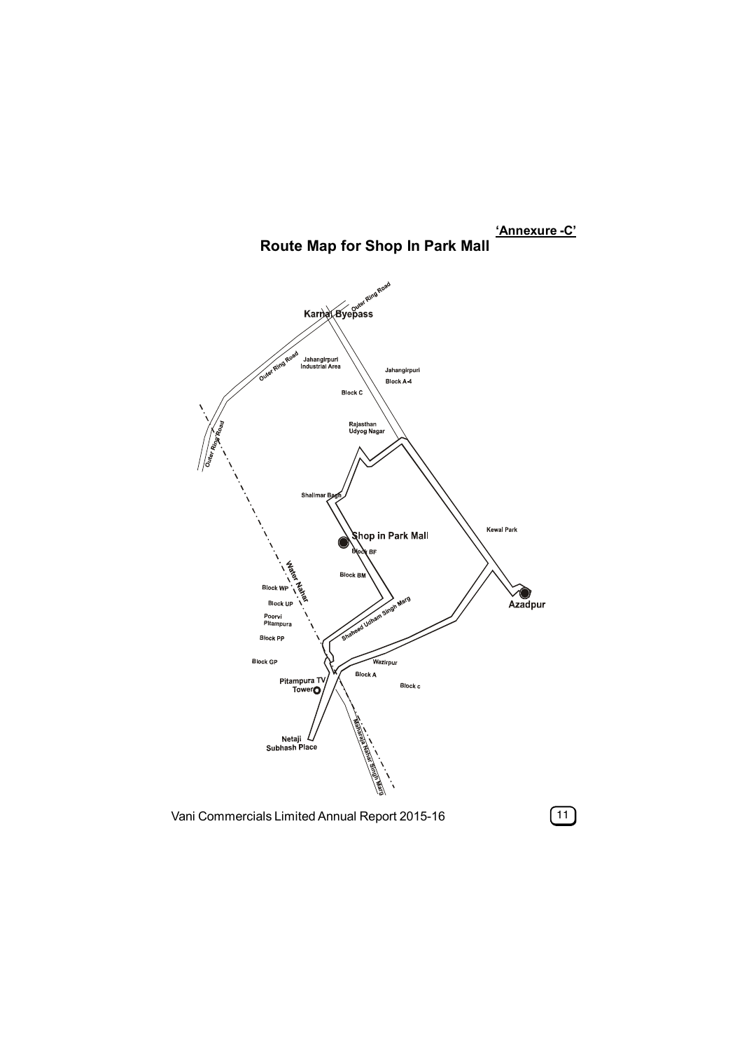**'Annexure -C'**

## Route Map for Shop In Park Mall

Karnal Byepass

Outer Ring Road

Jahangirpuri Industrial Area

Jahangirpuri Block A-4

Block C

Rajasthan Udyog Nagar

Shalimar Bagh

Shop in Park Mall

Block BF

Block BM

Kewal Park

Azadpur

Water Nahar

Block WP

Block UP

Poorvi Pitampura

Block PP

Block GP

Shaheed Udham Singh Marg

Wazirpur

Block A

Block c

Pitampura TV Tower

Netaji Subhash Place

Maharaja Nahar Singh Marg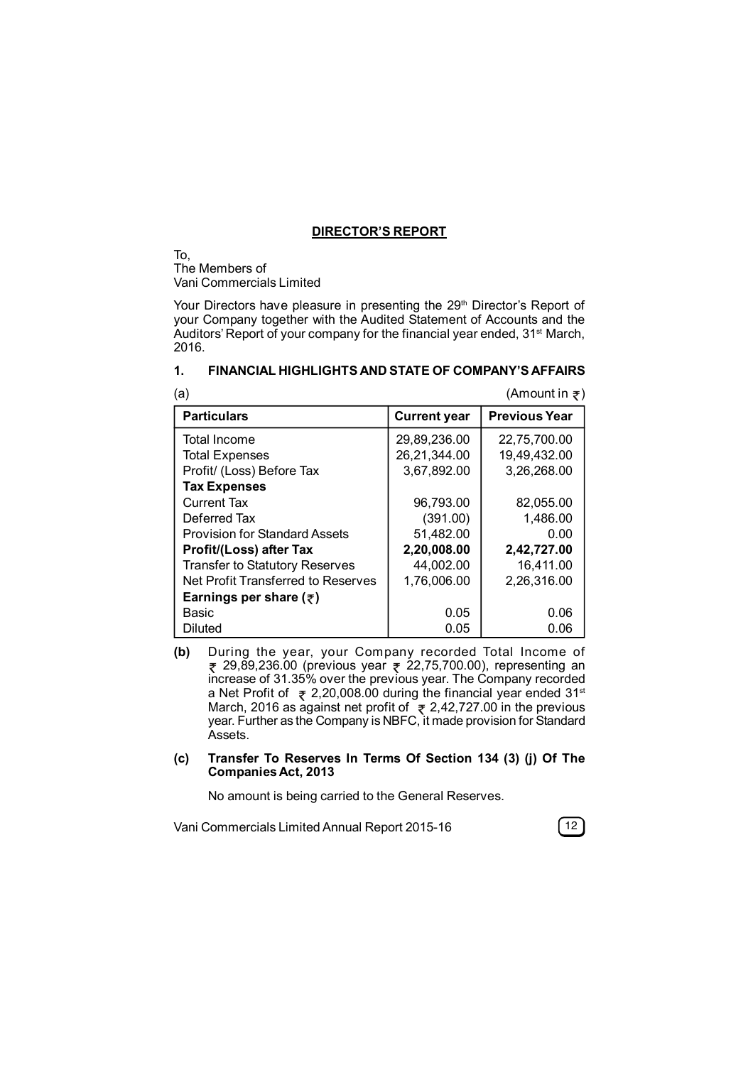## DIRECTOR'S REPORT

To,
The Members of
Vani Commercials Limited

Your Directors have pleasure in presenting the 29th Director's Report of your Company together with the Audited Statement of Accounts and the Auditors' Report of your company for the financial year ended, 31st March, 2016.

### 1. FINANCIAL HIGHLIGHTS AND STATE OF COMPANY'S AFFAIRS

(a) (Amount in ₹)

| Particulars | Current year | Previous Year |
|---|---|---|
| Total Income | 29,89,236.00 | 22,75,700.00 |
| Total Expenses | 26,21,344.00 | 19,49,432.00 |
| Profit/ (Loss) Before Tax | 3,67,892.00 | 3,26,268.00 |
| **Tax Expenses** | | |
| Current Tax | 96,793.00 | 82,055.00 |
| Deferred Tax | (391.00) | 1,486.00 |
| Provision for Standard Assets | 51,482.00 | 0.00 |
| **Profit/(Loss) after Tax** | **2,20,008.00** | **2,42,727.00** |
| Transfer to Statutory Reserves | 44,002.00 | 16,411.00 |
| Net Profit Transferred to Reserves | 1,76,006.00 | 2,26,316.00 |
| **Earnings per share (₹)** | | |
| Basic | 0.05 | 0.06 |
| Diluted | 0.05 | 0.06 |

**(b)** During the year, your Company recorded Total Income of ₹ 29,89,236.00 (previous year ₹ 22,75,700.00), representing an increase of 31.35% over the previous year. The Company recorded a Net Profit of ₹ 2,20,008.00 during the financial year ended 31st March, 2016 as against net profit of ₹ 2,42,727.00 in the previous year. Further as the Company is NBFC, it made provision for Standard Assets.

**(c) Transfer To Reserves In Terms Of Section 134 (3) (j) Of The Companies Act, 2013**

No amount is being carried to the General Reserves.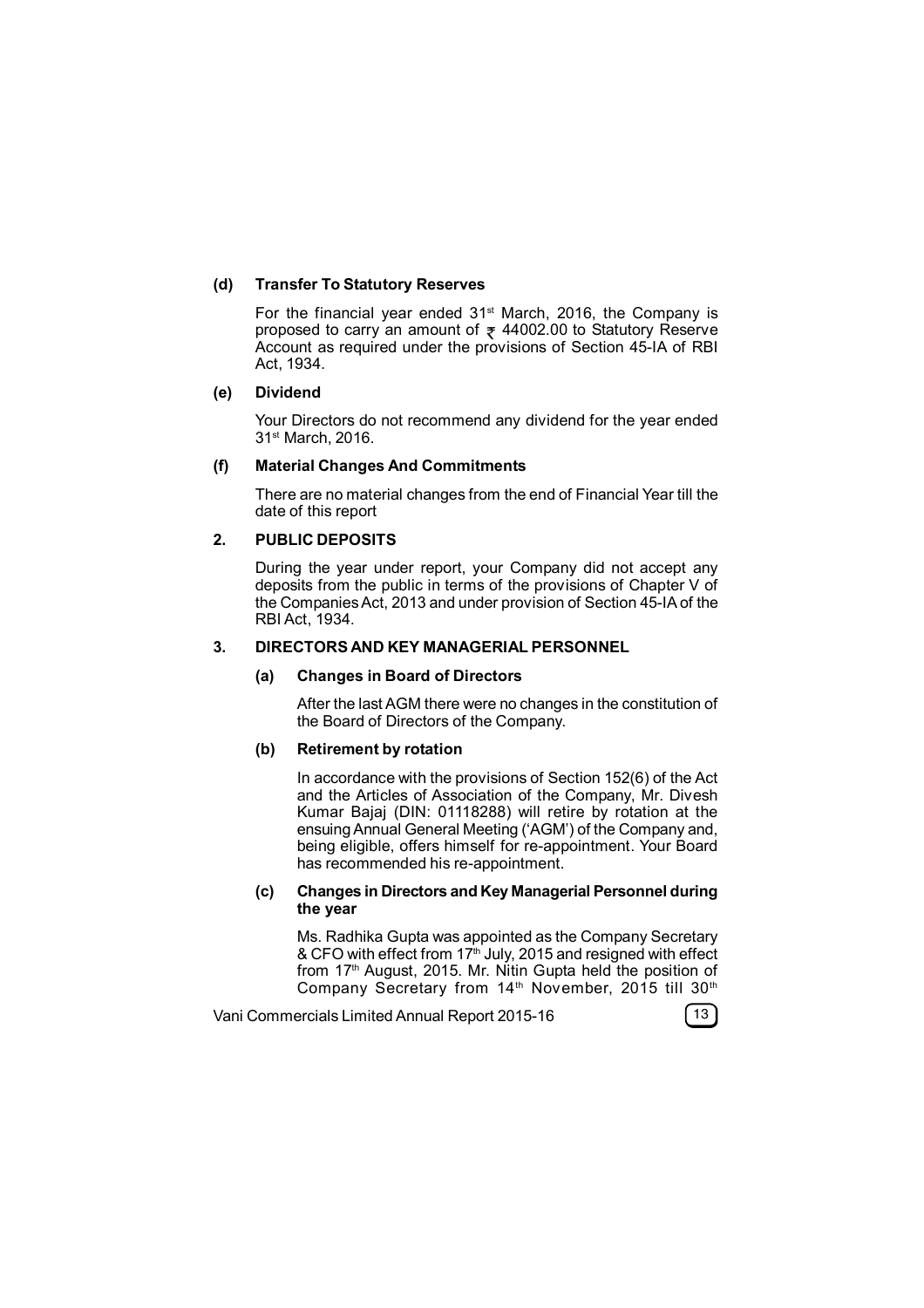**(d) Transfer To Statutory Reserves**

For the financial year ended 31st March, 2016, the Company is proposed to carry an amount of ₹ 44002.00 to Statutory Reserve Account as required under the provisions of Section 45-IA of RBI Act, 1934.

**(e) Dividend**

Your Directors do not recommend any dividend for the year ended 31st March, 2016.

**(f) Material Changes And Commitments**

There are no material changes from the end of Financial Year till the date of this report

## 2. PUBLIC DEPOSITS

During the year under report, your Company did not accept any deposits from the public in terms of the provisions of Chapter V of the Companies Act, 2013 and under provision of Section 45-IA of the RBI Act, 1934.

## 3. DIRECTORS AND KEY MANAGERIAL PERSONNEL

**(a) Changes in Board of Directors**

After the last AGM there were no changes in the constitution of the Board of Directors of the Company.

**(b) Retirement by rotation**

In accordance with the provisions of Section 152(6) of the Act and the Articles of Association of the Company, Mr. Divesh Kumar Bajaj (DIN: 01118288) will retire by rotation at the ensuing Annual General Meeting ('AGM') of the Company and, being eligible, offers himself for re-appointment. Your Board has recommended his re-appointment.

**(c) Changes in Directors and Key Managerial Personnel during the year**

Ms. Radhika Gupta was appointed as the Company Secretary & CFO with effect from 17th July, 2015 and resigned with effect from 17th August, 2015. Mr. Nitin Gupta held the position of Company Secretary from 14th November, 2015 till 30th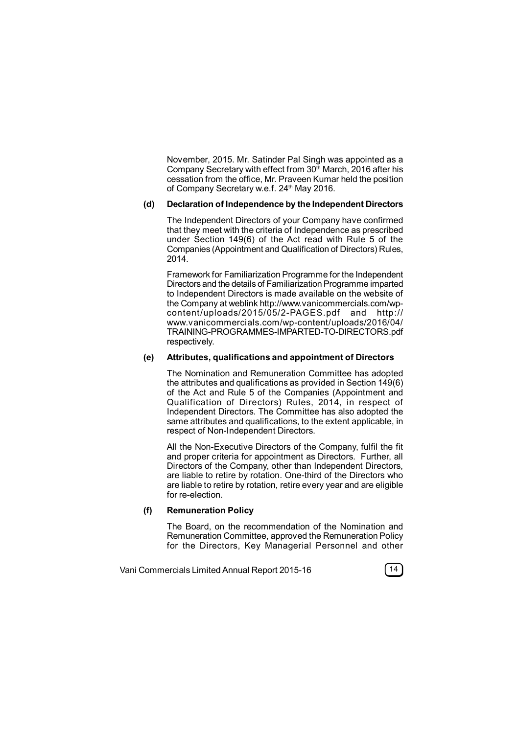November, 2015. Mr. Satinder Pal Singh was appointed as a Company Secretary with effect from 30th March, 2016 after his cessation from the office, Mr. Praveen Kumar held the position of Company Secretary w.e.f. 24th May 2016.

**(d) Declaration of Independence by the Independent Directors**

The Independent Directors of your Company have confirmed that they meet with the criteria of Independence as prescribed under Section 149(6) of the Act read with Rule 5 of the Companies (Appointment and Qualification of Directors) Rules, 2014.

Framework for Familiarization Programme for the Independent Directors and the details of Familiarization Programme imparted to Independent Directors is made available on the website of the Company at weblink http://www.vanicommercials.com/wp-content/uploads/2015/05/2-PAGES.pdf and http://www.vanicommercials.com/wp-content/uploads/2016/04/TRAINING-PROGRAMMES-IMPARTED-TO-DIRECTORS.pdf respectively.

**(e) Attributes, qualifications and appointment of Directors**

The Nomination and Remuneration Committee has adopted the attributes and qualifications as provided in Section 149(6) of the Act and Rule 5 of the Companies (Appointment and Qualification of Directors) Rules, 2014, in respect of Independent Directors. The Committee has also adopted the same attributes and qualifications, to the extent applicable, in respect of Non-Independent Directors.

All the Non-Executive Directors of the Company, fulfil the fit and proper criteria for appointment as Directors. Further, all Directors of the Company, other than Independent Directors, are liable to retire by rotation. One-third of the Directors who are liable to retire by rotation, retire every year and are eligible for re-election.

**(f) Remuneration Policy**

The Board, on the recommendation of the Nomination and Remuneration Committee, approved the Remuneration Policy for the Directors, Key Managerial Personnel and other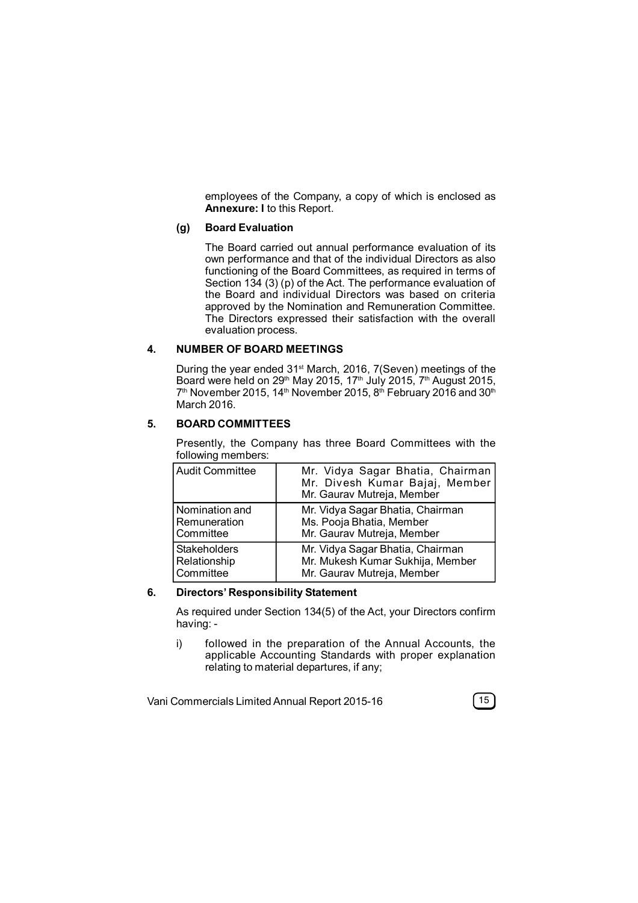employees of the Company, a copy of which is enclosed as **Annexure: I** to this Report.

**(g) Board Evaluation**

The Board carried out annual performance evaluation of its own performance and that of the individual Directors as also functioning of the Board Committees, as required in terms of Section 134 (3) (p) of the Act. The performance evaluation of the Board and individual Directors was based on criteria approved by the Nomination and Remuneration Committee. The Directors expressed their satisfaction with the overall evaluation process.

## 4. NUMBER OF BOARD MEETINGS

During the year ended 31st March, 2016, 7(Seven) meetings of the Board were held on 29th May 2015, 17th July 2015, 7th August 2015, 7th November 2015, 14th November 2015, 8th February 2016 and 30th March 2016.

## 5. BOARD COMMITTEES

Presently, the Company has three Board Committees with the following members:

| Committee | Members |
|---|---|
| Audit Committee | Mr. Vidya Sagar Bhatia, Chairman<br>Mr. Divesh Kumar Bajaj, Member<br>Mr. Gaurav Mutreja, Member |
| Nomination and Remuneration Committee | Mr. Vidya Sagar Bhatia, Chairman<br>Ms. Pooja Bhatia, Member<br>Mr. Gaurav Mutreja, Member |
| Stakeholders Relationship Committee | Mr. Vidya Sagar Bhatia, Chairman<br>Mr. Mukesh Kumar Sukhija, Member<br>Mr. Gaurav Mutreja, Member |

## 6. Directors' Responsibility Statement

As required under Section 134(5) of the Act, your Directors confirm having: -

i) followed in the preparation of the Annual Accounts, the applicable Accounting Standards with proper explanation relating to material departures, if any;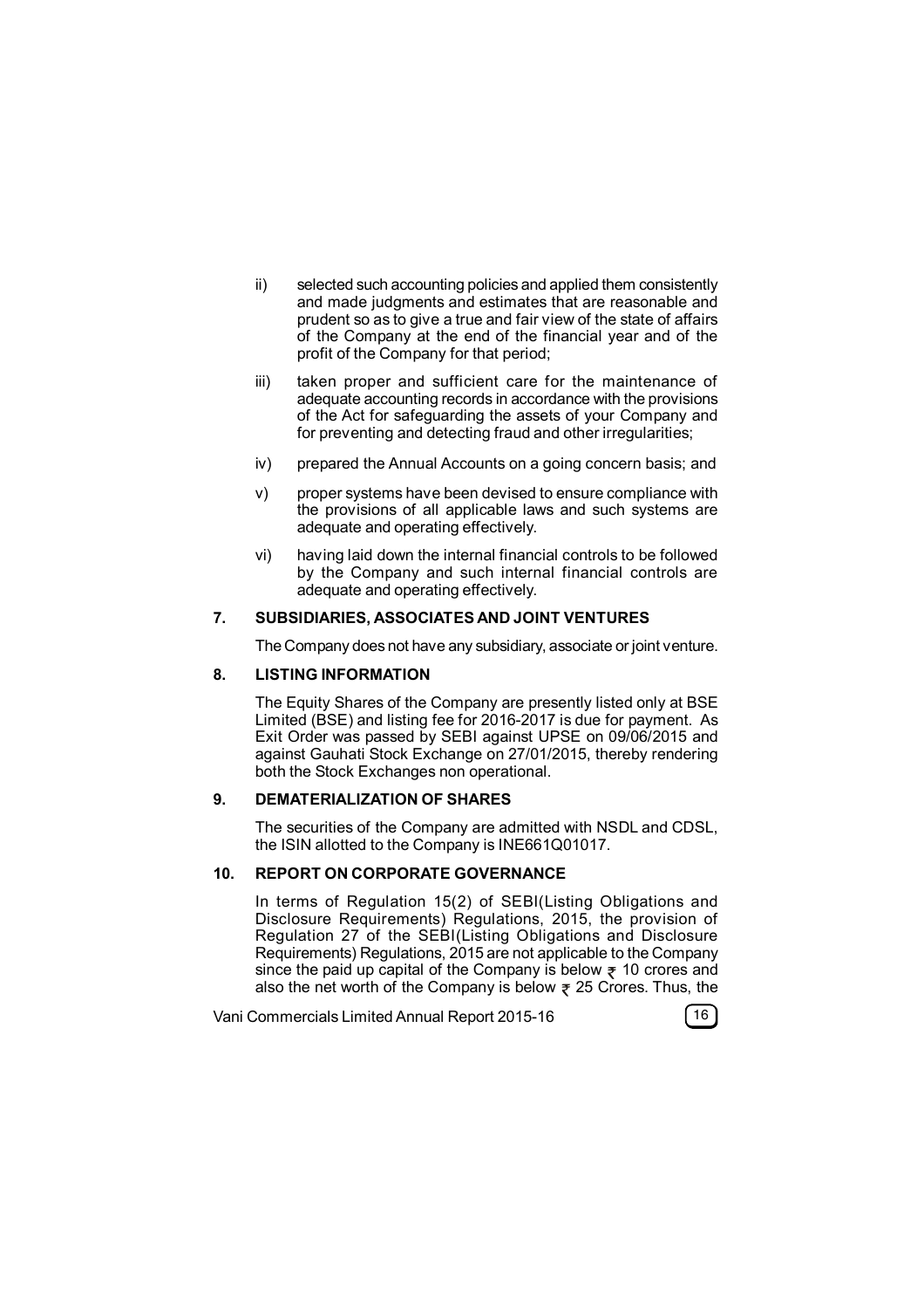ii) selected such accounting policies and applied them consistently and made judgments and estimates that are reasonable and prudent so as to give a true and fair view of the state of affairs of the Company at the end of the financial year and of the profit of the Company for that period;

iii) taken proper and sufficient care for the maintenance of adequate accounting records in accordance with the provisions of the Act for safeguarding the assets of your Company and for preventing and detecting fraud and other irregularities;

iv) prepared the Annual Accounts on a going concern basis; and

v) proper systems have been devised to ensure compliance with the provisions of all applicable laws and such systems are adequate and operating effectively.

vi) having laid down the internal financial controls to be followed by the Company and such internal financial controls are adequate and operating effectively.

## 7. SUBSIDIARIES, ASSOCIATES AND JOINT VENTURES

The Company does not have any subsidiary, associate or joint venture.

## 8. LISTING INFORMATION

The Equity Shares of the Company are presently listed only at BSE Limited (BSE) and listing fee for 2016-2017 is due for payment. As Exit Order was passed by SEBI against UPSE on 09/06/2015 and against Gauhati Stock Exchange on 27/01/2015, thereby rendering both the Stock Exchanges non operational.

## 9. DEMATERIALIZATION OF SHARES

The securities of the Company are admitted with NSDL and CDSL, the ISIN allotted to the Company is INE661Q01017.

## 10. REPORT ON CORPORATE GOVERNANCE

In terms of Regulation 15(2) of SEBI(Listing Obligations and Disclosure Requirements) Regulations, 2015, the provision of Regulation 27 of the SEBI(Listing Obligations and Disclosure Requirements) Regulations, 2015 are not applicable to the Company since the paid up capital of the Company is below ₹ 10 crores and also the net worth of the Company is below ₹ 25 Crores. Thus, the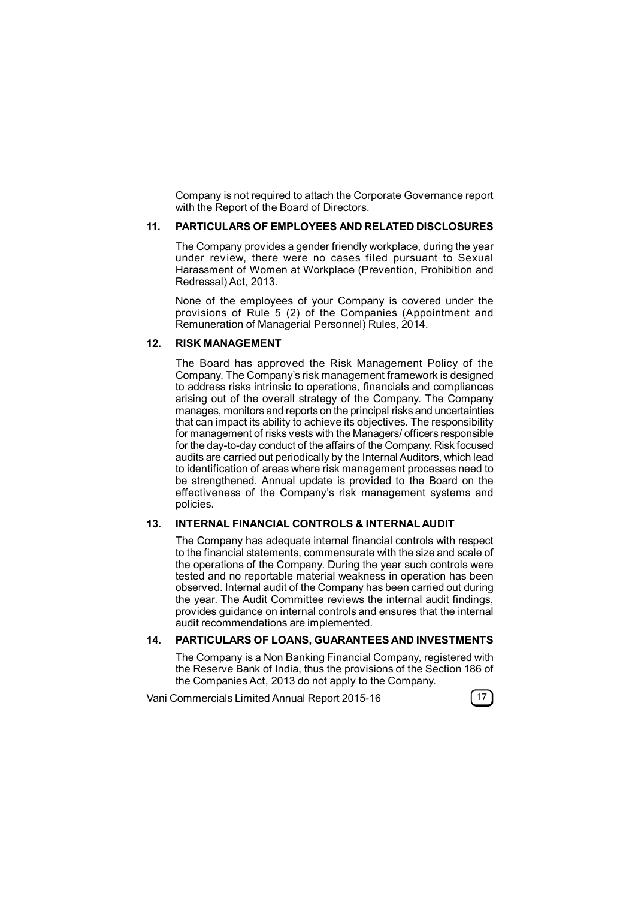Company is not required to attach the Corporate Governance report with the Report of the Board of Directors.

## 11. PARTICULARS OF EMPLOYEES AND RELATED DISCLOSURES

The Company provides a gender friendly workplace, during the year under review, there were no cases filed pursuant to Sexual Harassment of Women at Workplace (Prevention, Prohibition and Redressal) Act, 2013.

None of the employees of your Company is covered under the provisions of Rule 5 (2) of the Companies (Appointment and Remuneration of Managerial Personnel) Rules, 2014.

## 12. RISK MANAGEMENT

The Board has approved the Risk Management Policy of the Company. The Company's risk management framework is designed to address risks intrinsic to operations, financials and compliances arising out of the overall strategy of the Company. The Company manages, monitors and reports on the principal risks and uncertainties that can impact its ability to achieve its objectives. The responsibility for management of risks vests with the Managers/ officers responsible for the day-to-day conduct of the affairs of the Company. Risk focused audits are carried out periodically by the Internal Auditors, which lead to identification of areas where risk management processes need to be strengthened. Annual update is provided to the Board on the effectiveness of the Company's risk management systems and policies.

## 13. INTERNAL FINANCIAL CONTROLS & INTERNAL AUDIT

The Company has adequate internal financial controls with respect to the financial statements, commensurate with the size and scale of the operations of the Company. During the year such controls were tested and no reportable material weakness in operation has been observed. Internal audit of the Company has been carried out during the year. The Audit Committee reviews the internal audit findings, provides guidance on internal controls and ensures that the internal audit recommendations are implemented.

## 14. PARTICULARS OF LOANS, GUARANTEES AND INVESTMENTS

The Company is a Non Banking Financial Company, registered with the Reserve Bank of India, thus the provisions of the Section 186 of the Companies Act, 2013 do not apply to the Company.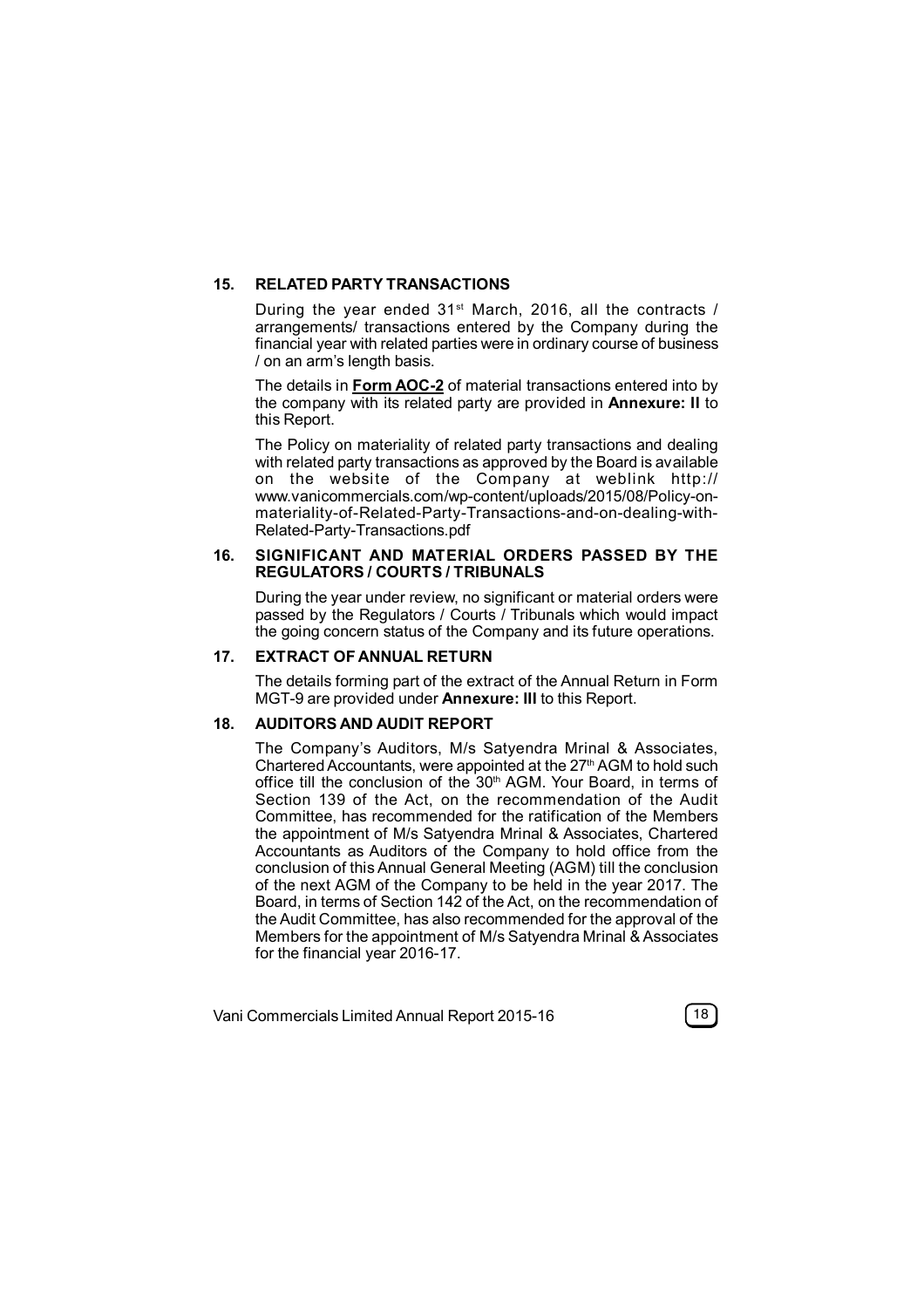## 15. RELATED PARTY TRANSACTIONS

During the year ended 31st March, 2016, all the contracts / arrangements/ transactions entered by the Company during the financial year with related parties were in ordinary course of business / on an arm's length basis.

The details in **Form AOC-2** of material transactions entered into by the company with its related party are provided in **Annexure: II** to this Report.

The Policy on materiality of related party transactions and dealing with related party transactions as approved by the Board is available on the website of the Company at weblink http://www.vanicommercials.com/wp-content/uploads/2015/08/Policy-on-materiality-of-Related-Party-Transactions-and-on-dealing-with-Related-Party-Transactions.pdf

## 16. SIGNIFICANT AND MATERIAL ORDERS PASSED BY THE REGULATORS / COURTS / TRIBUNALS

During the year under review, no significant or material orders were passed by the Regulators / Courts / Tribunals which would impact the going concern status of the Company and its future operations.

## 17. EXTRACT OF ANNUAL RETURN

The details forming part of the extract of the Annual Return in Form MGT-9 are provided under **Annexure: III** to this Report.

## 18. AUDITORS AND AUDIT REPORT

The Company's Auditors, M/s Satyendra Mrinal & Associates, Chartered Accountants, were appointed at the 27th AGM to hold such office till the conclusion of the 30th AGM. Your Board, in terms of Section 139 of the Act, on the recommendation of the Audit Committee, has recommended for the ratification of the Members the appointment of M/s Satyendra Mrinal & Associates, Chartered Accountants as Auditors of the Company to hold office from the conclusion of this Annual General Meeting (AGM) till the conclusion of the next AGM of the Company to be held in the year 2017. The Board, in terms of Section 142 of the Act, on the recommendation of the Audit Committee, has also recommended for the approval of the Members for the appointment of M/s Satyendra Mrinal & Associates for the financial year 2016-17.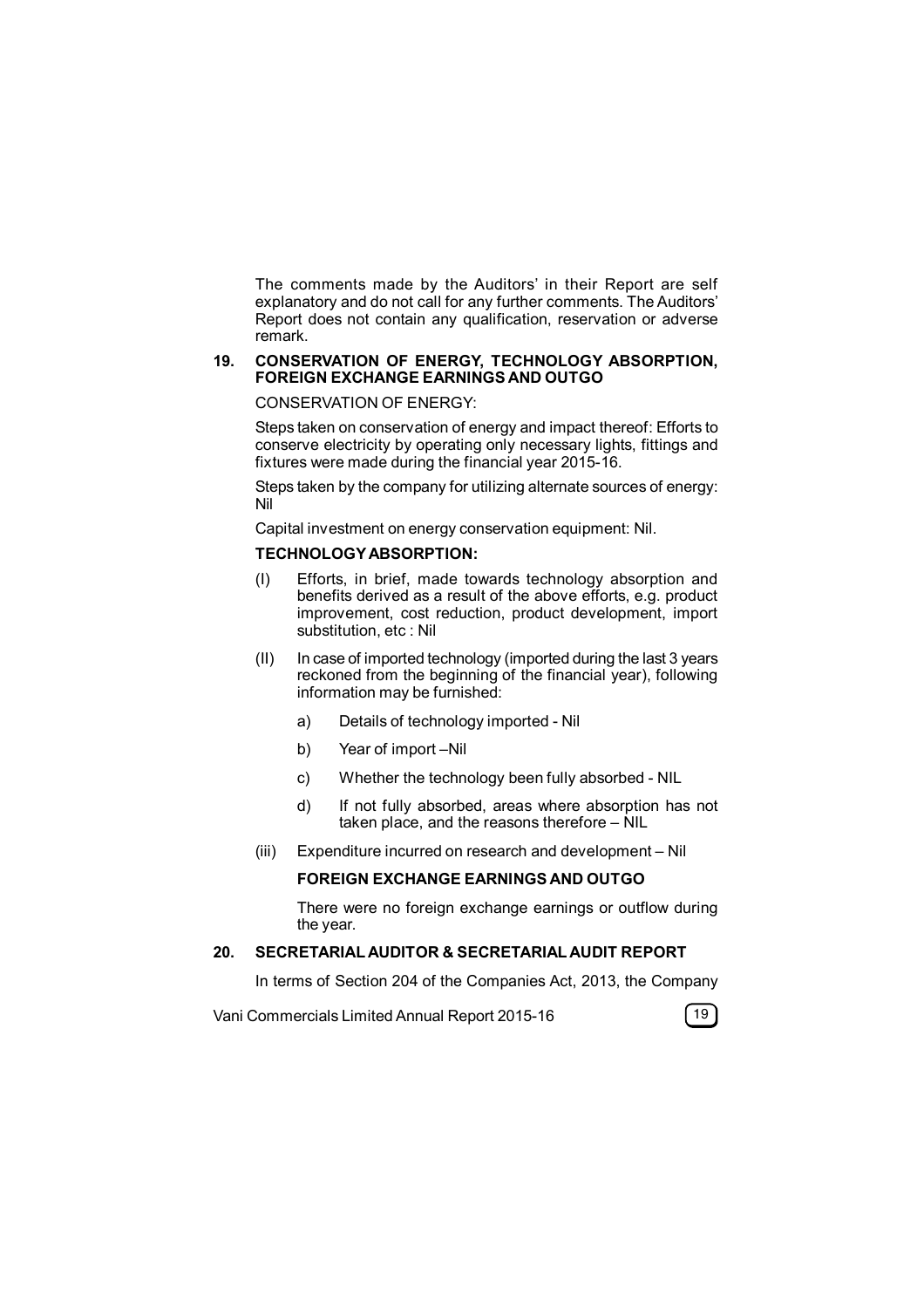The comments made by the Auditors' in their Report are self explanatory and do not call for any further comments. The Auditors' Report does not contain any qualification, reservation or adverse remark.

## 19. CONSERVATION OF ENERGY, TECHNOLOGY ABSORPTION, FOREIGN EXCHANGE EARNINGS AND OUTGO

CONSERVATION OF ENERGY:

Steps taken on conservation of energy and impact thereof: Efforts to conserve electricity by operating only necessary lights, fittings and fixtures were made during the financial year 2015-16.

Steps taken by the company for utilizing alternate sources of energy: Nil

Capital investment on energy conservation equipment: Nil.

**TECHNOLOGY ABSORPTION:**

(I) Efforts, in brief, made towards technology absorption and benefits derived as a result of the above efforts, e.g. product improvement, cost reduction, product development, import substitution, etc : Nil

(II) In case of imported technology (imported during the last 3 years reckoned from the beginning of the financial year), following information may be furnished:

a) Details of technology imported - Nil

b) Year of import –Nil

c) Whether the technology been fully absorbed - NIL

d) If not fully absorbed, areas where absorption has not taken place, and the reasons therefore – NIL

(iii) Expenditure incurred on research and development – Nil

**FOREIGN EXCHANGE EARNINGS AND OUTGO**

There were no foreign exchange earnings or outflow during the year.

## 20. SECRETARIAL AUDITOR & SECRETARIAL AUDIT REPORT

In terms of Section 204 of the Companies Act, 2013, the Company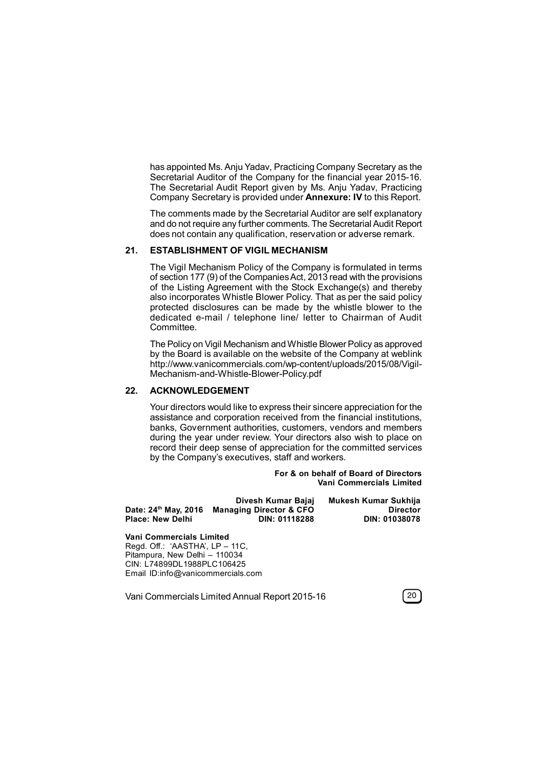has appointed Ms. Anju Yadav, Practicing Company Secretary as the Secretarial Auditor of the Company for the financial year 2015-16. The Secretarial Audit Report given by Ms. Anju Yadav, Practicing Company Secretary is provided under **Annexure: IV** to this Report.

The comments made by the Secretarial Auditor are self explanatory and do not require any further comments. The Secretarial Audit Report does not contain any qualification, reservation or adverse remark.

## 21. ESTABLISHMENT OF VIGIL MECHANISM

The Vigil Mechanism Policy of the Company is formulated in terms of section 177 (9) of the Companies Act, 2013 read with the provisions of the Listing Agreement with the Stock Exchange(s) and thereby also incorporates Whistle Blower Policy. That as per the said policy protected disclosures can be made by the whistle blower to the dedicated e-mail / telephone line/ letter to Chairman of Audit Committee.

The Policy on Vigil Mechanism and Whistle Blower Policy as approved by the Board is available on the website of the Company at weblink http://www.vanicommercials.com/wp-content/uploads/2015/08/Vigil-Mechanism-and-Whistle-Blower-Policy.pdf

## 22. ACKNOWLEDGEMENT

Your directors would like to express their sincere appreciation for the assistance and corporation received from the financial institutions, banks, Government authorities, customers, vendors and members during the year under review. Your directors also wish to place on record their deep sense of appreciation for the committed services by the Company's executives, staff and workers.

**For & on behalf of Board of Directors**
**Vani Commercials Limited**

| | | |
|---|---|---|
| | **Divesh Kumar Bajaj** | **Mukesh Kumar Sukhija** |
| **Date: 24th May, 2016** | **Managing Director & CFO** | **Director** |
| **Place: New Delhi** | **DIN: 01118288** | **DIN: 01038078** |

**Vani Commercials Limited**
Regd. Off.: 'AASTHA', LP – 11C,
Pitampura, New Delhi – 110034
CIN: L74899DL1988PLC106425
Email ID:info@vanicommercials.com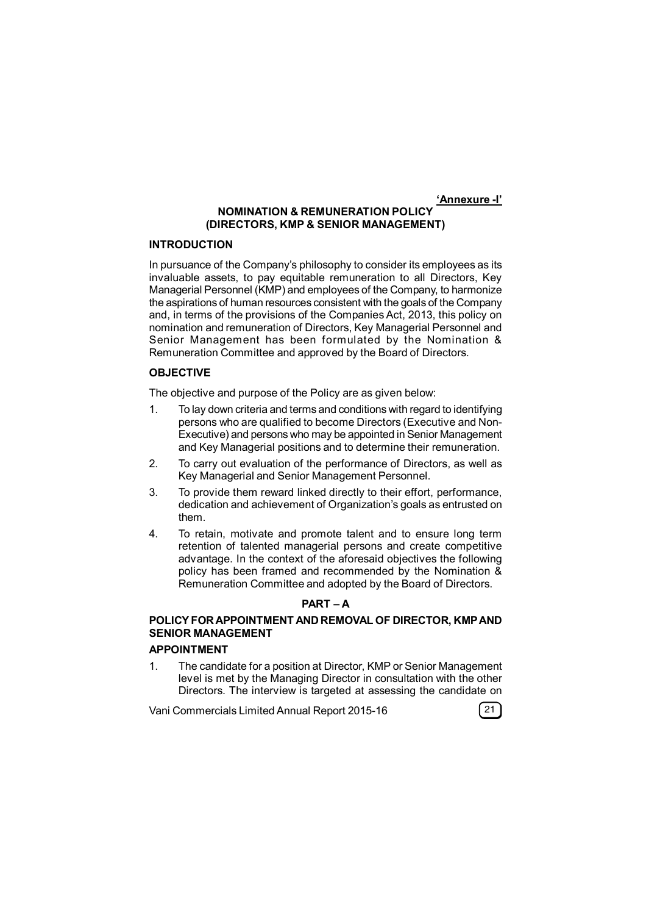**'Annexure -I'**

## NOMINATION & REMUNERATION POLICY (DIRECTORS, KMP & SENIOR MANAGEMENT)

### INTRODUCTION

In pursuance of the Company's philosophy to consider its employees as its invaluable assets, to pay equitable remuneration to all Directors, Key Managerial Personnel (KMP) and employees of the Company, to harmonize the aspirations of human resources consistent with the goals of the Company and, in terms of the provisions of the Companies Act, 2013, this policy on nomination and remuneration of Directors, Key Managerial Personnel and Senior Management has been formulated by the Nomination & Remuneration Committee and approved by the Board of Directors.

### OBJECTIVE

The objective and purpose of the Policy are as given below:

1. To lay down criteria and terms and conditions with regard to identifying persons who are qualified to become Directors (Executive and Non-Executive) and persons who may be appointed in Senior Management and Key Managerial positions and to determine their remuneration.
2. To carry out evaluation of the performance of Directors, as well as Key Managerial and Senior Management Personnel.
3. To provide them reward linked directly to their effort, performance, dedication and achievement of Organization's goals as entrusted on them.
4. To retain, motivate and promote talent and to ensure long term retention of talented managerial persons and create competitive advantage. In the context of the aforesaid objectives the following policy has been framed and recommended by the Nomination & Remuneration Committee and adopted by the Board of Directors.

### PART – A

### POLICY FOR APPOINTMENT AND REMOVAL OF DIRECTOR, KMP AND SENIOR MANAGEMENT

### APPOINTMENT

1. The candidate for a position at Director, KMP or Senior Management level is met by the Managing Director in consultation with the other Directors. The interview is targeted at assessing the candidate on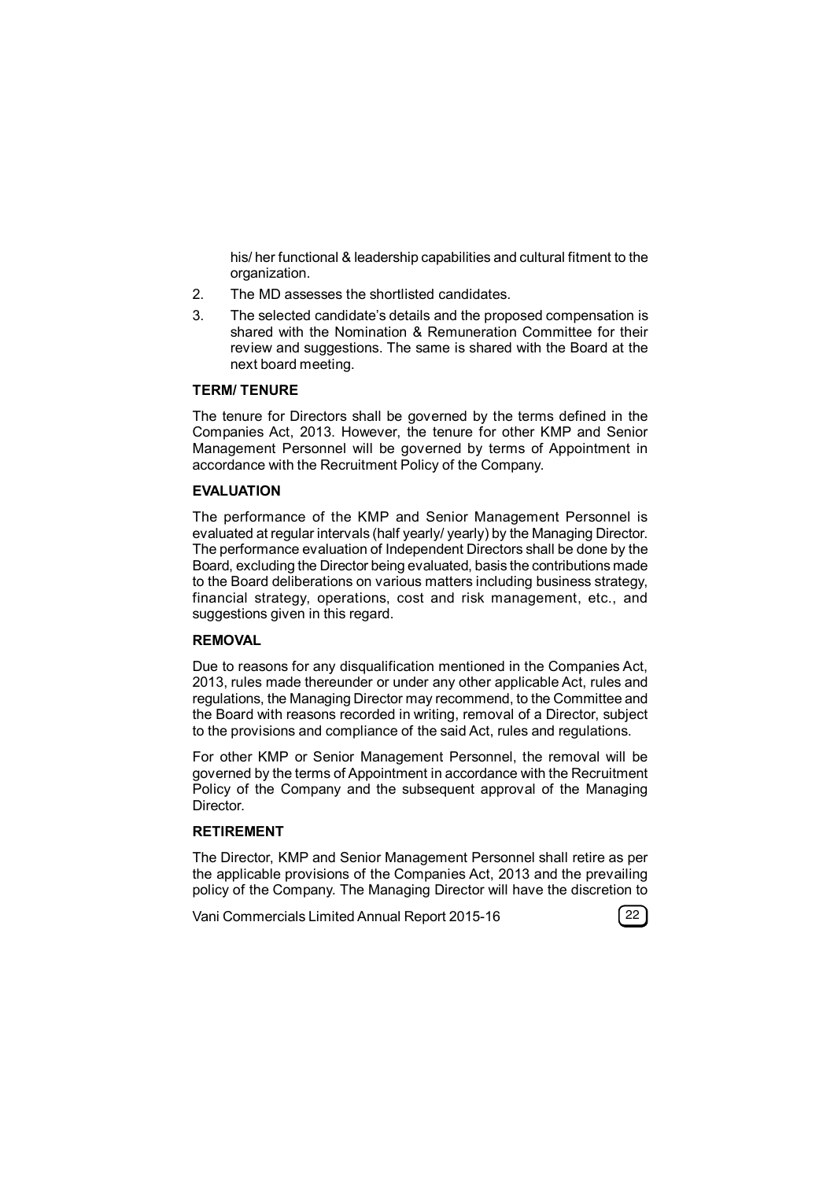his/ her functional & leadership capabilities and cultural fitment to the organization.

2. The MD assesses the shortlisted candidates.
3. The selected candidate's details and the proposed compensation is shared with the Nomination & Remuneration Committee for their review and suggestions. The same is shared with the Board at the next board meeting.

**TERM/ TENURE**

The tenure for Directors shall be governed by the terms defined in the Companies Act, 2013. However, the tenure for other KMP and Senior Management Personnel will be governed by terms of Appointment in accordance with the Recruitment Policy of the Company.

**EVALUATION**

The performance of the KMP and Senior Management Personnel is evaluated at regular intervals (half yearly/ yearly) by the Managing Director. The performance evaluation of Independent Directors shall be done by the Board, excluding the Director being evaluated, basis the contributions made to the Board deliberations on various matters including business strategy, financial strategy, operations, cost and risk management, etc., and suggestions given in this regard.

**REMOVAL**

Due to reasons for any disqualification mentioned in the Companies Act, 2013, rules made thereunder or under any other applicable Act, rules and regulations, the Managing Director may recommend, to the Committee and the Board with reasons recorded in writing, removal of a Director, subject to the provisions and compliance of the said Act, rules and regulations.

For other KMP or Senior Management Personnel, the removal will be governed by the terms of Appointment in accordance with the Recruitment Policy of the Company and the subsequent approval of the Managing Director.

**RETIREMENT**

The Director, KMP and Senior Management Personnel shall retire as per the applicable provisions of the Companies Act, 2013 and the prevailing policy of the Company. The Managing Director will have the discretion to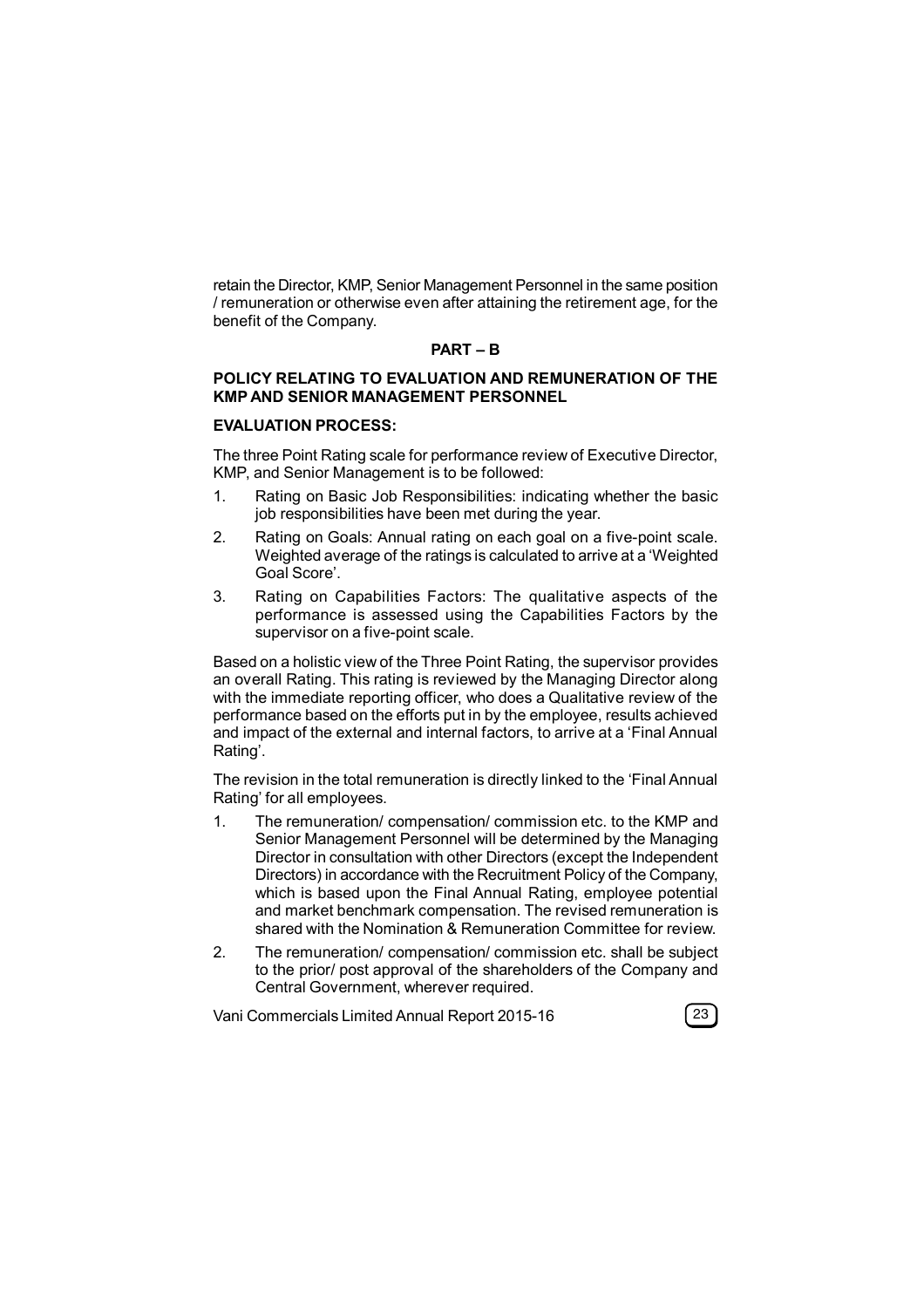retain the Director, KMP, Senior Management Personnel in the same position / remuneration or otherwise even after attaining the retirement age, for the benefit of the Company.

## PART – B

### POLICY RELATING TO EVALUATION AND REMUNERATION OF THE KMP AND SENIOR MANAGEMENT PERSONNEL

**EVALUATION PROCESS:**

The three Point Rating scale for performance review of Executive Director, KMP, and Senior Management is to be followed:

1. Rating on Basic Job Responsibilities: indicating whether the basic job responsibilities have been met during the year.
2. Rating on Goals: Annual rating on each goal on a five-point scale. Weighted average of the ratings is calculated to arrive at a 'Weighted Goal Score'.
3. Rating on Capabilities Factors: The qualitative aspects of the performance is assessed using the Capabilities Factors by the supervisor on a five-point scale.

Based on a holistic view of the Three Point Rating, the supervisor provides an overall Rating. This rating is reviewed by the Managing Director along with the immediate reporting officer, who does a Qualitative review of the performance based on the efforts put in by the employee, results achieved and impact of the external and internal factors, to arrive at a 'Final Annual Rating'.

The revision in the total remuneration is directly linked to the 'Final Annual Rating' for all employees.

1. The remuneration/ compensation/ commission etc. to the KMP and Senior Management Personnel will be determined by the Managing Director in consultation with other Directors (except the Independent Directors) in accordance with the Recruitment Policy of the Company, which is based upon the Final Annual Rating, employee potential and market benchmark compensation. The revised remuneration is shared with the Nomination & Remuneration Committee for review.
2. The remuneration/ compensation/ commission etc. shall be subject to the prior/ post approval of the shareholders of the Company and Central Government, wherever required.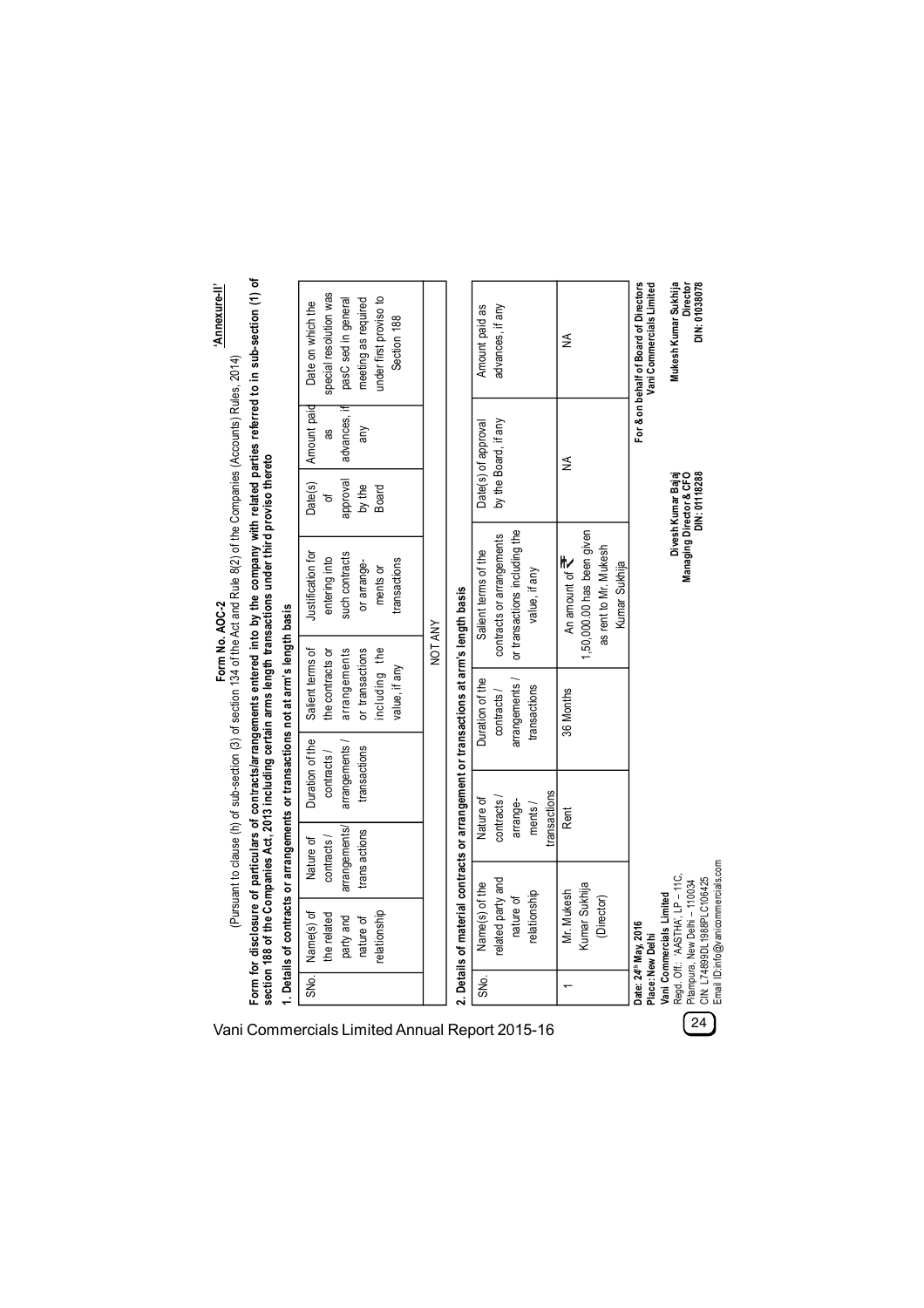**'Annexure-II'**

# Form No. AOC-2

(Pursuant to clause (h) of sub-section (3) of section 134 of the Act and Rule 8(2) of the Companies (Accounts) Rules, 2014)

**Form for disclosure of particulars of contracts/arrangements entered into by the company with related parties referred to in sub-section (1) of section 188 of the Companies Act, 2013 including certain arms length transactions under third proviso thereto**

**1. Details of contracts or arrangements or transactions not at arm's length basis**

| SNo. | Name(s) of the related party and nature of relationship | Nature of contracts / arrangements/ trans actions | Duration of the contracts / arrangements / transactions | Salient terms of the contracts or arrangements or transactions including the value, if any | Justification for entering into such contracts or arrange- ments or transactions | Date(s) of approval by the Board | Amount paid as advances, if any | Date on which the special resolution was pasC sed in general meeting as required under first proviso to Section 188 |
|---|---|---|---|---|---|---|---|---|
| NOT ANY | | | | | | | | |

**2. Details of material contracts or arrangement or transactions at arm's length basis**

| SNo. | Name(s) of the related party and nature of relationship | Nature of contracts / arrange- ments / transactions | Duration of the contracts / arrangements / transactions | Salient terms of the contracts or arrangements or transactions including the value, if any | Date(s) of approval by the Board, if any | Amount paid as advances, if any |
|---|---|---|---|---|---|---|
| 1 | Mr. Mukesh Kumar Sukhija (Director) | Rent | 36 Months | An amount of ₹ 1,50,000.00 has been given as rent to Mr. Mukesh Kumar Sukhija | NA | NA |

**Date: 24th May, 2016**
**Place: New Delhi**

**For & on behalf of Board of Directors**
**Vani Commercials Limited**

**Divesh Kumar Bajaj**
**Managing Director & CFO**
**DIN: 01118288**

**Mukesh Kumar Sukhija**
**Director**
**DIN: 01038078**

**Vani Commercials Limited**
Regd. Off.: 'AASTHA', LP – 11C,
Pitampura, New Delhi – 110034
CIN: L74899DL1988PLC106425
Email ID:info@vanicommercials.com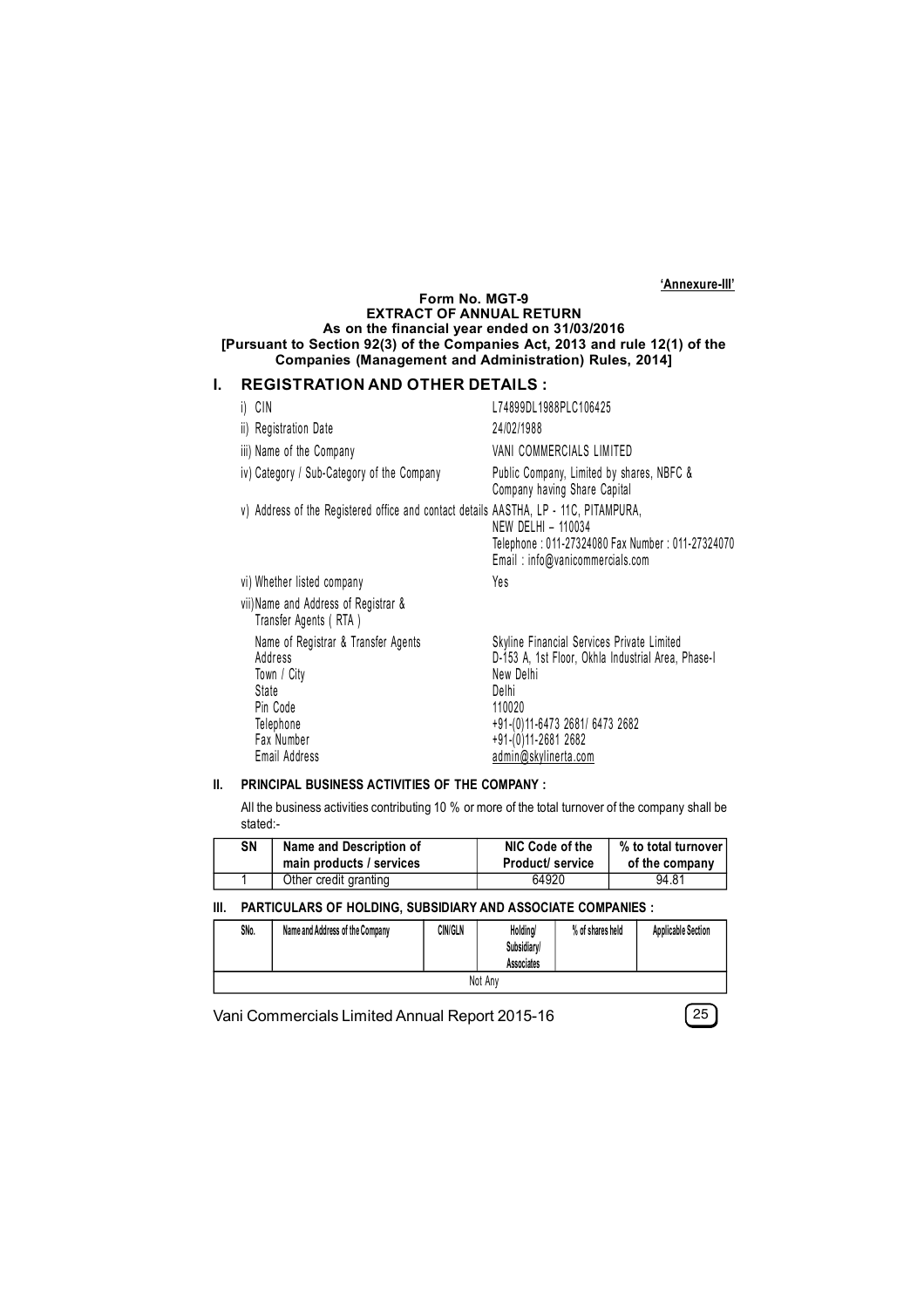**'Annexure-III'**

**Form No. MGT-9**
**EXTRACT OF ANNUAL RETURN**
**As on the financial year ended on 31/03/2016**
**[Pursuant to Section 92(3) of the Companies Act, 2013 and rule 12(1) of the Companies (Management and Administration) Rules, 2014]**

## I. REGISTRATION AND OTHER DETAILS :

| | |
|---|---|
| i) CIN | L74899DL1988PLC106425 |
| ii) Registration Date | 24/02/1988 |
| iii) Name of the Company | VANI COMMERCIALS LIMITED |
| iv) Category / Sub-Category of the Company | Public Company, Limited by shares, NBFC & Company having Share Capital |
| v) Address of the Registered office and contact details | AASTHA, LP - 11C, PITAMPURA, NEW DELHI – 110034 Telephone : 011-27324080 Fax Number : 011-27324070 Email : info@vanicommercials.com |
| vi) Whether listed company | Yes |
| vii) Name and Address of Registrar & Transfer Agents ( RTA ) | |
| Name of Registrar & Transfer Agents | Skyline Financial Services Private Limited |
| Address | D-153 A, 1st Floor, Okhla Industrial Area, Phase-I |
| Town / City | New Delhi |
| State | Delhi |
| Pin Code | 110020 |
| Telephone | +91-(0)11-6473 2681/ 6473 2682 |
| Fax Number | +91-(0)11-2681 2682 |
| Email Address | admin@skylinerta.com |

### II. PRINCIPAL BUSINESS ACTIVITIES OF THE COMPANY :

All the business activities contributing 10 % or more of the total turnover of the company shall be stated:-

| SN | Name and Description of main products / services | NIC Code of the Product/ service | % to total turnover of the company |
|---|---|---|---|
| 1 | Other credit granting | 64920 | 94.81 |

### III. PARTICULARS OF HOLDING, SUBSIDIARY AND ASSOCIATE COMPANIES :

| SNo. | Name and Address of the Company | CIN/GLN | Holding/ Subsidiary/ Associates | % of shares held | Applicable Section |
|---|---|---|---|---|---|
| Not Any | | | | | |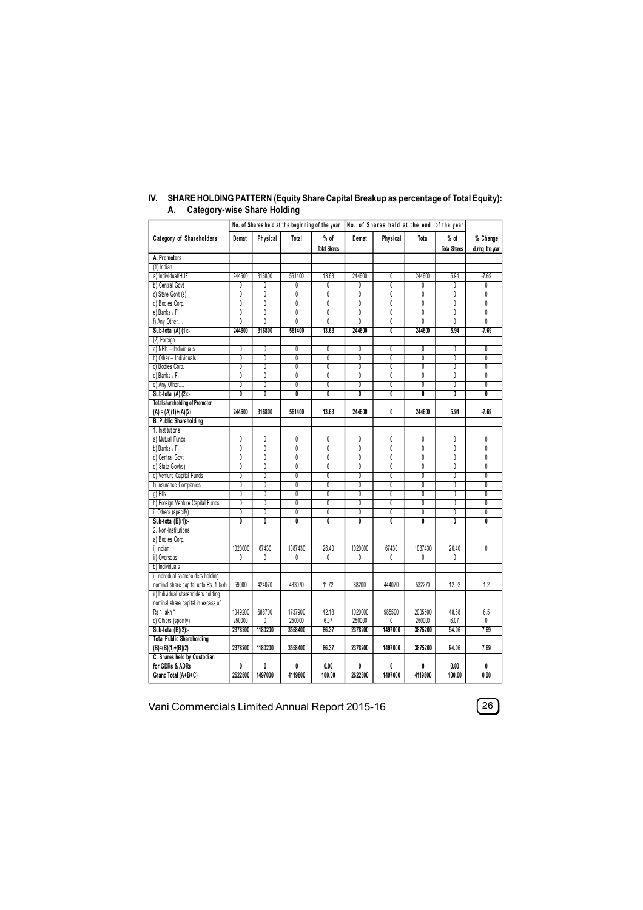## IV. SHARE HOLDING PATTERN (Equity Share Capital Breakup as percentage of Total Equity):

### A. Category-wise Share Holding

| Category of Shareholders | No. of Shares held at the beginning of the year | | | | No. of Shares held at the end of the year | | | | |
|---|---|---|---|---|---|---|---|---|---|
| | Demat | Physical | Total | % of Total Shares | Demat | Physical | Total | % of Total Shares | % Change during the year |
| **A. Promoters** | | | | | | | | | |
| (1) Indian | | | | | | | | | |
| a) Individual/HUF | 244600 | 316800 | 561400 | 13.63 | 244600 | 0 | 244600 | 5.94 | -7.69 |
| b) Central Govt | 0 | 0 | 0 | 0 | 0 | 0 | 0 | 0 | 0 |
| c) State Govt (s) | 0 | 0 | 0 | 0 | 0 | 0 | 0 | 0 | 0 |
| d) Bodies Corp. | 0 | 0 | 0 | 0 | 0 | 0 | 0 | 0 | 0 |
| e) Banks / FI | 0 | 0 | 0 | 0 | 0 | 0 | 0 | 0 | 0 |
| f) Any Other.... | 0 | 0 | 0 | 0 | 0 | 0 | 0 | 0 | 0 |
| **Sub-total (A) (1):-** | **244600** | **316800** | **561400** | **13.63** | **244600** | **0** | **244600** | **5.94** | **-7.69** |
| (2) Foreign | | | | | | | | | |
| a) NRIs – Individuals | 0 | 0 | 0 | 0 | 0 | 0 | 0 | 0 | 0 |
| b) Other – Individuals | 0 | 0 | 0 | 0 | 0 | 0 | 0 | 0 | 0 |
| c) Bodies Corp. | 0 | 0 | 0 | 0 | 0 | 0 | 0 | 0 | 0 |
| d) Banks / FI | 0 | 0 | 0 | 0 | 0 | 0 | 0 | 0 | 0 |
| e) Any Other.... | 0 | 0 | 0 | 0 | 0 | 0 | 0 | 0 | 0 |
| **Sub-total (A) (2):-** | **0** | **0** | **0** | **0** | **0** | **0** | **0** | **0** | **0** |
| **Total shareholding of Promoter (A) = (A)(1)+(A)(2)** | **244600** | **316800** | **561400** | **13.63** | **244600** | **0** | **244600** | **5.94** | **-7.69** |
| **B. Public Shareholding** | | | | | | | | | |
| 1. Institutions | | | | | | | | | |
| a) Mutual Funds | 0 | 0 | 0 | 0 | 0 | 0 | 0 | 0 | 0 |
| b) Banks / FI | 0 | 0 | 0 | 0 | 0 | 0 | 0 | 0 | 0 |
| c) Central Govt | 0 | 0 | 0 | 0 | 0 | 0 | 0 | 0 | 0 |
| d) State Govt(s) | 0 | 0 | 0 | 0 | 0 | 0 | 0 | 0 | 0 |
| e) Venture Capital Funds | 0 | 0 | 0 | 0 | 0 | 0 | 0 | 0 | 0 |
| f) Insurance Companies | 0 | 0 | 0 | 0 | 0 | 0 | 0 | 0 | 0 |
| g) FIIs | 0 | 0 | 0 | 0 | 0 | 0 | 0 | 0 | 0 |
| h) Foreign Venture Capital Funds | 0 | 0 | 0 | 0 | 0 | 0 | 0 | 0 | 0 |
| i) Others (specify) | 0 | 0 | 0 | 0 | 0 | 0 | 0 | 0 | 0 |
| **Sub-total (B)(1):-** | **0** | **0** | **0** | **0** | **0** | **0** | **0** | **0** | **0** |
| 2. Non-Institutions | | | | | | | | | |
| a) Bodies Corp. | | | | | | | | | |
| i) Indian | 1020000 | 67430 | 1087430 | 26.40 | 1020000 | 67430 | 1087430 | 26.40 | 0 |
| ii) Overseas | 0 | 0 | 0 | 0 | 0 | 0 | 0 | 0 | |
| b) Individuals | | | | | | | | | |
| i) Individual shareholders holding nominal share capital upto Rs. 1 lakh | 59000 | 424070 | 483070 | 11.72 | 88200 | 444070 | 532270 | 12.92 | 1.2 |
| ii) Individual shareholders holding nominal share capital in excess of Rs 1 lakh " | 1049200 | 688700 | 1737900 | 42.18 | 1020000 | 985500 | 2005500 | 48.68 | 6.5 |
| c) Others (specify) | 250000 | 0 | 250000 | 6.07 | 250000 | 0 | 250000 | 6.07 | 0 |
| **Sub-total (B)(2):-** | **2378200** | **1180200** | **3558400** | **86.37** | **2378200** | **1497000** | **3875200** | **94.06** | **7.69** |
| **Total Public Shareholding (B)=(B)(1)+(B)(2)** | **2378200** | **1180200** | **3558400** | **86.37** | **2378200** | **1497000** | **3875200** | **94.06** | **7.69** |
| **C. Shares held by Custodian for GDRs & ADRs** | **0** | **0** | **0** | **0.00** | **0** | **0** | **0** | **0.00** | **0** |
| **Grand Total (A+B+C)** | **2622800** | **1497000** | **4119800** | **100.00** | **2622800** | **1497000** | **4119800** | **100.00** | **0.00** |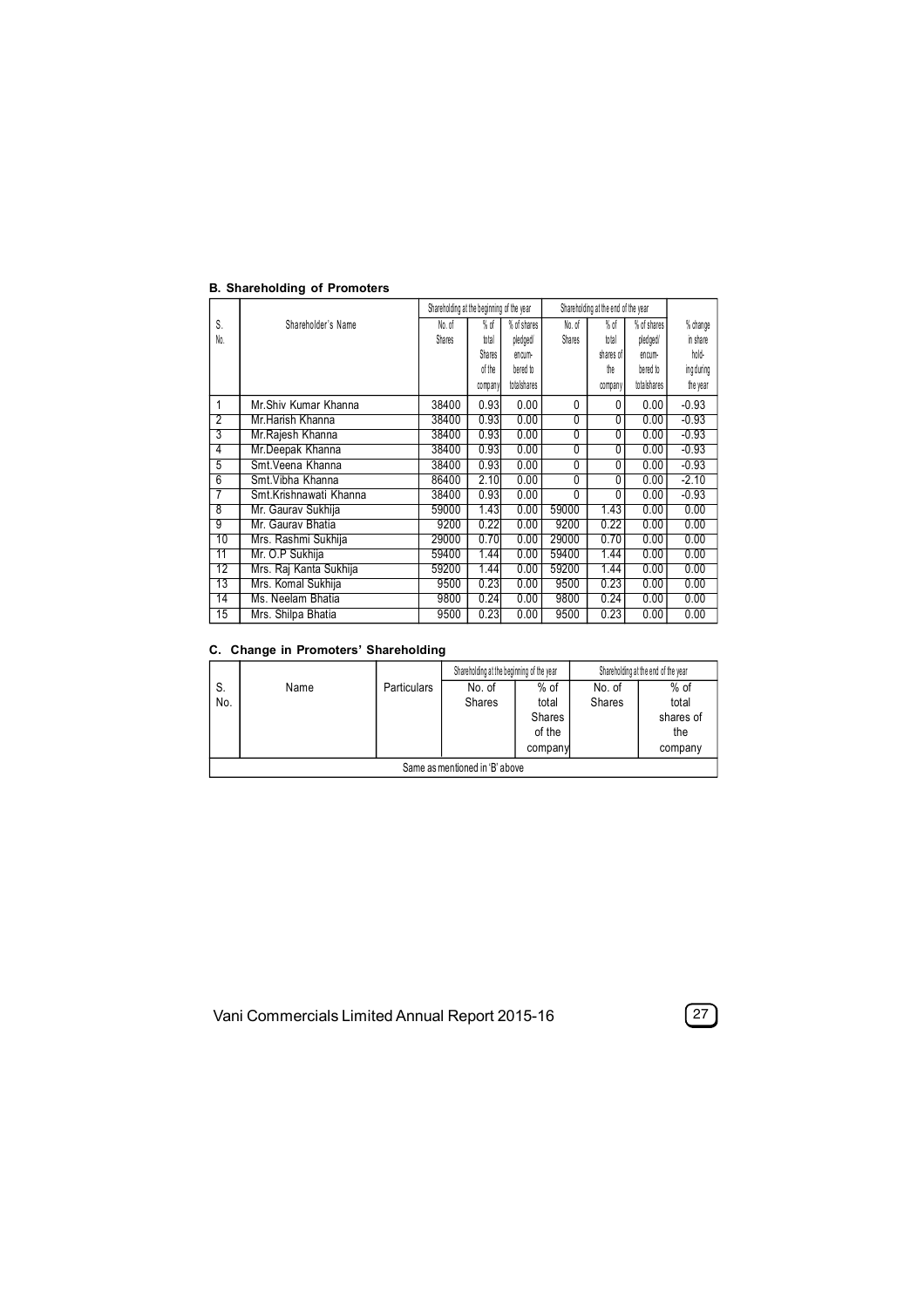**B. Shareholding of Promoters**

| S. No. | Shareholder's Name | Shareholding at the beginning of the year | | | Shareholding at the end of the year | | | % change in share holding during the year |
|---|---|---|---|---|---|---|---|---|
| | | No. of Shares | % of total Shares of the company | % of shares pledged/ encumbered to total shares | No. of Shares | % of total shares of the company | % of shares pledged/ encumbered to total shares | |
| 1 | Mr.Shiv Kumar Khanna | 38400 | 0.93 | 0.00 | 0 | 0 | 0.00 | -0.93 |
| 2 | Mr.Harish Khanna | 38400 | 0.93 | 0.00 | 0 | 0 | 0.00 | -0.93 |
| 3 | Mr.Rajesh Khanna | 38400 | 0.93 | 0.00 | 0 | 0 | 0.00 | -0.93 |
| 4 | Mr.Deepak Khanna | 38400 | 0.93 | 0.00 | 0 | 0 | 0.00 | -0.93 |
| 5 | Smt.Veena Khanna | 38400 | 0.93 | 0.00 | 0 | 0 | 0.00 | -0.93 |
| 6 | Smt.Vibha Khanna | 86400 | 2.10 | 0.00 | 0 | 0 | 0.00 | -2.10 |
| 7 | Smt.Krishnawati Khanna | 38400 | 0.93 | 0.00 | 0 | 0 | 0.00 | -0.93 |
| 8 | Mr. Gaurav Sukhija | 59000 | 1.43 | 0.00 | 59000 | 1.43 | 0.00 | 0.00 |
| 9 | Mr. Gaurav Bhatia | 9200 | 0.22 | 0.00 | 9200 | 0.22 | 0.00 | 0.00 |
| 10 | Mrs. Rashmi Sukhija | 29000 | 0.70 | 0.00 | 29000 | 0.70 | 0.00 | 0.00 |
| 11 | Mr. O.P Sukhija | 59400 | 1.44 | 0.00 | 59400 | 1.44 | 0.00 | 0.00 |
| 12 | Mrs. Raj Kanta Sukhija | 59200 | 1.44 | 0.00 | 59200 | 1.44 | 0.00 | 0.00 |
| 13 | Mrs. Komal Sukhija | 9500 | 0.23 | 0.00 | 9500 | 0.23 | 0.00 | 0.00 |
| 14 | Ms. Neelam Bhatia | 9800 | 0.24 | 0.00 | 9800 | 0.24 | 0.00 | 0.00 |
| 15 | Mrs. Shilpa Bhatia | 9500 | 0.23 | 0.00 | 9500 | 0.23 | 0.00 | 0.00 |

**C. Change in Promoters' Shareholding**

| S. No. | Name | Particulars | Shareholding at the beginning of the year | | Shareholding at the end of the year | |
|---|---|---|---|---|---|---|
| | | | No. of Shares | % of total Shares of the company | No. of Shares | % of total shares of the company |
| Same as mentioned in 'B' above | | | | | | |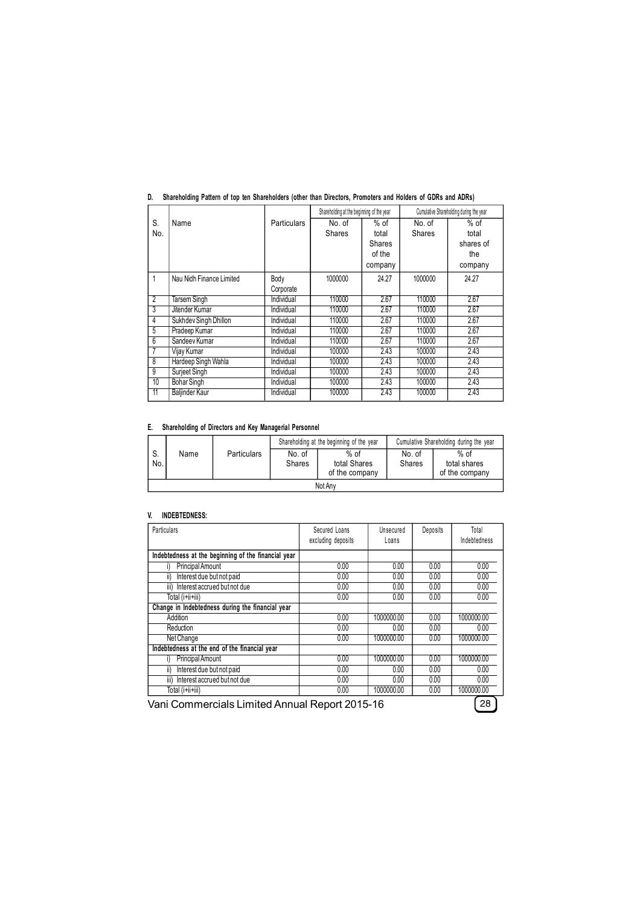**D. Shareholding Pattern of top ten Shareholders (other than Directors, Promoters and Holders of GDRs and ADRs)**

| S. No. | Name | Particulars | Shareholding at the beginning of the year | | Cumulative Shareholding during the year | |
|---|---|---|---|---|---|---|
| | | | No. of Shares | % of total Shares of the company | No. of Shares | % of total shares of the company |
| 1 | Nau Nidh Finance Limited | Body Corporate | 1000000 | 24.27 | 1000000 | 24.27 |
| 2 | Tarsem Singh | Individual | 110000 | 2.67 | 110000 | 2.67 |
| 3 | Jitender Kumar | Individual | 110000 | 2.67 | 110000 | 2.67 |
| 4 | Sukhdev Singh Dhillon | Individual | 110000 | 2.67 | 110000 | 2.67 |
| 5 | Pradeep Kumar | Individual | 110000 | 2.67 | 110000 | 2.67 |
| 6 | Sandeev Kumar | Individual | 110000 | 2.67 | 110000 | 2.67 |
| 7 | Vijay Kumar | Individual | 100000 | 2.43 | 100000 | 2.43 |
| 8 | Hardeep Singh Wahla | Individual | 100000 | 2.43 | 100000 | 2.43 |
| 9 | Surjeet Singh | Individual | 100000 | 2.43 | 100000 | 2.43 |
| 10 | Bohar Singh | Individual | 100000 | 2.43 | 100000 | 2.43 |
| 11 | Baljinder Kaur | Individual | 100000 | 2.43 | 100000 | 2.43 |

**E. Shareholding of Directors and Key Managerial Personnel**

| S. No. | Name | Particulars | Shareholding at the beginning of the year | | Cumulative Shareholding during the year | |
|---|---|---|---|---|---|---|
| | | | No. of Shares | % of total Shares of the company | No. of Shares | % of total shares of the company |
| Not Any | | | | | | |

**V. INDEBTEDNESS:**

| Particulars | Secured Loans excluding deposits | Unsecured Loans | Deposits | Total Indebtedness |
|---|---|---|---|---|
| **Indebtedness at the beginning of the financial year** | | | | |
| i) Principal Amount | 0.00 | 0.00 | 0.00 | 0.00 |
| ii) Interest due but not paid | 0.00 | 0.00 | 0.00 | 0.00 |
| iii) Interest accrued but not due | 0.00 | 0.00 | 0.00 | 0.00 |
| Total (i+ii+iii) | 0.00 | 0.00 | 0.00 | 0.00 |
| **Change in Indebtedness during the financial year** | | | | |
| Addition | 0.00 | 1000000.00 | 0.00 | 1000000.00 |
| Reduction | 0.00 | 0.00 | 0.00 | 0.00 |
| Net Change | 0.00 | 1000000.00 | 0.00 | 1000000.00 |
| **Indebtedness at the end of the financial year** | | | | |
| i) Principal Amount | 0.00 | 1000000.00 | 0.00 | 1000000.00 |
| ii) Interest due but not paid | 0.00 | 0.00 | 0.00 | 0.00 |
| iii) Interest accrued but not due | 0.00 | 0.00 | 0.00 | 0.00 |
| Total (i+ii+iii) | 0.00 | 1000000.00 | 0.00 | 1000000.00 |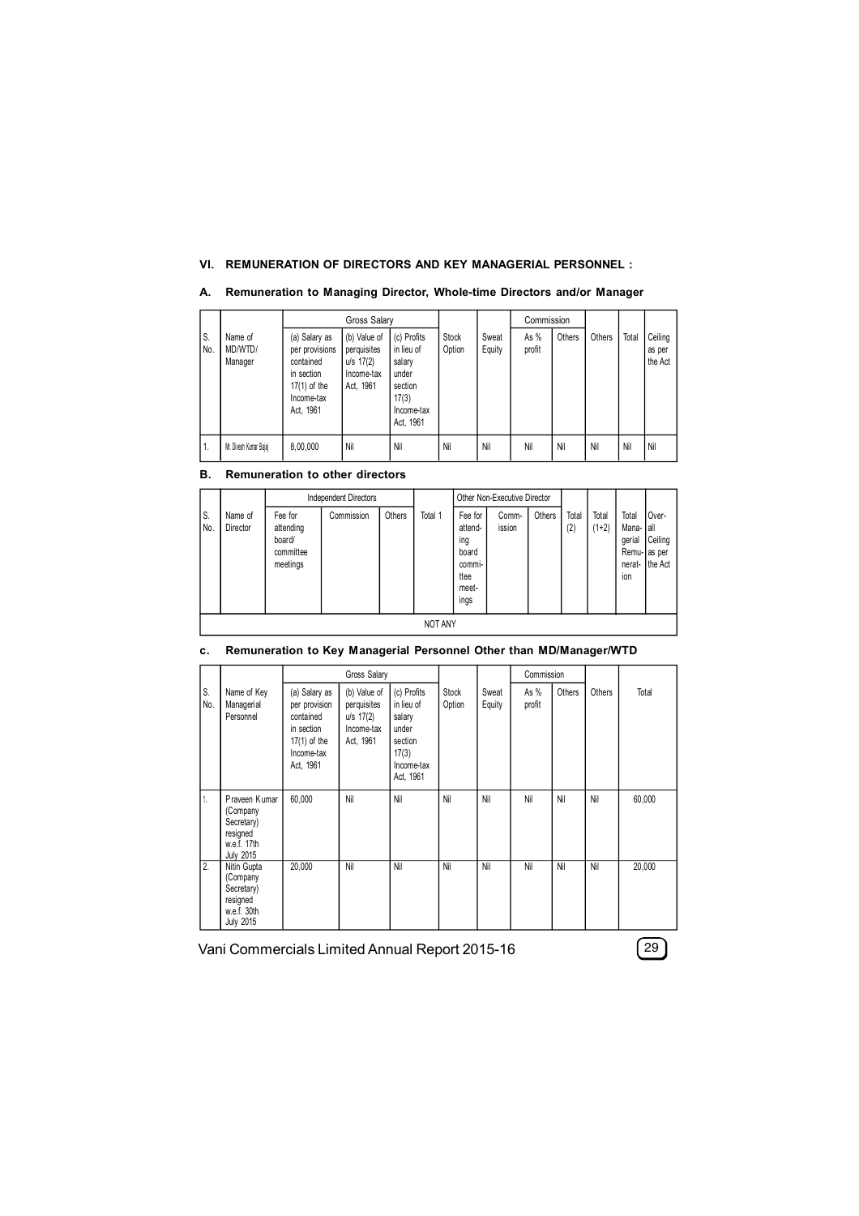## VI. REMUNERATION OF DIRECTORS AND KEY MANAGERIAL PERSONNEL :

### A. Remuneration to Managing Director, Whole-time Directors and/or Manager

| S. No. | Name of MD/WTD/ Manager | Gross Salary | | | Stock Option | Sweat Equity | Commission | | Others | Total | Ceiling as per the Act |
|---|---|---|---|---|---|---|---|---|---|---|---|
| | | (a) Salary as per provisions contained in section 17(1) of the Income-tax Act, 1961 | (b) Value of perquisites u/s 17(2) Income-tax Act, 1961 | (c) Profits in lieu of salary under section 17(3) Income-tax Act, 1961 | | | As % profit | Others | | | |
| 1. | Mr. Divesh Kumar Bajaj | 8,00,000 | Nil | Nil | Nil | Nil | Nil | Nil | Nil | Nil | Nil |

### B. Remuneration to other directors

| S. No. | Name of Director | Independent Directors | | | Total 1 | Other Non-Executive Director | | | Total (2) | Total (1+2) | Total Managerial Remuneration | Overall Ceiling as per the Act |
|---|---|---|---|---|---|---|---|---|---|---|---|---|
| | | Fee for attending board/ committee meetings | Commission | Others | | Fee for attending board committee meetings | Commission | Others | | | | |
| NOT ANY | | | | | | | | | | | | |

### c. Remuneration to Key Managerial Personnel Other than MD/Manager/WTD

| S. No. | Name of Key Managerial Personnel | Gross Salary | | | Stock Option | Sweat Equity | Commission | | Others | Total |
|---|---|---|---|---|---|---|---|---|---|---|
| | | (a) Salary as per provision contained in section 17(1) of the Income-tax Act, 1961 | (b) Value of perquisites u/s 17(2) Income-tax Act, 1961 | (c) Profits in lieu of salary under section 17(3) Income-tax Act, 1961 | | | As % profit | Others | | |
| 1. | Praveen Kumar (Company Secretary) resigned w.e.f. 17th July 2015 | 60,000 | Nil | Nil | Nil | Nil | Nil | Nil | Nil | 60,000 |
| 2. | Nitin Gupta (Company Secretary) resigned w.e.f. 30th July 2015 | 20,000 | Nil | Nil | Nil | Nil | Nil | Nil | Nil | 20,000 |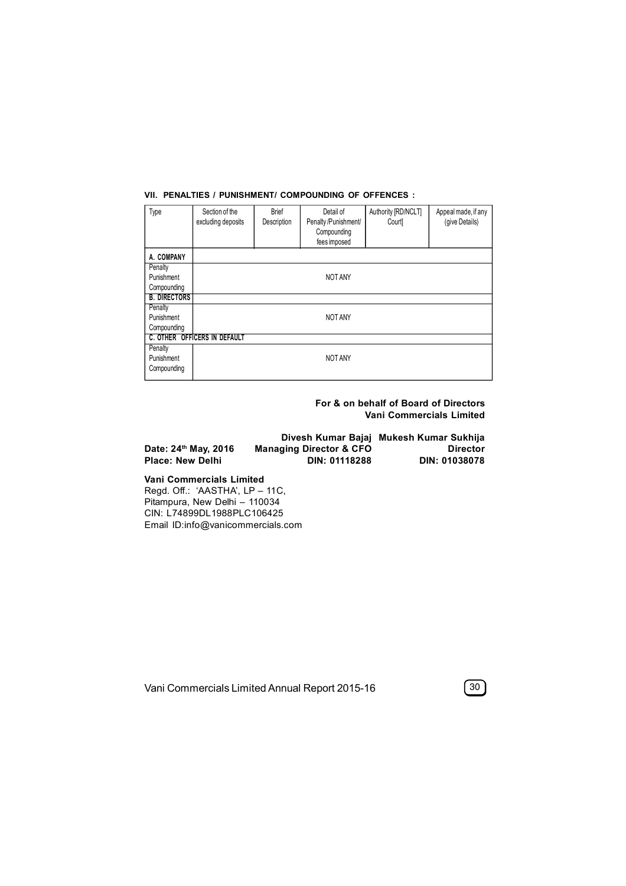### VII. PENALTIES / PUNISHMENT/ COMPOUNDING OF OFFENCES :

| Type | Section of the excluding deposits | Brief Description | Detail of Penalty /Punishment/ Compounding fees imposed | Authority [RD/NCLT] Court] | Appeal made, if any (give Details) |
|---|---|---|---|---|---|
| **A. COMPANY** | | | | | |
| Penalty<br>Punishment<br>Compounding | | | NOT ANY | | |
| **B. DIRECTORS** | | | | | |
| Penalty<br>Punishment<br>Compounding | | | NOT ANY | | |
| **C. OTHER OFFICERS IN DEFAULT** | | | | | |
| Penalty<br>Punishment<br>Compounding | | | NOT ANY | | |

**For & on behalf of Board of Directors**
**Vani Commercials Limited**

| | | |
|---|---|---|
| | **Divesh Kumar Bajaj** | **Mukesh Kumar Sukhija** |
| **Date: 24th May, 2016** | **Managing Director & CFO** | **Director** |
| **Place: New Delhi** | **DIN: 01118288** | **DIN: 01038078** |

**Vani Commercials Limited**
Regd. Off.: 'AASTHA', LP – 11C,
Pitampura, New Delhi – 110034
CIN: L74899DL1988PLC106425
Email ID:info@vanicommercials.com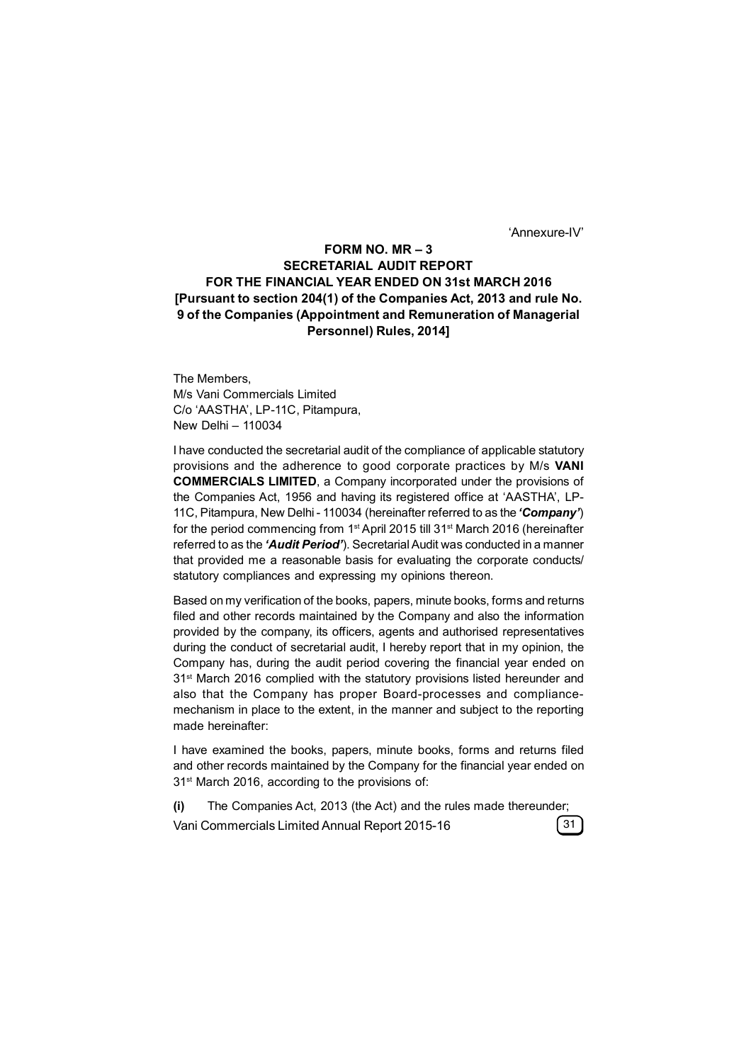'Annexure-IV'

**FORM NO. MR – 3**
**SECRETARIAL AUDIT REPORT**
**FOR THE FINANCIAL YEAR ENDED ON 31st MARCH 2016**
**[Pursuant to section 204(1) of the Companies Act, 2013 and rule No. 9 of the Companies (Appointment and Remuneration of Managerial Personnel) Rules, 2014]**

The Members,
M/s Vani Commercials Limited
C/o 'AASTHA', LP-11C, Pitampura,
New Delhi – 110034

I have conducted the secretarial audit of the compliance of applicable statutory provisions and the adherence to good corporate practices by M/s **VANI COMMERCIALS LIMITED**, a Company incorporated under the provisions of the Companies Act, 1956 and having its registered office at 'AASTHA', LP-11C, Pitampura, New Delhi - 110034 (hereinafter referred to as the ***'Company'***) for the period commencing from 1st April 2015 till 31st March 2016 (hereinafter referred to as the ***'Audit Period'***). Secretarial Audit was conducted in a manner that provided me a reasonable basis for evaluating the corporate conducts/ statutory compliances and expressing my opinions thereon.

Based on my verification of the books, papers, minute books, forms and returns filed and other records maintained by the Company and also the information provided by the company, its officers, agents and authorised representatives during the conduct of secretarial audit, I hereby report that in my opinion, the Company has, during the audit period covering the financial year ended on 31st March 2016 complied with the statutory provisions listed hereunder and also that the Company has proper Board-processes and compliance-mechanism in place to the extent, in the manner and subject to the reporting made hereinafter:

I have examined the books, papers, minute books, forms and returns filed and other records maintained by the Company for the financial year ended on 31st March 2016, according to the provisions of:

**(i)** The Companies Act, 2013 (the Act) and the rules made thereunder;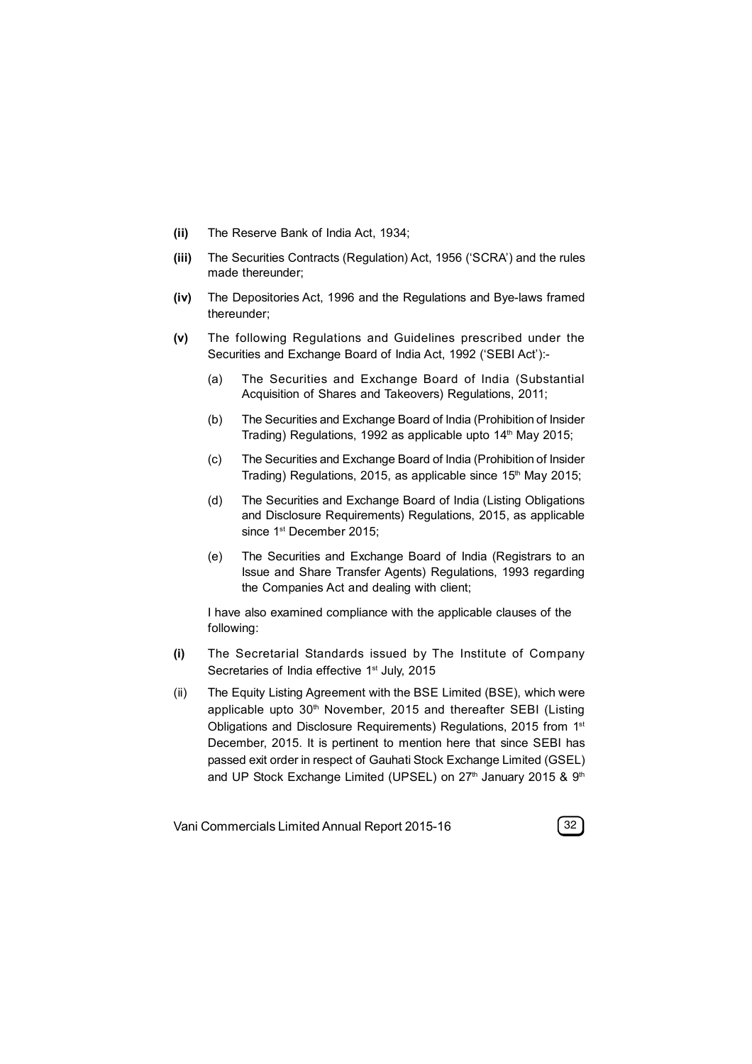**(ii)** The Reserve Bank of India Act, 1934;

**(iii)** The Securities Contracts (Regulation) Act, 1956 ('SCRA') and the rules made thereunder;

**(iv)** The Depositories Act, 1996 and the Regulations and Bye-laws framed thereunder;

**(v)** The following Regulations and Guidelines prescribed under the Securities and Exchange Board of India Act, 1992 ('SEBI Act'):-

(a) The Securities and Exchange Board of India (Substantial Acquisition of Shares and Takeovers) Regulations, 2011;

(b) The Securities and Exchange Board of India (Prohibition of Insider Trading) Regulations, 1992 as applicable upto 14th May 2015;

(c) The Securities and Exchange Board of India (Prohibition of Insider Trading) Regulations, 2015, as applicable since 15th May 2015;

(d) The Securities and Exchange Board of India (Listing Obligations and Disclosure Requirements) Regulations, 2015, as applicable since 1st December 2015;

(e) The Securities and Exchange Board of India (Registrars to an Issue and Share Transfer Agents) Regulations, 1993 regarding the Companies Act and dealing with client;

I have also examined compliance with the applicable clauses of the following:

**(i)** The Secretarial Standards issued by The Institute of Company Secretaries of India effective 1st July, 2015

(ii) The Equity Listing Agreement with the BSE Limited (BSE), which were applicable upto 30th November, 2015 and thereafter SEBI (Listing Obligations and Disclosure Requirements) Regulations, 2015 from 1st December, 2015. It is pertinent to mention here that since SEBI has passed exit order in respect of Gauhati Stock Exchange Limited (GSEL) and UP Stock Exchange Limited (UPSEL) on 27th January 2015 & 9th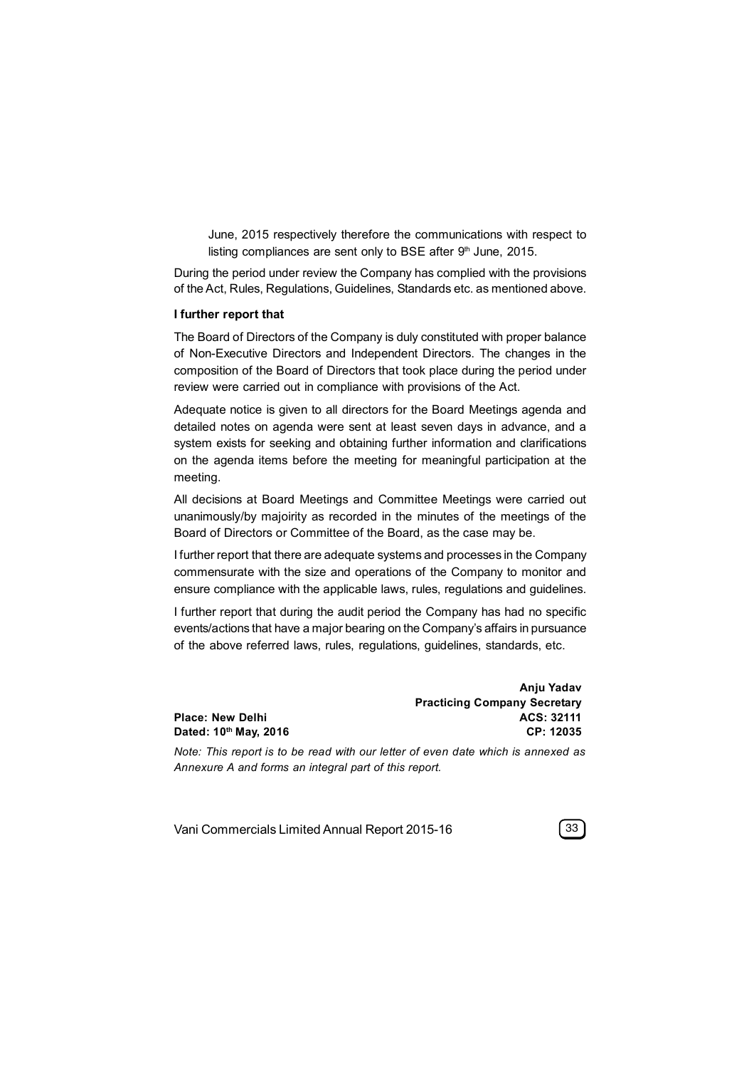June, 2015 respectively therefore the communications with respect to listing compliances are sent only to BSE after 9th June, 2015.

During the period under review the Company has complied with the provisions of the Act, Rules, Regulations, Guidelines, Standards etc. as mentioned above.

**I further report that**

The Board of Directors of the Company is duly constituted with proper balance of Non-Executive Directors and Independent Directors. The changes in the composition of the Board of Directors that took place during the period under review were carried out in compliance with provisions of the Act.

Adequate notice is given to all directors for the Board Meetings agenda and detailed notes on agenda were sent at least seven days in advance, and a system exists for seeking and obtaining further information and clarifications on the agenda items before the meeting for meaningful participation at the meeting.

All decisions at Board Meetings and Committee Meetings were carried out unanimously/by majoirity as recorded in the minutes of the meetings of the Board of Directors or Committee of the Board, as the case may be.

I further report that there are adequate systems and processes in the Company commensurate with the size and operations of the Company to monitor and ensure compliance with the applicable laws, rules, regulations and guidelines.

I further report that during the audit period the Company has had no specific events/actions that have a major bearing on the Company's affairs in pursuance of the above referred laws, rules, regulations, guidelines, standards, etc.

**Anju Yadav**
**Practicing Company Secretary**
**ACS: 32111**
**CP: 12035**

**Place: New Delhi**
**Dated: 10th May, 2016**

*Note: This report is to be read with our letter of even date which is annexed as Annexure A and forms an integral part of this report.*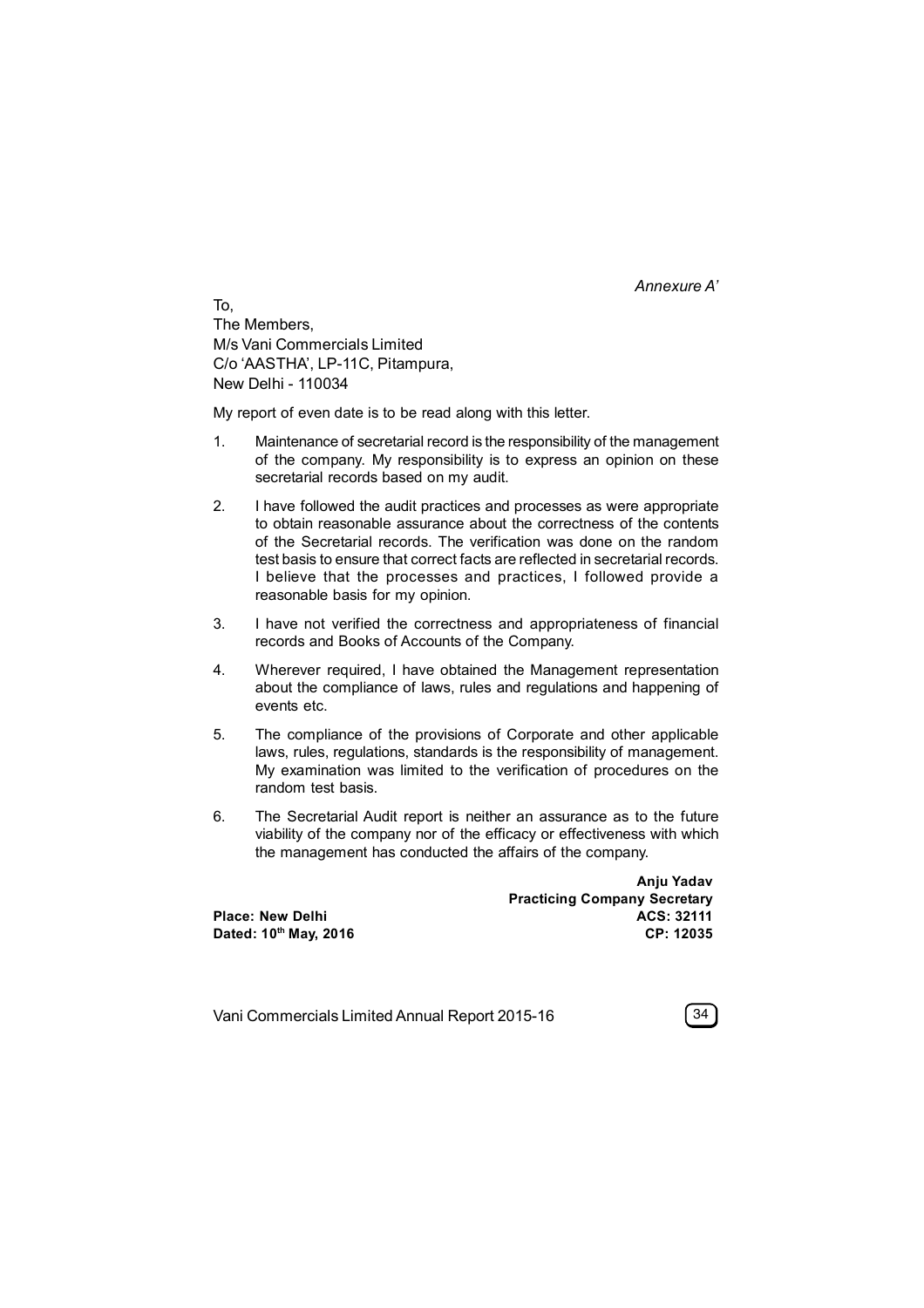*Annexure A'*

To,
The Members,
M/s Vani Commercials Limited
C/o 'AASTHA', LP-11C, Pitampura,
New Delhi - 110034

My report of even date is to be read along with this letter.

1. Maintenance of secretarial record is the responsibility of the management of the company. My responsibility is to express an opinion on these secretarial records based on my audit.
2. I have followed the audit practices and processes as were appropriate to obtain reasonable assurance about the correctness of the contents of the Secretarial records. The verification was done on the random test basis to ensure that correct facts are reflected in secretarial records. I believe that the processes and practices, I followed provide a reasonable basis for my opinion.
3. I have not verified the correctness and appropriateness of financial records and Books of Accounts of the Company.
4. Wherever required, I have obtained the Management representation about the compliance of laws, rules and regulations and happening of events etc.
5. The compliance of the provisions of Corporate and other applicable laws, rules, regulations, standards is the responsibility of management. My examination was limited to the verification of procedures on the random test basis.
6. The Secretarial Audit report is neither an assurance as to the future viability of the company nor of the efficacy or effectiveness with which the management has conducted the affairs of the company.

**Anju Yadav**
**Practicing Company Secretary**
**ACS: 32111**
**CP: 12035**

**Place: New Delhi**
**Dated: 10th May, 2016**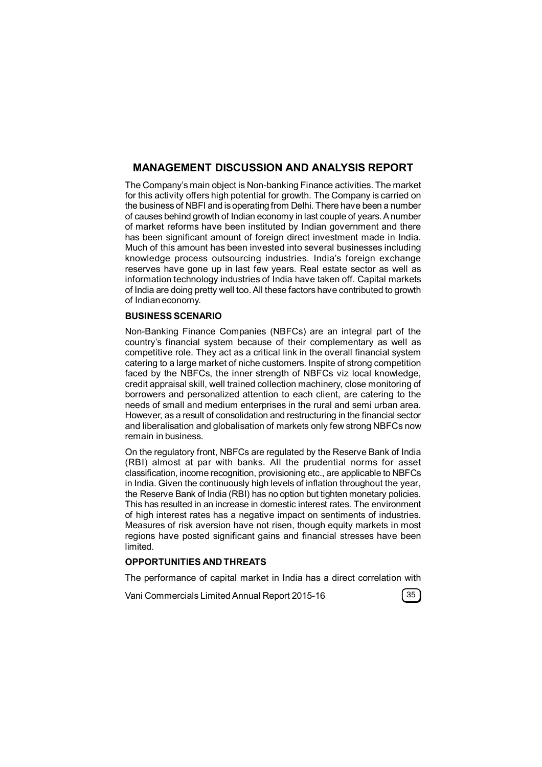## MANAGEMENT DISCUSSION AND ANALYSIS REPORT

The Company's main object is Non-banking Finance activities. The market for this activity offers high potential for growth. The Company is carried on the business of NBFI and is operating from Delhi. There have been a number of causes behind growth of Indian economy in last couple of years. A number of market reforms have been instituted by Indian government and there has been significant amount of foreign direct investment made in India. Much of this amount has been invested into several businesses including knowledge process outsourcing industries. India's foreign exchange reserves have gone up in last few years. Real estate sector as well as information technology industries of India have taken off. Capital markets of India are doing pretty well too. All these factors have contributed to growth of Indian economy.

### BUSINESS SCENARIO

Non-Banking Finance Companies (NBFCs) are an integral part of the country's financial system because of their complementary as well as competitive role. They act as a critical link in the overall financial system catering to a large market of niche customers. Inspite of strong competition faced by the NBFCs, the inner strength of NBFCs viz local knowledge, credit appraisal skill, well trained collection machinery, close monitoring of borrowers and personalized attention to each client, are catering to the needs of small and medium enterprises in the rural and semi urban area. However, as a result of consolidation and restructuring in the financial sector and liberalisation and globalisation of markets only few strong NBFCs now remain in business.

On the regulatory front, NBFCs are regulated by the Reserve Bank of India (RBI) almost at par with banks. All the prudential norms for asset classification, income recognition, provisioning etc., are applicable to NBFCs in India. Given the continuously high levels of inflation throughout the year, the Reserve Bank of India (RBI) has no option but tighten monetary policies. This has resulted in an increase in domestic interest rates. The environment of high interest rates has a negative impact on sentiments of industries. Measures of risk aversion have not risen, though equity markets in most regions have posted significant gains and financial stresses have been limited.

### OPPORTUNITIES AND THREATS

The performance of capital market in India has a direct correlation with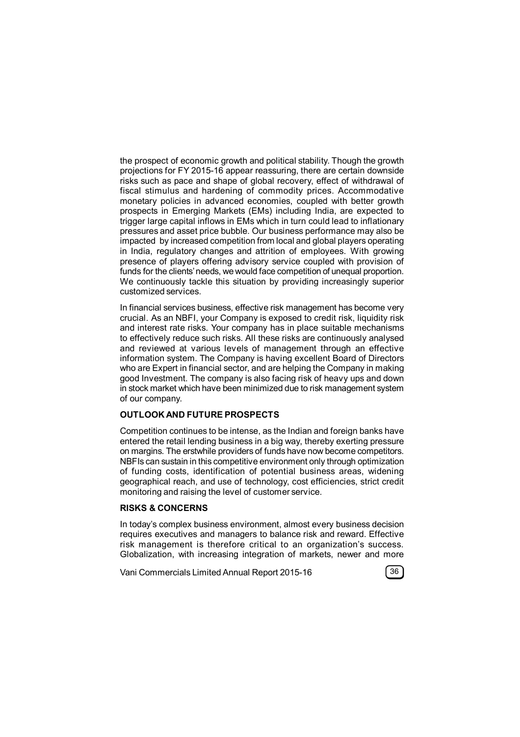the prospect of economic growth and political stability. Though the growth projections for FY 2015-16 appear reassuring, there are certain downside risks such as pace and shape of global recovery, effect of withdrawal of fiscal stimulus and hardening of commodity prices. Accommodative monetary policies in advanced economies, coupled with better growth prospects in Emerging Markets (EMs) including India, are expected to trigger large capital inflows in EMs which in turn could lead to inflationary pressures and asset price bubble. Our business performance may also be impacted by increased competition from local and global players operating in India, regulatory changes and attrition of employees. With growing presence of players offering advisory service coupled with provision of funds for the clients' needs, we would face competition of unequal proportion. We continuously tackle this situation by providing increasingly superior customized services.

In financial services business, effective risk management has become very crucial. As an NBFI, your Company is exposed to credit risk, liquidity risk and interest rate risks. Your company has in place suitable mechanisms to effectively reduce such risks. All these risks are continuously analysed and reviewed at various levels of management through an effective information system. The Company is having excellent Board of Directors who are Expert in financial sector, and are helping the Company in making good Investment. The company is also facing risk of heavy ups and down in stock market which have been minimized due to risk management system of our company.

**OUTLOOK AND FUTURE PROSPECTS**

Competition continues to be intense, as the Indian and foreign banks have entered the retail lending business in a big way, thereby exerting pressure on margins. The erstwhile providers of funds have now become competitors. NBFIs can sustain in this competitive environment only through optimization of funding costs, identification of potential business areas, widening geographical reach, and use of technology, cost efficiencies, strict credit monitoring and raising the level of customer service.

**RISKS & CONCERNS**

In today's complex business environment, almost every business decision requires executives and managers to balance risk and reward. Effective risk management is therefore critical to an organization's success. Globalization, with increasing integration of markets, newer and more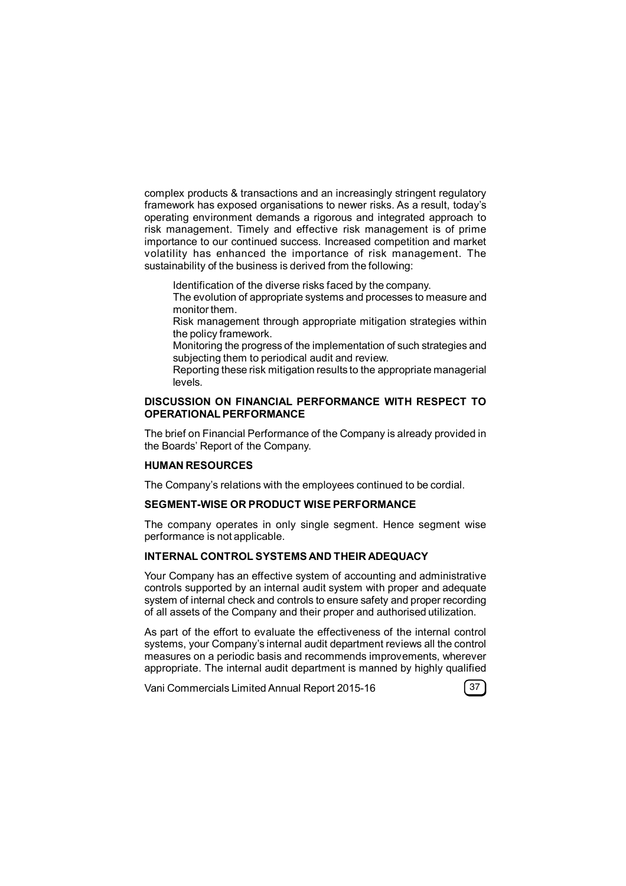complex products & transactions and an increasingly stringent regulatory framework has exposed organisations to newer risks. As a result, today's operating environment demands a rigorous and integrated approach to risk management. Timely and effective risk management is of prime importance to our continued success. Increased competition and market volatility has enhanced the importance of risk management. The sustainability of the business is derived from the following:

- Identification of the diverse risks faced by the company.
- The evolution of appropriate systems and processes to measure and monitor them.
- Risk management through appropriate mitigation strategies within the policy framework.
- Monitoring the progress of the implementation of such strategies and subjecting them to periodical audit and review.
- Reporting these risk mitigation results to the appropriate managerial levels.

**DISCUSSION ON FINANCIAL PERFORMANCE WITH RESPECT TO OPERATIONAL PERFORMANCE**

The brief on Financial Performance of the Company is already provided in the Boards' Report of the Company.

**HUMAN RESOURCES**

The Company's relations with the employees continued to be cordial.

**SEGMENT-WISE OR PRODUCT WISE PERFORMANCE**

The company operates in only single segment. Hence segment wise performance is not applicable.

**INTERNAL CONTROL SYSTEMS AND THEIR ADEQUACY**

Your Company has an effective system of accounting and administrative controls supported by an internal audit system with proper and adequate system of internal check and controls to ensure safety and proper recording of all assets of the Company and their proper and authorised utilization.

As part of the effort to evaluate the effectiveness of the internal control systems, your Company's internal audit department reviews all the control measures on a periodic basis and recommends improvements, wherever appropriate. The internal audit department is manned by highly qualified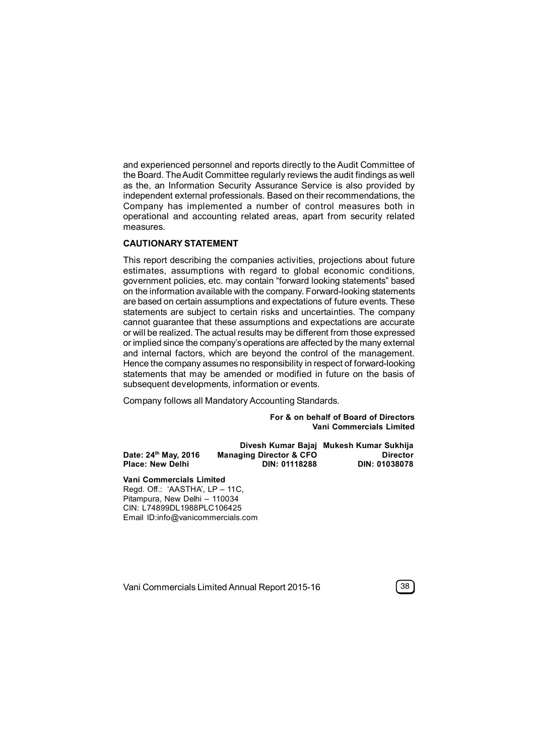and experienced personnel and reports directly to the Audit Committee of the Board. The Audit Committee regularly reviews the audit findings as well as the, an Information Security Assurance Service is also provided by independent external professionals. Based on their recommendations, the Company has implemented a number of control measures both in operational and accounting related areas, apart from security related measures.

**CAUTIONARY STATEMENT**

This report describing the companies activities, projections about future estimates, assumptions with regard to global economic conditions, government policies, etc. may contain "forward looking statements" based on the information available with the company. Forward-looking statements are based on certain assumptions and expectations of future events. These statements are subject to certain risks and uncertainties. The company cannot guarantee that these assumptions and expectations are accurate or will be realized. The actual results may be different from those expressed or implied since the company's operations are affected by the many external and internal factors, which are beyond the control of the management. Hence the company assumes no responsibility in respect of forward-looking statements that may be amended or modified in future on the basis of subsequent developments, information or events.

Company follows all Mandatory Accounting Standards.

**For & on behalf of Board of Directors**
**Vani Commercials Limited**

| | | |
|---|---|---|
| | **Divesh Kumar Bajaj** | **Mukesh Kumar Sukhija** |
| **Date: 24th May, 2016** | **Managing Director & CFO** | **Director** |
| **Place: New Delhi** | **DIN: 01118288** | **DIN: 01038078** |

**Vani Commercials Limited**
Regd. Off.: 'AASTHA', LP – 11C,
Pitampura, New Delhi – 110034
CIN: L74899DL1988PLC106425
Email ID:info@vanicommercials.com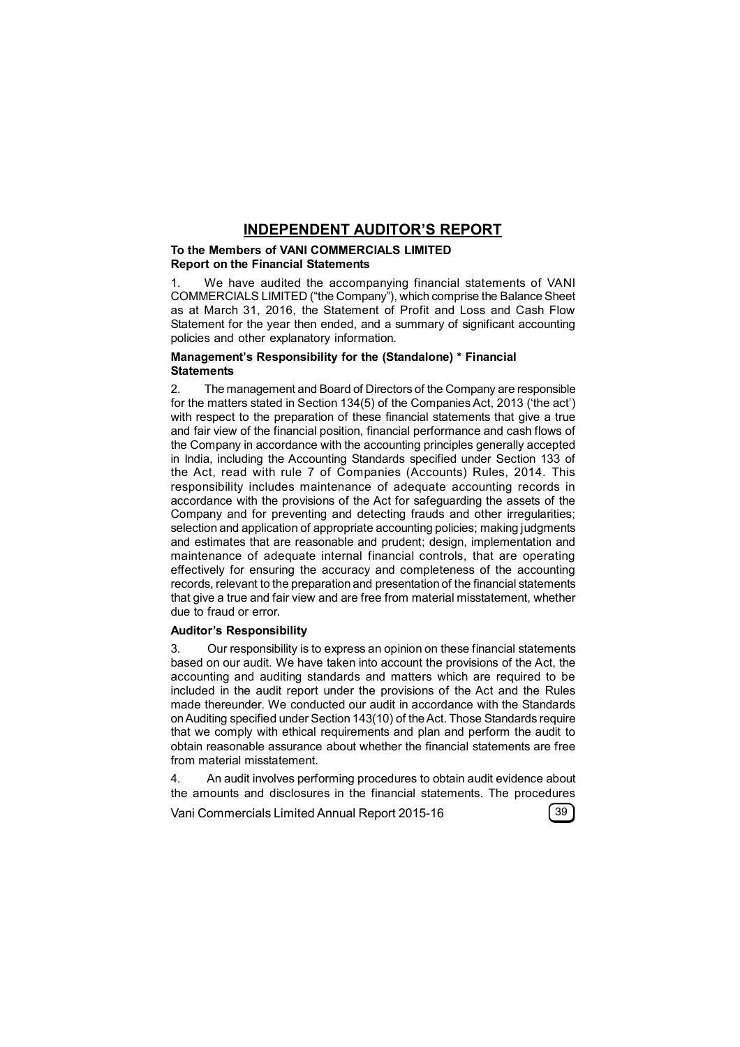# INDEPENDENT AUDITOR'S REPORT

**To the Members of VANI COMMERCIALS LIMITED**
**Report on the Financial Statements**

1. We have audited the accompanying financial statements of VANI COMMERCIALS LIMITED ("the Company"), which comprise the Balance Sheet as at March 31, 2016, the Statement of Profit and Loss and Cash Flow Statement for the year then ended, and a summary of significant accounting policies and other explanatory information.

**Management's Responsibility for the (Standalone) * Financial Statements**

2. The management and Board of Directors of the Company are responsible for the matters stated in Section 134(5) of the Companies Act, 2013 ('the act') with respect to the preparation of these financial statements that give a true and fair view of the financial position, financial performance and cash flows of the Company in accordance with the accounting principles generally accepted in India, including the Accounting Standards specified under Section 133 of the Act, read with rule 7 of Companies (Accounts) Rules, 2014. This responsibility includes maintenance of adequate accounting records in accordance with the provisions of the Act for safeguarding the assets of the Company and for preventing and detecting frauds and other irregularities; selection and application of appropriate accounting policies; making judgments and estimates that are reasonable and prudent; design, implementation and maintenance of adequate internal financial controls, that are operating effectively for ensuring the accuracy and completeness of the accounting records, relevant to the preparation and presentation of the financial statements that give a true and fair view and are free from material misstatement, whether due to fraud or error.

**Auditor's Responsibility**

3. Our responsibility is to express an opinion on these financial statements based on our audit. We have taken into account the provisions of the Act, the accounting and auditing standards and matters which are required to be included in the audit report under the provisions of the Act and the Rules made thereunder. We conducted our audit in accordance with the Standards on Auditing specified under Section 143(10) of the Act. Those Standards require that we comply with ethical requirements and plan and perform the audit to obtain reasonable assurance about whether the financial statements are free from material misstatement.

4. An audit involves performing procedures to obtain audit evidence about the amounts and disclosures in the financial statements. The procedures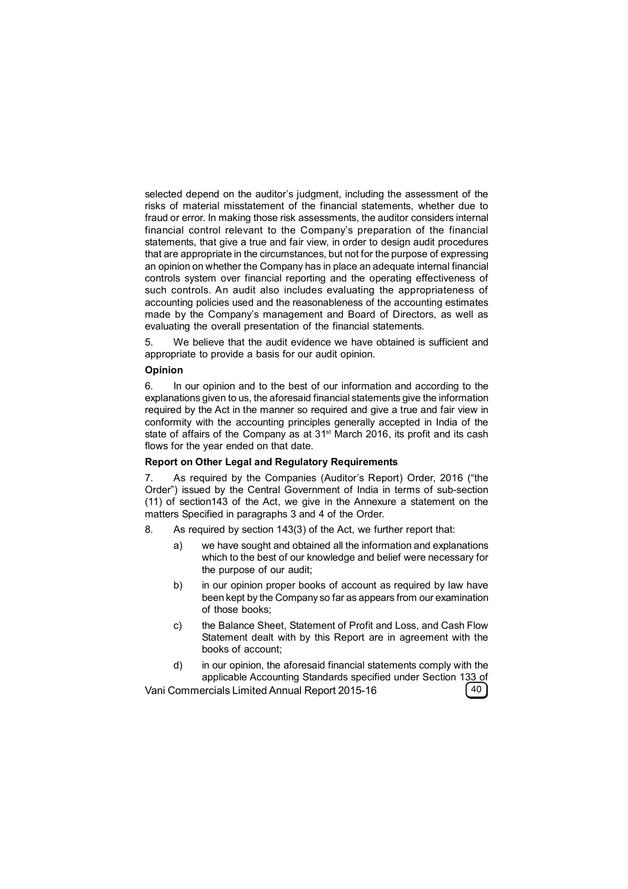selected depend on the auditor's judgment, including the assessment of the risks of material misstatement of the financial statements, whether due to fraud or error. In making those risk assessments, the auditor considers internal financial control relevant to the Company's preparation of the financial statements, that give a true and fair view, in order to design audit procedures that are appropriate in the circumstances, but not for the purpose of expressing an opinion on whether the Company has in place an adequate internal financial controls system over financial reporting and the operating effectiveness of such controls. An audit also includes evaluating the appropriateness of accounting policies used and the reasonableness of the accounting estimates made by the Company's management and Board of Directors, as well as evaluating the overall presentation of the financial statements.

5. We believe that the audit evidence we have obtained is sufficient and appropriate to provide a basis for our audit opinion.

**Opinion**

6. In our opinion and to the best of our information and according to the explanations given to us, the aforesaid financial statements give the information required by the Act in the manner so required and give a true and fair view in conformity with the accounting principles generally accepted in India of the state of affairs of the Company as at 31st March 2016, its profit and its cash flows for the year ended on that date.

**Report on Other Legal and Regulatory Requirements**

7. As required by the Companies (Auditor's Report) Order, 2016 ("the Order") issued by the Central Government of India in terms of sub-section (11) of section143 of the Act, we give in the Annexure a statement on the matters Specified in paragraphs 3 and 4 of the Order.

8. As required by section 143(3) of the Act, we further report that:

a) we have sought and obtained all the information and explanations which to the best of our knowledge and belief were necessary for the purpose of our audit;

b) in our opinion proper books of account as required by law have been kept by the Company so far as appears from our examination of those books;

c) the Balance Sheet, Statement of Profit and Loss, and Cash Flow Statement dealt with by this Report are in agreement with the books of account;

d) in our opinion, the aforesaid financial statements comply with the applicable Accounting Standards specified under Section 133 of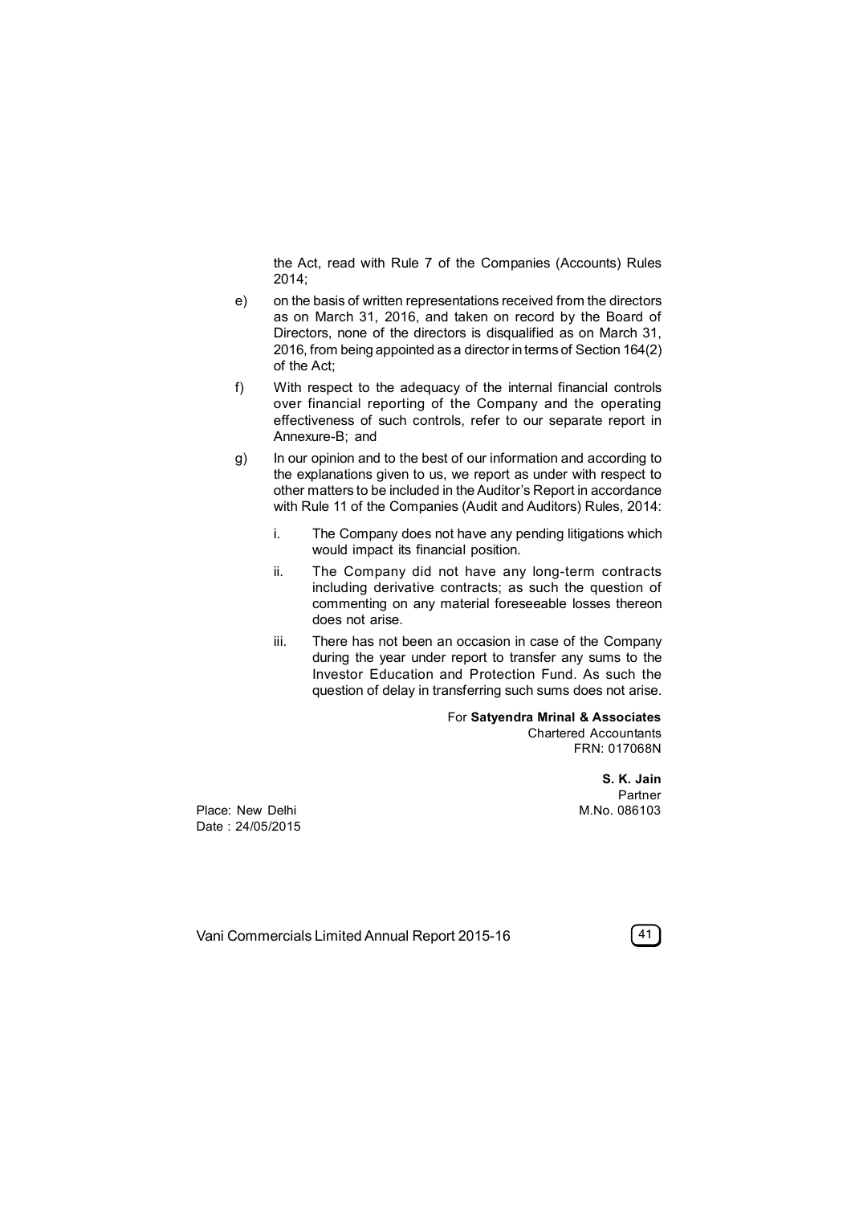the Act, read with Rule 7 of the Companies (Accounts) Rules 2014;

e) on the basis of written representations received from the directors as on March 31, 2016, and taken on record by the Board of Directors, none of the directors is disqualified as on March 31, 2016, from being appointed as a director in terms of Section 164(2) of the Act;

f) With respect to the adequacy of the internal financial controls over financial reporting of the Company and the operating effectiveness of such controls, refer to our separate report in Annexure-B; and

g) In our opinion and to the best of our information and according to the explanations given to us, we report as under with respect to other matters to be included in the Auditor's Report in accordance with Rule 11 of the Companies (Audit and Auditors) Rules, 2014:

   i. The Company does not have any pending litigations which would impact its financial position.

   ii. The Company did not have any long-term contracts including derivative contracts; as such the question of commenting on any material foreseeable losses thereon does not arise.

   iii. There has not been an occasion in case of the Company during the year under report to transfer any sums to the Investor Education and Protection Fund. As such the question of delay in transferring such sums does not arise.

For **Satyendra Mrinal & Associates**
Chartered Accountants
FRN: 017068N

**S. K. Jain**
Partner
M.No. 086103

Place: New Delhi
Date : 24/05/2015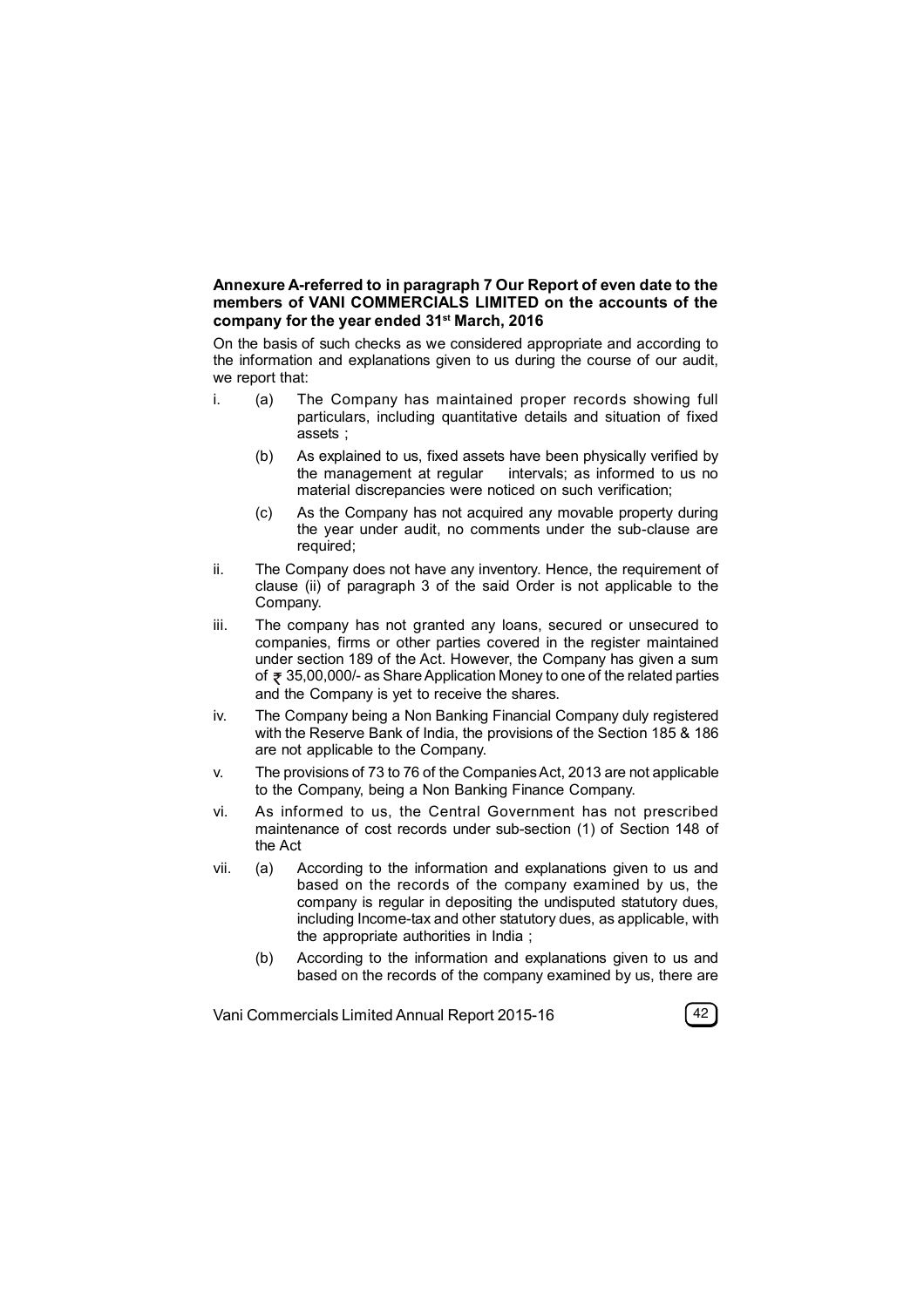**Annexure A-referred to in paragraph 7 Our Report of even date to the members of VANI COMMERCIALS LIMITED on the accounts of the company for the year ended 31st March, 2016**

On the basis of such checks as we considered appropriate and according to the information and explanations given to us during the course of our audit, we report that:

i. (a) The Company has maintained proper records showing full particulars, including quantitative details and situation of fixed assets ;

   (b) As explained to us, fixed assets have been physically verified by the management at regular intervals; as informed to us no material discrepancies were noticed on such verification;

   (c) As the Company has not acquired any movable property during the year under audit, no comments under the sub-clause are required;

ii. The Company does not have any inventory. Hence, the requirement of clause (ii) of paragraph 3 of the said Order is not applicable to the Company.

iii. The company has not granted any loans, secured or unsecured to companies, firms or other parties covered in the register maintained under section 189 of the Act. However, the Company has given a sum of ₹ 35,00,000/- as Share Application Money to one of the related parties and the Company is yet to receive the shares.

iv. The Company being a Non Banking Financial Company duly registered with the Reserve Bank of India, the provisions of the Section 185 & 186 are not applicable to the Company.

v. The provisions of 73 to 76 of the Companies Act, 2013 are not applicable to the Company, being a Non Banking Finance Company.

vi. As informed to us, the Central Government has not prescribed maintenance of cost records under sub-section (1) of Section 148 of the Act

vii. (a) According to the information and explanations given to us and based on the records of the company examined by us, the company is regular in depositing the undisputed statutory dues, including Income-tax and other statutory dues, as applicable, with the appropriate authorities in India ;

   (b) According to the information and explanations given to us and based on the records of the company examined by us, there are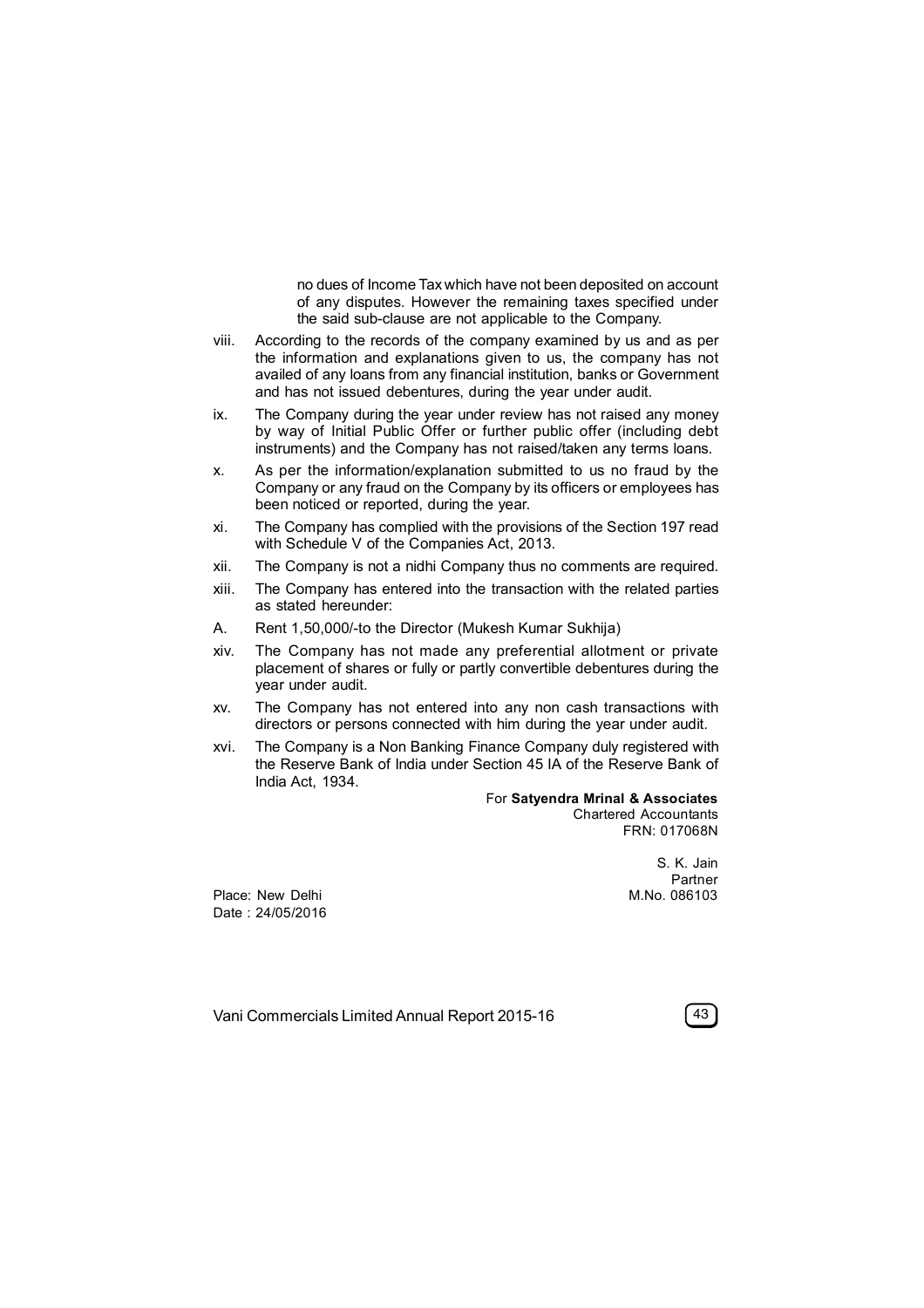no dues of Income Tax which have not been deposited on account of any disputes. However the remaining taxes specified under the said sub-clause are not applicable to the Company.

viii. According to the records of the company examined by us and as per the information and explanations given to us, the company has not availed of any loans from any financial institution, banks or Government and has not issued debentures, during the year under audit.

ix. The Company during the year under review has not raised any money by way of Initial Public Offer or further public offer (including debt instruments) and the Company has not raised/taken any terms loans.

x. As per the information/explanation submitted to us no fraud by the Company or any fraud on the Company by its officers or employees has been noticed or reported, during the year.

xi. The Company has complied with the provisions of the Section 197 read with Schedule V of the Companies Act, 2013.

xii. The Company is not a nidhi Company thus no comments are required.

xiii. The Company has entered into the transaction with the related parties as stated hereunder:

A. Rent 1,50,000/-to the Director (Mukesh Kumar Sukhija)

xiv. The Company has not made any preferential allotment or private placement of shares or fully or partly convertible debentures during the year under audit.

xv. The Company has not entered into any non cash transactions with directors or persons connected with him during the year under audit.

xvi. The Company is a Non Banking Finance Company duly registered with the Reserve Bank of India under Section 45 IA of the Reserve Bank of India Act, 1934.

For **Satyendra Mrinal & Associates**
Chartered Accountants
FRN: 017068N

S. K. Jain
Partner
M.No. 086103

Place: New Delhi
Date : 24/05/2016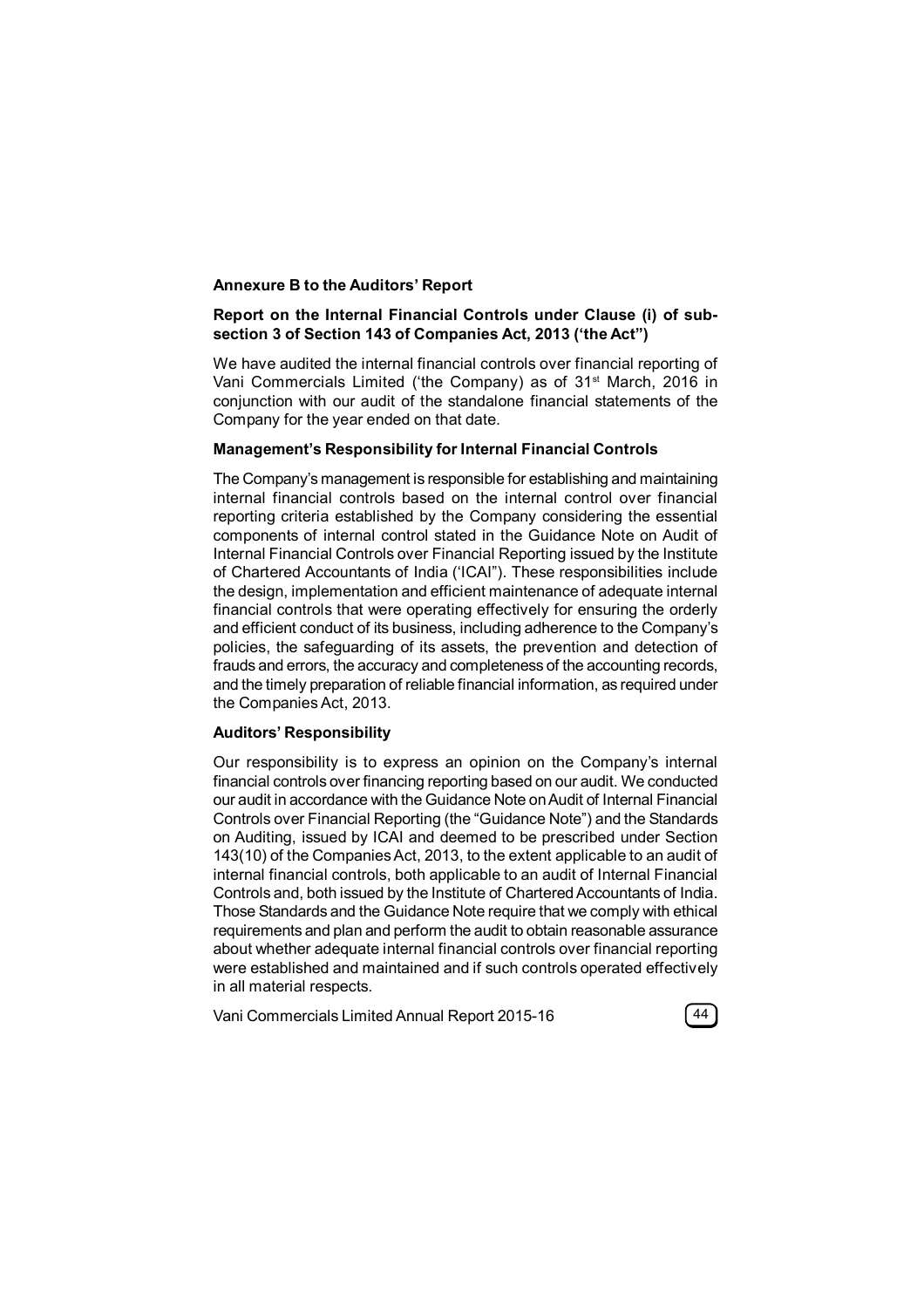**Annexure B to the Auditors' Report**

**Report on the Internal Financial Controls under Clause (i) of sub-section 3 of Section 143 of Companies Act, 2013 ('the Act")**

We have audited the internal financial controls over financial reporting of Vani Commercials Limited ('the Company) as of 31st March, 2016 in conjunction with our audit of the standalone financial statements of the Company for the year ended on that date.

**Management's Responsibility for Internal Financial Controls**

The Company's management is responsible for establishing and maintaining internal financial controls based on the internal control over financial reporting criteria established by the Company considering the essential components of internal control stated in the Guidance Note on Audit of Internal Financial Controls over Financial Reporting issued by the Institute of Chartered Accountants of India ('ICAI"). These responsibilities include the design, implementation and efficient maintenance of adequate internal financial controls that were operating effectively for ensuring the orderly and efficient conduct of its business, including adherence to the Company's policies, the safeguarding of its assets, the prevention and detection of frauds and errors, the accuracy and completeness of the accounting records, and the timely preparation of reliable financial information, as required under the Companies Act, 2013.

**Auditors' Responsibility**

Our responsibility is to express an opinion on the Company's internal financial controls over financing reporting based on our audit. We conducted our audit in accordance with the Guidance Note on Audit of Internal Financial Controls over Financial Reporting (the "Guidance Note") and the Standards on Auditing, issued by ICAI and deemed to be prescribed under Section 143(10) of the Companies Act, 2013, to the extent applicable to an audit of internal financial controls, both applicable to an audit of Internal Financial Controls and, both issued by the Institute of Chartered Accountants of India. Those Standards and the Guidance Note require that we comply with ethical requirements and plan and perform the audit to obtain reasonable assurance about whether adequate internal financial controls over financial reporting were established and maintained and if such controls operated effectively in all material respects.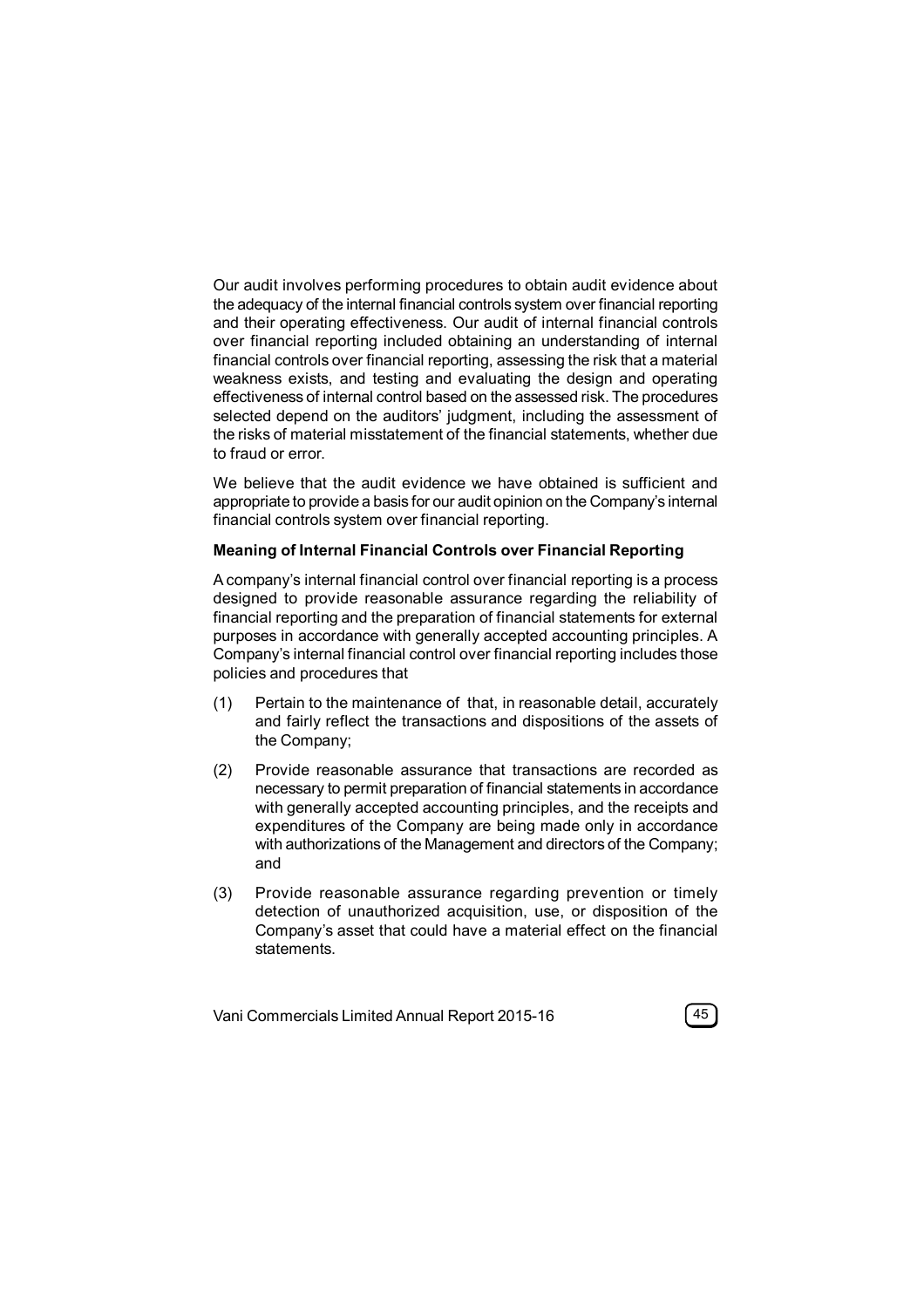Our audit involves performing procedures to obtain audit evidence about the adequacy of the internal financial controls system over financial reporting and their operating effectiveness. Our audit of internal financial controls over financial reporting included obtaining an understanding of internal financial controls over financial reporting, assessing the risk that a material weakness exists, and testing and evaluating the design and operating effectiveness of internal control based on the assessed risk. The procedures selected depend on the auditors' judgment, including the assessment of the risks of material misstatement of the financial statements, whether due to fraud or error.

We believe that the audit evidence we have obtained is sufficient and appropriate to provide a basis for our audit opinion on the Company's internal financial controls system over financial reporting.

**Meaning of Internal Financial Controls over Financial Reporting**

A company's internal financial control over financial reporting is a process designed to provide reasonable assurance regarding the reliability of financial reporting and the preparation of financial statements for external purposes in accordance with generally accepted accounting principles. A Company's internal financial control over financial reporting includes those policies and procedures that

(1) Pertain to the maintenance of that, in reasonable detail, accurately and fairly reflect the transactions and dispositions of the assets of the Company;

(2) Provide reasonable assurance that transactions are recorded as necessary to permit preparation of financial statements in accordance with generally accepted accounting principles, and the receipts and expenditures of the Company are being made only in accordance with authorizations of the Management and directors of the Company; and

(3) Provide reasonable assurance regarding prevention or timely detection of unauthorized acquisition, use, or disposition of the Company's asset that could have a material effect on the financial statements.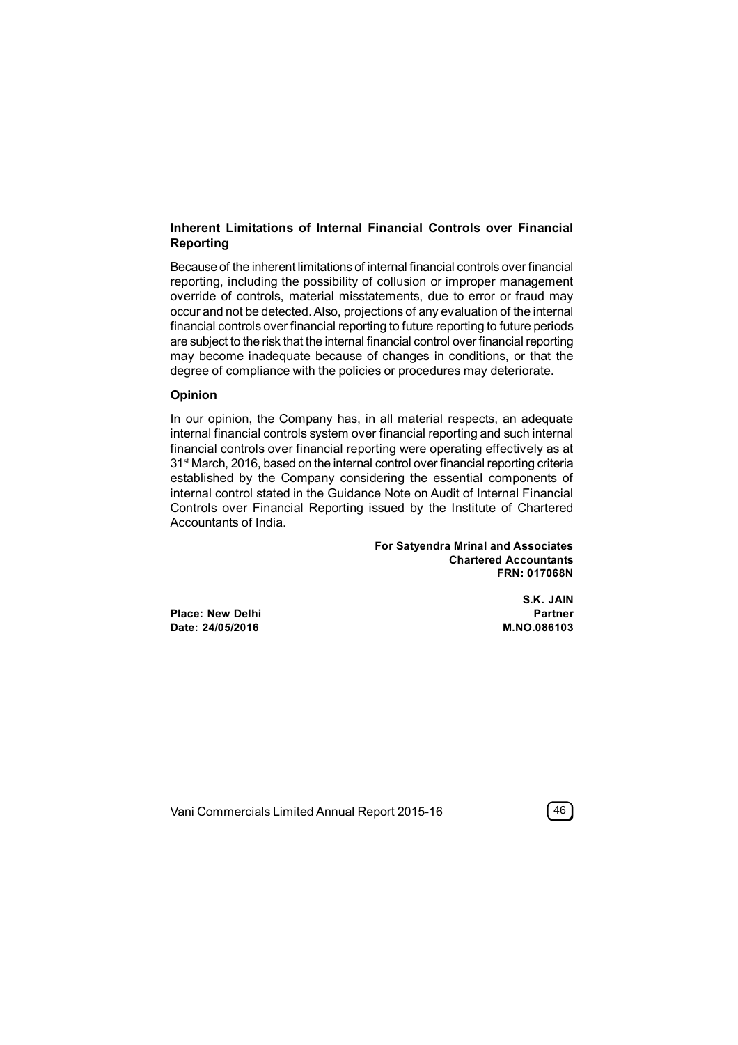### Inherent Limitations of Internal Financial Controls over Financial Reporting

Because of the inherent limitations of internal financial controls over financial reporting, including the possibility of collusion or improper management override of controls, material misstatements, due to error or fraud may occur and not be detected. Also, projections of any evaluation of the internal financial controls over financial reporting to future reporting to future periods are subject to the risk that the internal financial control over financial reporting may become inadequate because of changes in conditions, or that the degree of compliance with the policies or procedures may deteriorate.

### Opinion

In our opinion, the Company has, in all material respects, an adequate internal financial controls system over financial reporting and such internal financial controls over financial reporting were operating effectively as at 31st March, 2016, based on the internal control over financial reporting criteria established by the Company considering the essential components of internal control stated in the Guidance Note on Audit of Internal Financial Controls over Financial Reporting issued by the Institute of Chartered Accountants of India.

**For Satyendra Mrinal and Associates**
**Chartered Accountants**
**FRN: 017068N**

**S.K. JAIN**
**Partner**
**M.NO.086103**

**Place: New Delhi**
**Date: 24/05/2016**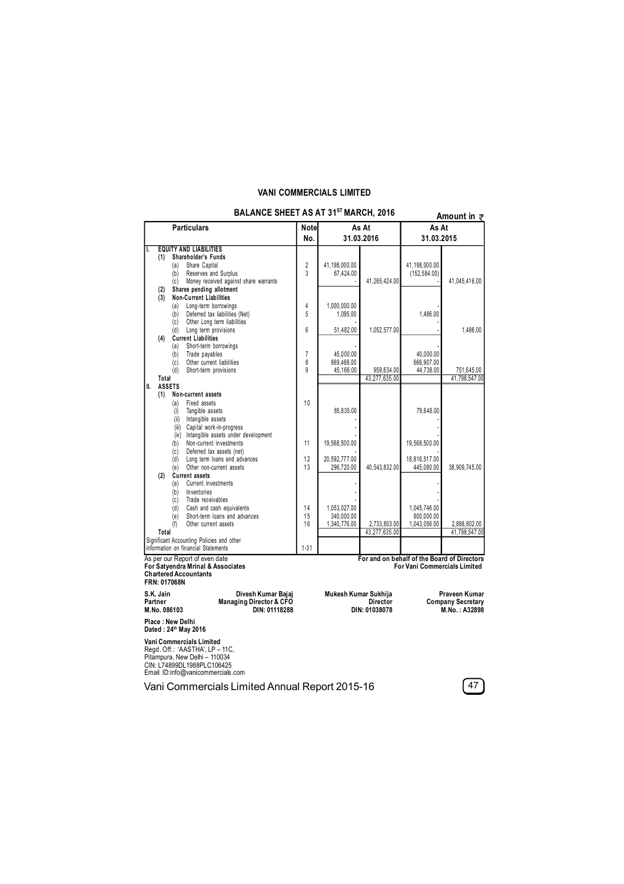# VANI COMMERCIALS LIMITED

## BALANCE SHEET AS AT 31[ST] MARCH, 2016

**Amount in ₹**

| Particulars | Note No. | As At 31.03.2016 | | As At 31.03.2015 | |
|---|---|---|---|---|---|
| **I. EQUITY AND LIABILITIES** | | | | | |
| **(1) Shareholder's Funds** | | | | | |
| (a) Share Capital | 2 | 41,198,000.00 | | 41,198,000.00 | |
| (b) Reserves and Surplus | 3 | 67,424.00 | | (152,584.00) | |
| (c) Money received against share warrants | | - | 41,265,424.00 | - | 41,045,416.00 |
| **(2) Shares pending allotment** | | | | | |
| **(3) Non-Current Liabilities** | | | | | |
| (a) Long-term borrowings | 4 | 1,000,000.00 | | - | |
| (b) Deferred tax liabilities (Net) | 5 | 1,095.00 | | 1,486.00 | |
| (c) Other Long term liabilities | | - | | - | |
| (d) Long term provisions | 6 | 51,482.00 | 1,052,577.00 | - | 1,486.00 |
| **(4) Current Liabilities** | | | | | |
| (a) Short-term borrowings | | - | | - | |
| (b) Trade payables | 7 | 45,000.00 | | 40,000.00 | |
| (c) Other current liabilities | 8 | 869,468.00 | | 666,907.00 | |
| (d) Short-term provisions | 9 | 45,166.00 | 959,634.00 | 44,738.00 | 751,645.00 |
| **Total** | | | 43,277,635.00 | | 41,798,547.00 |
| **II. ASSETS** | | | | | |
| **(1) Non-current assets** | | | | | |
| (a) Fixed assets | 10 | | | | |
| (i) Tangible assets | | 85,835.00 | | 79,648.00 | |
| (ii) Intangible assets | | - | | - | |
| (iii) Capital work-in-progress | | - | | - | |
| (iv) Intangible assets under development | | - | | - | |
| (b) Non-current investments | 11 | 19,568,500.00 | | 19,568,500.00 | |
| (c) Deferred tax assets (net) | | - | | - | |
| (d) Long term loans and advances | 12 | 20,592,777.00 | | 18,816,517.00 | |
| (e) Other non-current assets | 13 | 296,720.00 | 40,543,832.00 | 445,080.00 | 38,909,745.00 |
| **(2) Current assets** | | | | | |
| (a) Current investments | | - | | - | |
| (b) Inventories | | - | | - | |
| (c) Trade receivables | | - | | - | |
| (d) Cash and cash equivalents | 14 | 1,053,027.00 | | 1,045,746.00 | |
| (e) Short-term loans and advances | 15 | 340,000.00 | | 800,000.00 | |
| (f) Other current assets | 16 | 1,340,776.00 | 2,733,803.00 | 1,043,056.00 | 2,888,802.00 |
| **Total** | | | 43,277,635.00 | | 41,798,547.00 |
| Significant Accounting Policies and other information on financial Statements | 1-31 | | | | |

As per our Report of even date
**For Satyendra Mrinal & Associates**
**Chartered Accountants**
**FRN: 017068N**

**For and on behalf of the Board of Directors**
**For Vani Commercials Limited**

| | | | |
|---|---|---|---|
| **S.K. Jain** | **Divesh Kumar Bajaj** | **Mukesh Kumar Sukhija** | **Praveen Kumar** |
| **Partner** | **Managing Director & CFO** | **Director** | **Company Secretary** |
| **M.No. 086103** | **DIN: 01118288** | **DIN: 01038078** | **M.No. : A32898** |

**Place : New Delhi**
**Dated : 24[th] May 2016**

**Vani Commercials Limited**
Regd. Off.: 'AASTHA', LP – 11C,
Pitampura, New Delhi – 110034
CIN: L74899DL1988PLC106425
Email ID:info@vanicommercials.com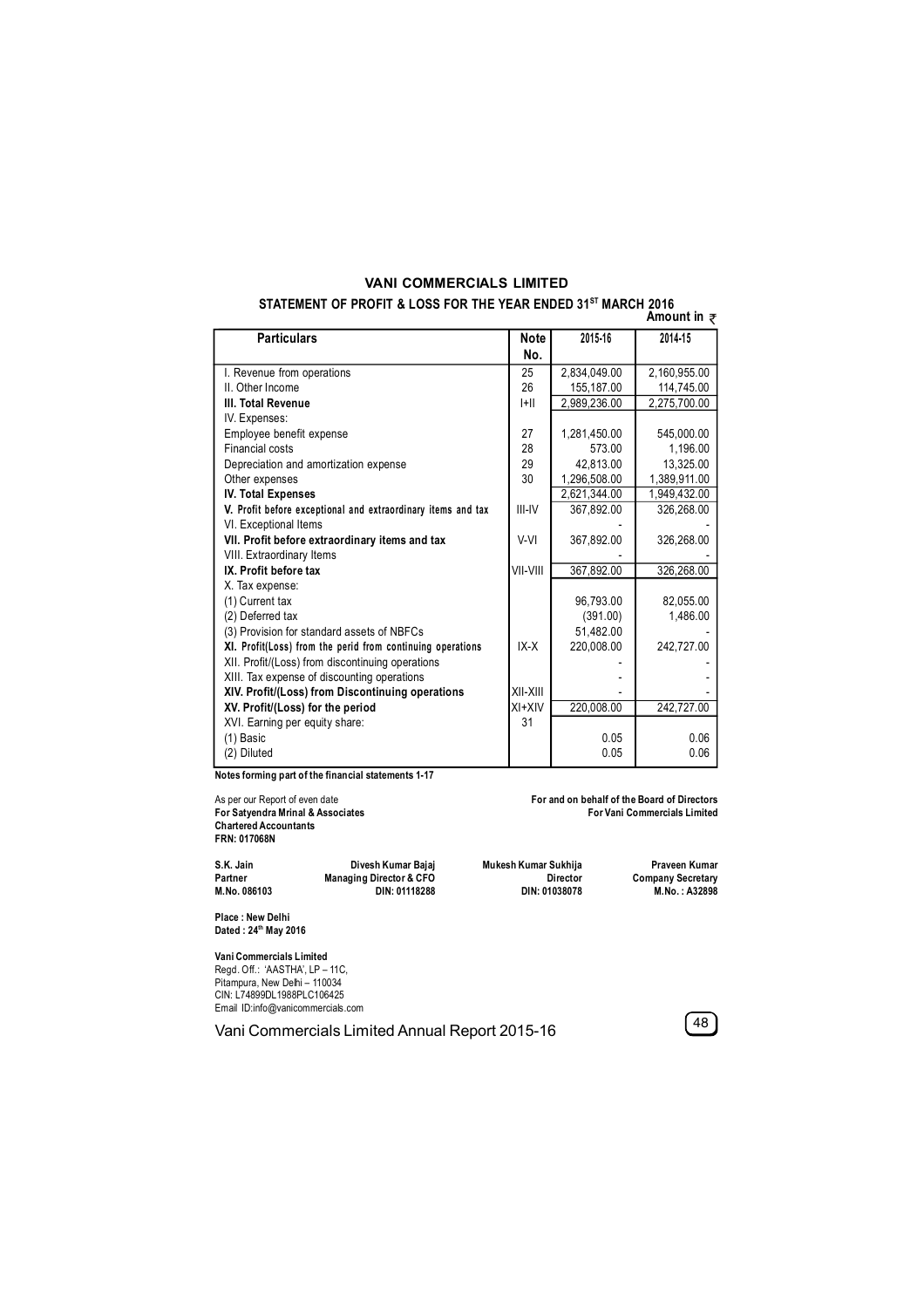# VANI COMMERCIALS LIMITED

## STATEMENT OF PROFIT & LOSS FOR THE YEAR ENDED 31ST MARCH 2016

**Amount in ₹**

| Particulars | Note No. | 2015-16 | 2014-15 |
|---|---|---|---|
| I. Revenue from operations | 25 | 2,834,049.00 | 2,160,955.00 |
| II. Other Income | 26 | 155,187.00 | 114,745.00 |
| **III. Total Revenue** | I+II | 2,989,236.00 | 2,275,700.00 |
| IV. Expenses: | | | |
| Employee benefit expense | 27 | 1,281,450.00 | 545,000.00 |
| Financial costs | 28 | 573.00 | 1,196.00 |
| Depreciation and amortization expense | 29 | 42,813.00 | 13,325.00 |
| Other expenses | 30 | 1,296,508.00 | 1,389,911.00 |
| **IV. Total Expenses** | | 2,621,344.00 | 1,949,432.00 |
| **V. Profit before exceptional and extraordinary items and tax** | III-IV | 367,892.00 | 326,268.00 |
| VI. Exceptional Items | | - | - |
| **VII. Profit before extraordinary items and tax** | V-VI | 367,892.00 | 326,268.00 |
| VIII. Extraordinary Items | | - | - |
| **IX. Profit before tax** | VII-VIII | 367,892.00 | 326,268.00 |
| X. Tax expense: | | | |
| (1) Current tax | | 96,793.00 | 82,055.00 |
| (2) Deferred tax | | (391.00) | 1,486.00 |
| (3) Provision for standard assets of NBFCs | | 51,482.00 | - |
| **XI. Profit(Loss) from the perid from continuing operations** | IX-X | 220,008.00 | 242,727.00 |
| XII. Profit/(Loss) from discontinuing operations | | - | - |
| XIII. Tax expense of discounting operations | | - | - |
| **XIV. Profit/(Loss) from Discontinuing operations** | XII-XIII | - | - |
| **XV. Profit/(Loss) for the period** | XI+XIV | 220,008.00 | 242,727.00 |
| XVI. Earning per equity share: | 31 | | |
| (1) Basic | | 0.05 | 0.06 |
| (2) Diluted | | 0.05 | 0.06 |

**Notes forming part of the financial statements 1-17**

As per our Report of even date
**For Satyendra Mrinal & Associates**
**Chartered Accountants**
**FRN: 017068N**

**For and on behalf of the Board of Directors**
**For Vani Commercials Limited**

| | | | |
|---|---|---|---|
| **S.K. Jain** | **Divesh Kumar Bajaj** | **Mukesh Kumar Sukhija** | **Praveen Kumar** |
| **Partner** | **Managing Director & CFO** | **Director** | **Company Secretary** |
| **M.No. 086103** | **DIN: 01118288** | **DIN: 01038078** | **M.No. : A32898** |

**Place : New Delhi**
**Dated : 24th May 2016**

**Vani Commercials Limited**
Regd. Off.: 'AASTHA', LP – 11C,
Pitampura, New Delhi – 110034
CIN: L74899DL1988PLC106425
Email ID:info@vanicommercials.com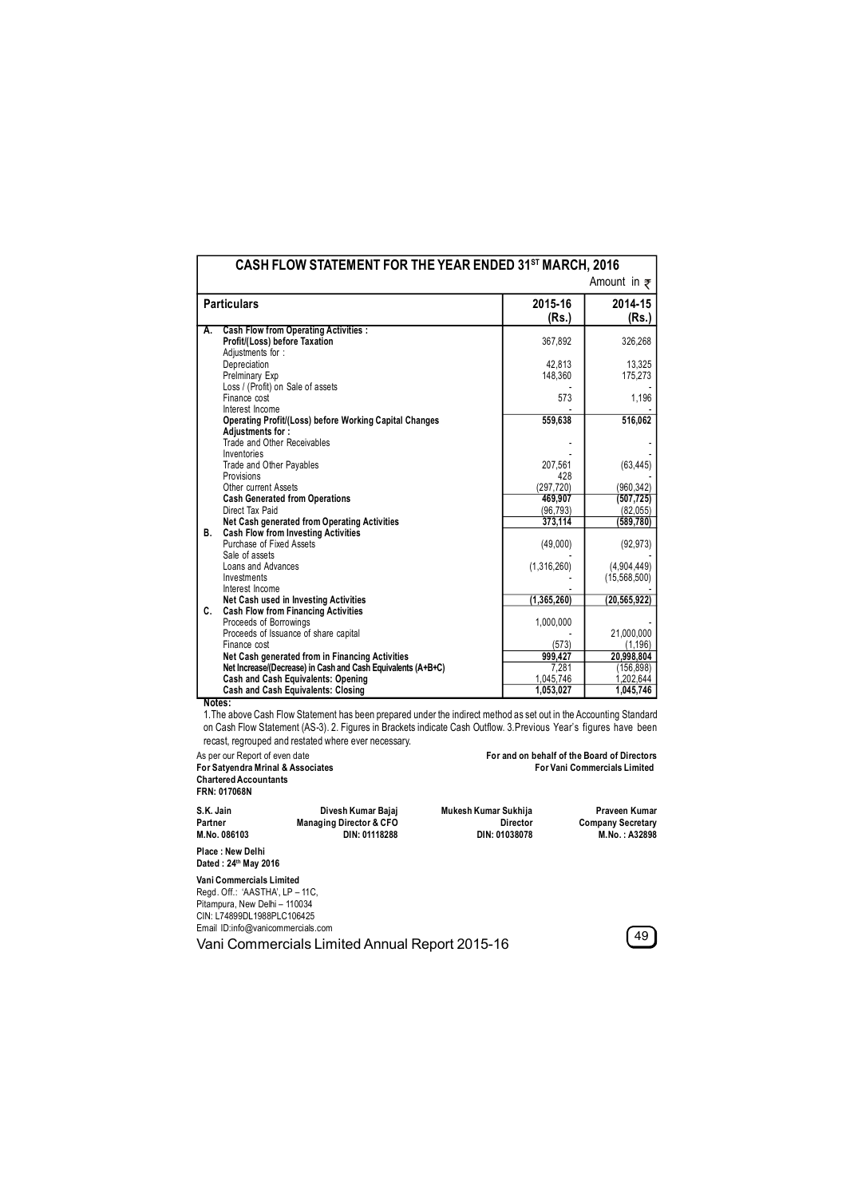# CASH FLOW STATEMENT FOR THE YEAR ENDED 31ST MARCH, 2016

Amount in ₹

| | Particulars | 2015-16 (Rs.) | 2014-15 (Rs.) |
|---|---|---|---|
| **A.** | **Cash Flow from Operating Activities :** | | |
| | **Profit/(Loss) before Taxation** | 367,892 | 326,268 |
| | Adjustments for : | | |
| | Depreciation | 42,813 | 13,325 |
| | Prelminary Exp | 148,360 | 175,273 |
| | Loss / (Profit) on Sale of assets | - | - |
| | Finance cost | 573 | 1,196 |
| | Interest Income | - | - |
| | **Operating Profit/(Loss) before Working Capital Changes** | **559,638** | **516,062** |
| | **Adjustments for :** | | |
| | Trade and Other Receivables | - | - |
| | Inventories | - | - |
| | Trade and Other Payables | 207,561 | (63,445) |
| | Provisions | 428 | - |
| | Other current Assets | (297,720) | (960,342) |
| | **Cash Generated from Operations** | **469,907** | **(507,725)** |
| | Direct Tax Paid | (96,793) | (82,055) |
| | **Net Cash generated from Operating Activities** | **373,114** | **(589,780)** |
| **B.** | **Cash Flow from Investing Activities** | | |
| | Purchase of Fixed Assets | (49,000) | (92,973) |
| | Sale of assets | - | - |
| | Loans and Advances | (1,316,260) | (4,904,449) |
| | Investments | - | (15,568,500) |
| | Interest Income | - | - |
| | **Net Cash used in Investing Activities** | **(1,365,260)** | **(20,565,922)** |
| **C.** | **Cash Flow from Financing Activities** | | |
| | Proceeds of Borrowings | 1,000,000 | - |
| | Proceeds of Issuance of share capital | - | 21,000,000 |
| | Finance cost | (573) | (1,196) |
| | **Net Cash generated from in Financing Activities** | **999,427** | **20,998,804** |
| | **Net Increase/(Decrease) in Cash and Cash Equivalents (A+B+C)** | 7,281 | (156,898) |
| | **Cash and Cash Equivalents: Opening** | 1,045,746 | 1,202,644 |
| | **Cash and Cash Equivalents: Closing** | **1,053,027** | **1,045,746** |

**Notes:**

1.The above Cash Flow Statement has been prepared under the indirect method as set out in the Accounting Standard on Cash Flow Statement (AS-3). 2. Figures in Brackets indicate Cash Outflow. 3.Previous Year's figures have been recast, regrouped and restated where ever necessary.

As per our Report of even date
**For Satyendra Mrinal & Associates**
**Chartered Accountants**
**FRN: 017068N**

**For and on behalf of the Board of Directors**
**For Vani Commercials Limited**

| **S.K. Jain** | **Divesh Kumar Bajaj** | **Mukesh Kumar Sukhija** | **Praveen Kumar** |
|---|---|---|---|
| **Partner** | **Managing Director & CFO** | **Director** | **Company Secretary** |
| **M.No. 086103** | **DIN: 01118288** | **DIN: 01038078** | **M.No. : A32898** |

**Place : New Delhi**
**Dated : 24th May 2016**

**Vani Commercials Limited**
Regd. Off.: 'AASTHA', LP – 11C,
Pitampura, New Delhi – 110034
CIN: L74899DL1988PLC106425
Email ID:info@vanicommercials.com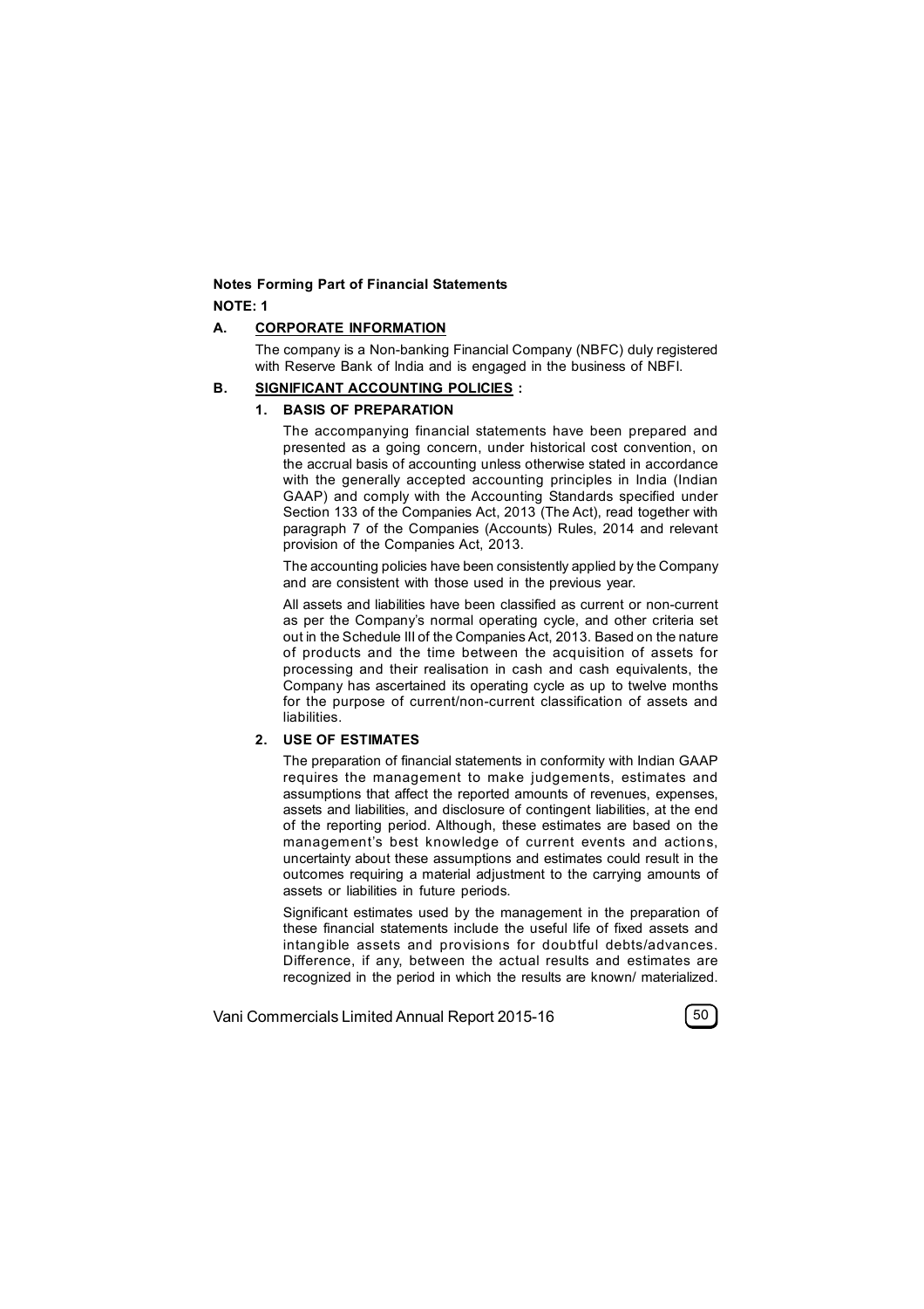**Notes Forming Part of Financial Statements**

**NOTE: 1**

## A. CORPORATE INFORMATION

The company is a Non-banking Financial Company (NBFC) duly registered with Reserve Bank of India and is engaged in the business of NBFI.

## B. SIGNIFICANT ACCOUNTING POLICIES :

### 1. BASIS OF PREPARATION

The accompanying financial statements have been prepared and presented as a going concern, under historical cost convention, on the accrual basis of accounting unless otherwise stated in accordance with the generally accepted accounting principles in India (Indian GAAP) and comply with the Accounting Standards specified under Section 133 of the Companies Act, 2013 (The Act), read together with paragraph 7 of the Companies (Accounts) Rules, 2014 and relevant provision of the Companies Act, 2013.

The accounting policies have been consistently applied by the Company and are consistent with those used in the previous year.

All assets and liabilities have been classified as current or non-current as per the Company's normal operating cycle, and other criteria set out in the Schedule III of the Companies Act, 2013. Based on the nature of products and the time between the acquisition of assets for processing and their realisation in cash and cash equivalents, the Company has ascertained its operating cycle as up to twelve months for the purpose of current/non-current classification of assets and liabilities.

### 2. USE OF ESTIMATES

The preparation of financial statements in conformity with Indian GAAP requires the management to make judgements, estimates and assumptions that affect the reported amounts of revenues, expenses, assets and liabilities, and disclosure of contingent liabilities, at the end of the reporting period. Although, these estimates are based on the management's best knowledge of current events and actions, uncertainty about these assumptions and estimates could result in the outcomes requiring a material adjustment to the carrying amounts of assets or liabilities in future periods.

Significant estimates used by the management in the preparation of these financial statements include the useful life of fixed assets and intangible assets and provisions for doubtful debts/advances. Difference, if any, between the actual results and estimates are recognized in the period in which the results are known/ materialized.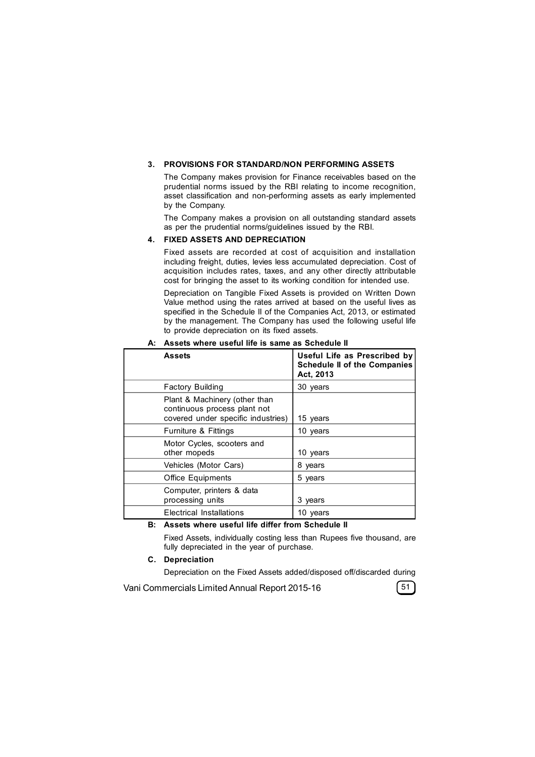### 3. PROVISIONS FOR STANDARD/NON PERFORMING ASSETS

The Company makes provision for Finance receivables based on the prudential norms issued by the RBI relating to income recognition, asset classification and non-performing assets as early implemented by the Company.

The Company makes a provision on all outstanding standard assets as per the prudential norms/guidelines issued by the RBI.

### 4. FIXED ASSETS AND DEPRECIATION

Fixed assets are recorded at cost of acquisition and installation including freight, duties, levies less accumulated depreciation. Cost of acquisition includes rates, taxes, and any other directly attributable cost for bringing the asset to its working condition for intended use.

Depreciation on Tangible Fixed Assets is provided on Written Down Value method using the rates arrived at based on the useful lives as specified in the Schedule II of the Companies Act, 2013, or estimated by the management. The Company has used the following useful life to provide depreciation on its fixed assets.

**A: Assets where useful life is same as Schedule II**

| Assets | Useful Life as Prescribed by Schedule II of the Companies Act, 2013 |
|---|---|
| Factory Building | 30 years |
| Plant & Machinery (other than continuous process plant not covered under specific industries) | 15 years |
| Furniture & Fittings | 10 years |
| Motor Cycles, scooters and other mopeds | 10 years |
| Vehicles (Motor Cars) | 8 years |
| Office Equipments | 5 years |
| Computer, printers & data processing units | 3 years |
| Electrical Installations | 10 years |

**B: Assets where useful life differ from Schedule II**

Fixed Assets, individually costing less than Rupees five thousand, are fully depreciated in the year of purchase.

**C. Depreciation**

Depreciation on the Fixed Assets added/disposed off/discarded during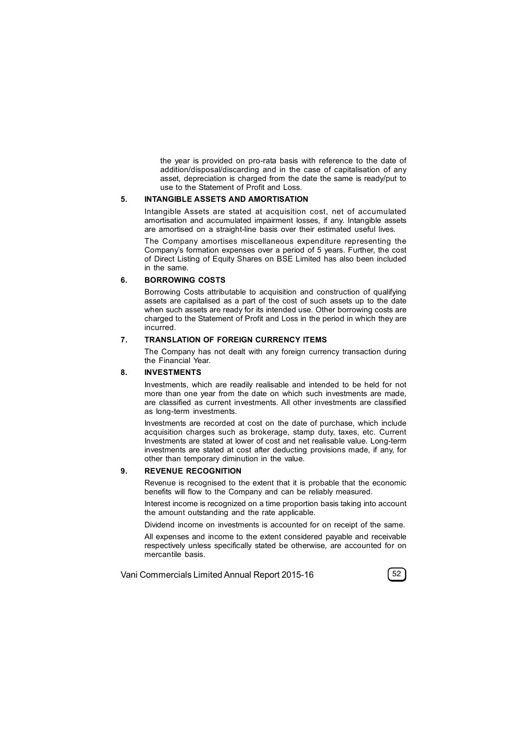the year is provided on pro-rata basis with reference to the date of addition/disposal/discarding and in the case of capitalisation of any asset, depreciation is charged from the date the same is ready/put to use to the Statement of Profit and Loss.

## 5. INTANGIBLE ASSETS AND AMORTISATION

Intangible Assets are stated at acquisition cost, net of accumulated amortisation and accumulated impairment losses, if any. Intangible assets are amortised on a straight-line basis over their estimated useful lives.

The Company amortises miscellaneous expenditure representing the Company's formation expenses over a period of 5 years. Further, the cost of Direct Listing of Equity Shares on BSE Limited has also been included in the same.

## 6. BORROWING COSTS

Borrowing Costs attributable to acquisition and construction of qualifying assets are capitalised as a part of the cost of such assets up to the date when such assets are ready for its intended use. Other borrowing costs are charged to the Statement of Profit and Loss in the period in which they are incurred.

## 7. TRANSLATION OF FOREIGN CURRENCY ITEMS

The Company has not dealt with any foreign currency transaction during the Financial Year.

## 8. INVESTMENTS

Investments, which are readily realisable and intended to be held for not more than one year from the date on which such investments are made, are classified as current investments. All other investments are classified as long-term investments.

Investments are recorded at cost on the date of purchase, which include acquisition charges such as brokerage, stamp duty, taxes, etc. Current Investments are stated at lower of cost and net realisable value. Long-term investments are stated at cost after deducting provisions made, if any, for other than temporary diminution in the value.

## 9. REVENUE RECOGNITION

Revenue is recognised to the extent that it is probable that the economic benefits will flow to the Company and can be reliably measured.

Interest income is recognized on a time proportion basis taking into account the amount outstanding and the rate applicable.

Dividend income on investments is accounted for on receipt of the same.

All expenses and income to the extent considered payable and receivable respectively unless specifically stated be otherwise, are accounted for on mercantile basis.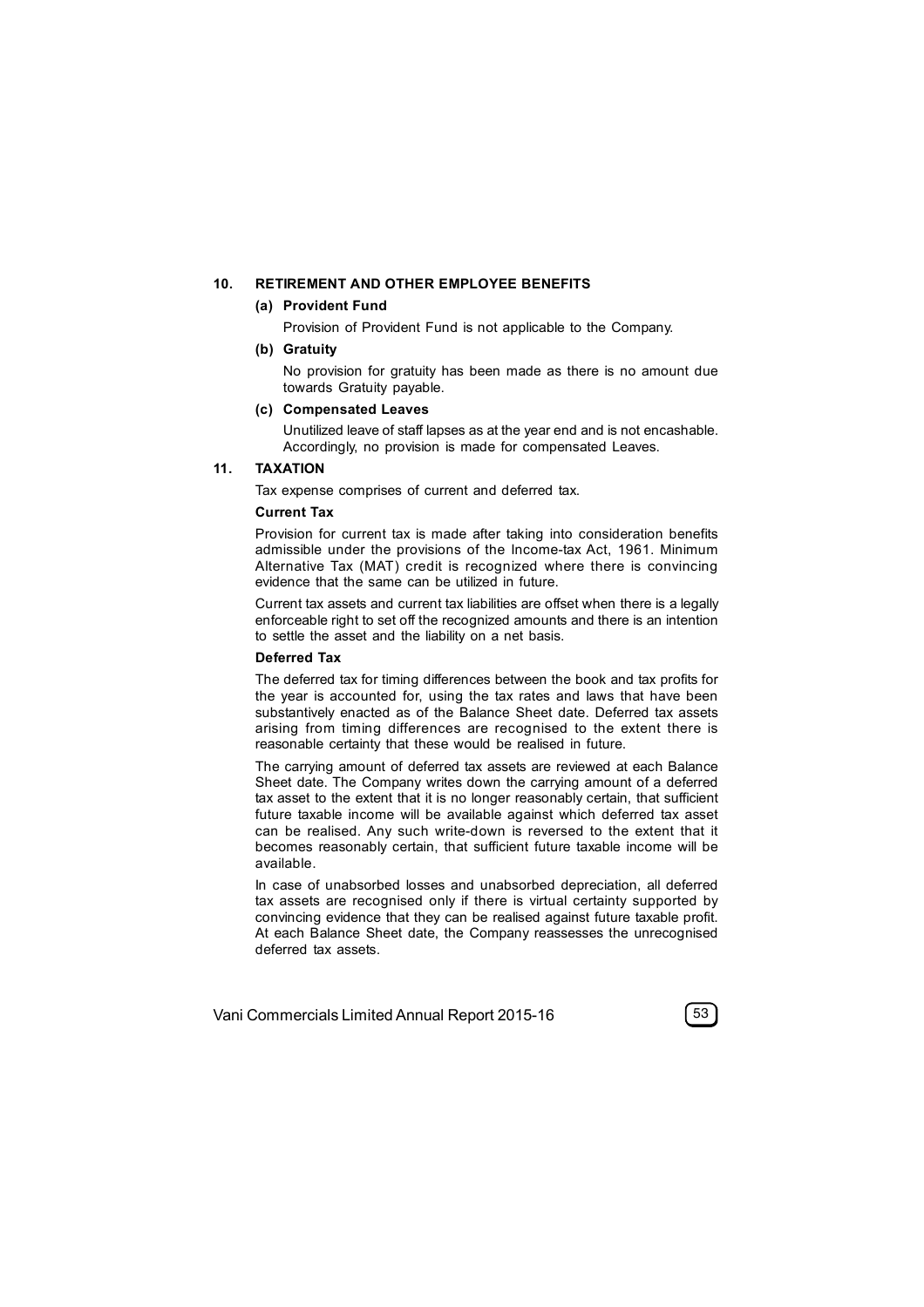## 10. RETIREMENT AND OTHER EMPLOYEE BENEFITS

**(a) Provident Fund**

Provision of Provident Fund is not applicable to the Company.

**(b) Gratuity**

No provision for gratuity has been made as there is no amount due towards Gratuity payable.

**(c) Compensated Leaves**

Unutilized leave of staff lapses as at the year end and is not encashable. Accordingly, no provision is made for compensated Leaves.

## 11. TAXATION

Tax expense comprises of current and deferred tax.

**Current Tax**

Provision for current tax is made after taking into consideration benefits admissible under the provisions of the Income-tax Act, 1961. Minimum Alternative Tax (MAT) credit is recognized where there is convincing evidence that the same can be utilized in future.

Current tax assets and current tax liabilities are offset when there is a legally enforceable right to set off the recognized amounts and there is an intention to settle the asset and the liability on a net basis.

**Deferred Tax**

The deferred tax for timing differences between the book and tax profits for the year is accounted for, using the tax rates and laws that have been substantively enacted as of the Balance Sheet date. Deferred tax assets arising from timing differences are recognised to the extent there is reasonable certainty that these would be realised in future.

The carrying amount of deferred tax assets are reviewed at each Balance Sheet date. The Company writes down the carrying amount of a deferred tax asset to the extent that it is no longer reasonably certain, that sufficient future taxable income will be available against which deferred tax asset can be realised. Any such write-down is reversed to the extent that it becomes reasonably certain, that sufficient future taxable income will be available.

In case of unabsorbed losses and unabsorbed depreciation, all deferred tax assets are recognised only if there is virtual certainty supported by convincing evidence that they can be realised against future taxable profit. At each Balance Sheet date, the Company reassesses the unrecognised deferred tax assets.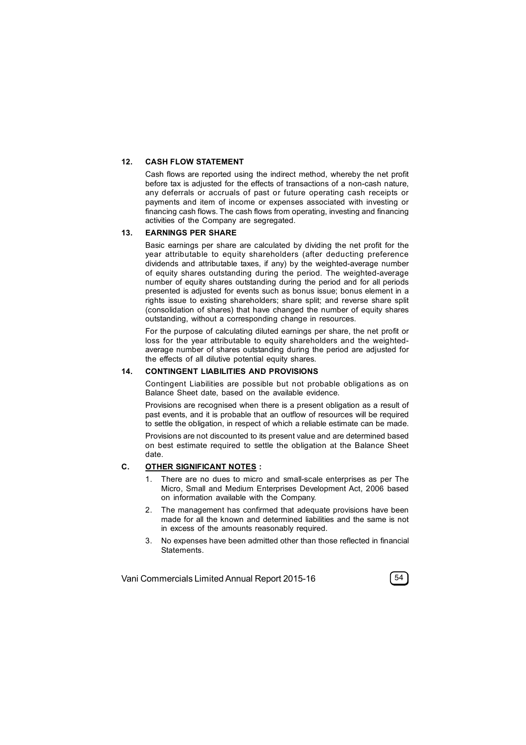### 12. CASH FLOW STATEMENT

Cash flows are reported using the indirect method, whereby the net profit before tax is adjusted for the effects of transactions of a non-cash nature, any deferrals or accruals of past or future operating cash receipts or payments and item of income or expenses associated with investing or financing cash flows. The cash flows from operating, investing and financing activities of the Company are segregated.

### 13. EARNINGS PER SHARE

Basic earnings per share are calculated by dividing the net profit for the year attributable to equity shareholders (after deducting preference dividends and attributable taxes, if any) by the weighted-average number of equity shares outstanding during the period. The weighted-average number of equity shares outstanding during the period and for all periods presented is adjusted for events such as bonus issue; bonus element in a rights issue to existing shareholders; share split; and reverse share split (consolidation of shares) that have changed the number of equity shares outstanding, without a corresponding change in resources.

For the purpose of calculating diluted earnings per share, the net profit or loss for the year attributable to equity shareholders and the weighted-average number of shares outstanding during the period are adjusted for the effects of all dilutive potential equity shares.

### 14. CONTINGENT LIABILITIES AND PROVISIONS

Contingent Liabilities are possible but not probable obligations as on Balance Sheet date, based on the available evidence.

Provisions are recognised when there is a present obligation as a result of past events, and it is probable that an outflow of resources will be required to settle the obligation, in respect of which a reliable estimate can be made.

Provisions are not discounted to its present value and are determined based on best estimate required to settle the obligation at the Balance Sheet date.

## C. OTHER SIGNIFICANT NOTES :

1. There are no dues to micro and small-scale enterprises as per The Micro, Small and Medium Enterprises Development Act, 2006 based on information available with the Company.
2. The management has confirmed that adequate provisions have been made for all the known and determined liabilities and the same is not in excess of the amounts reasonably required.
3. No expenses have been admitted other than those reflected in financial Statements.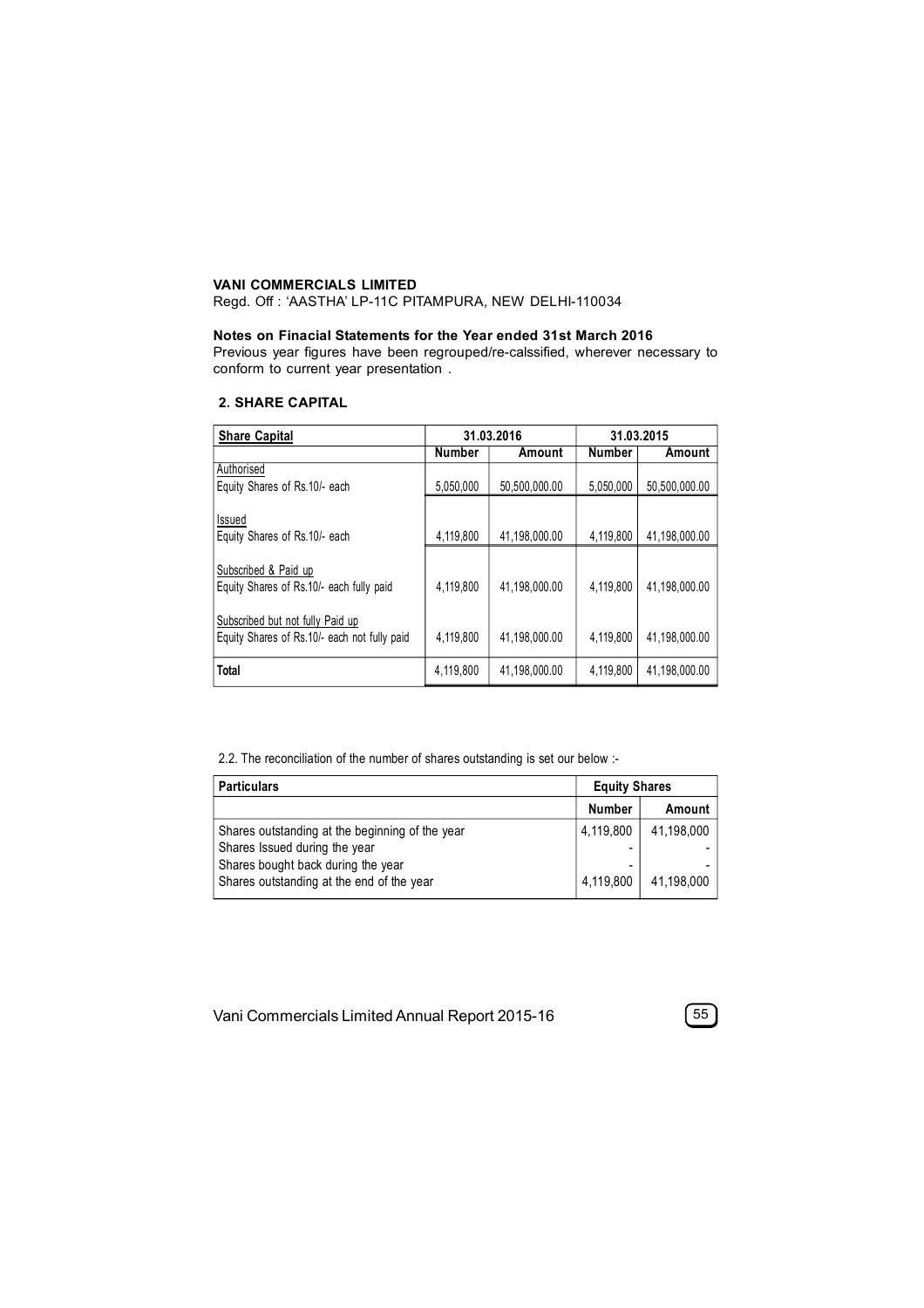**VANI COMMERCIALS LIMITED**

Regd. Off : 'AASTHA' LP-11C PITAMPURA, NEW DELHI-110034

**Notes on Finacial Statements for the Year ended 31st March 2016**

Previous year figures have been regrouped/re-calssified, wherever necessary to conform to current year presentation .

## 2. SHARE CAPITAL

| Share Capital | 31.03.2016 | | 31.03.2015 | |
|---|---|---|---|---|
| | Number | Amount | Number | Amount |
| Authorised | | | | |
| Equity Shares of Rs.10/- each | 5,050,000 | 50,500,000.00 | 5,050,000 | 50,500,000.00 |
| Issued | | | | |
| Equity Shares of Rs.10/- each | 4,119,800 | 41,198,000.00 | 4,119,800 | 41,198,000.00 |
| Subscribed & Paid up | | | | |
| Equity Shares of Rs.10/- each fully paid | 4,119,800 | 41,198,000.00 | 4,119,800 | 41,198,000.00 |
| Subscribed but not fully Paid up | | | | |
| Equity Shares of Rs.10/- each not fully paid | 4,119,800 | 41,198,000.00 | 4,119,800 | 41,198,000.00 |
| **Total** | 4,119,800 | 41,198,000.00 | 4,119,800 | 41,198,000.00 |

2.2. The reconciliation of the number of shares outstanding is set our below :-

| Particulars | Equity Shares | |
|---|---|---|
| | Number | Amount |
| Shares outstanding at the beginning of the year | 4,119,800 | 41,198,000 |
| Shares Issued during the year | - | - |
| Shares bought back during the year | - | - |
| Shares outstanding at the end of the year | 4,119,800 | 41,198,000 |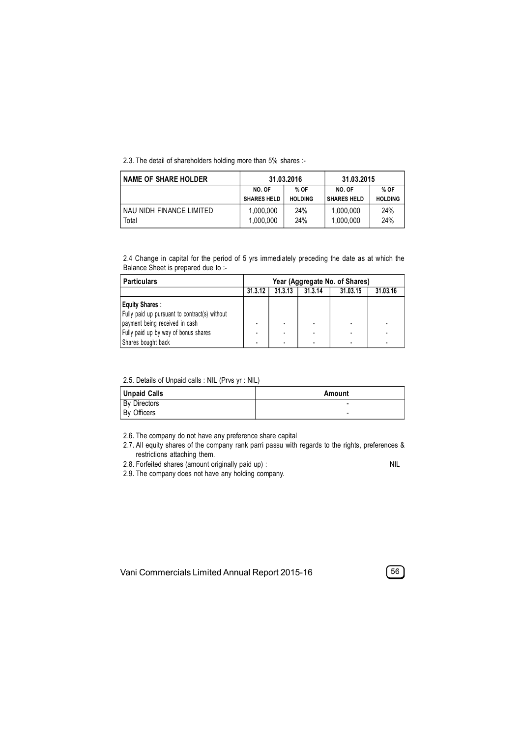2.3. The detail of shareholders holding more than 5% shares :-

| NAME OF SHARE HOLDER | 31.03.2016 | | 31.03.2015 | |
|---|---|---|---|---|
| | NO. OF SHARES HELD | % OF HOLDING | NO. OF SHARES HELD | % OF HOLDING |
| NAU NIDH FINANCE LIMITED | 1,000,000 | 24% | 1,000,000 | 24% |
| Total | 1,000,000 | 24% | 1,000,000 | 24% |

2.4 Change in capital for the period of 5 yrs immediately preceding the date as at which the Balance Sheet is prepared due to :-

| Particulars | Year (Aggregate No. of Shares) | | | | |
|---|---|---|---|---|---|
| | 31.3.12 | 31.3.13 | 31.3.14 | 31.03.15 | 31.03.16 |
| **Equity Shares :** | | | | | |
| Fully paid up pursuant to contract(s) without payment being received in cash | - | - | - | - | - |
| Fully paid up by way of bonus shares | - | - | - | - | - |
| Shares bought back | - | - | - | - | - |

2.5. Details of Unpaid calls : NIL (Prvs yr : NIL)

| Unpaid Calls | Amount |
|---|---|
| By Directors | - |
| By Officers | - |

2.6. The company do not have any preference share capital

2.7. All equity shares of the company rank parri passu with regards to the rights, preferences & restrictions attaching them.

2.8. Forfeited shares (amount originally paid up) : NIL

2.9. The company does not have any holding company.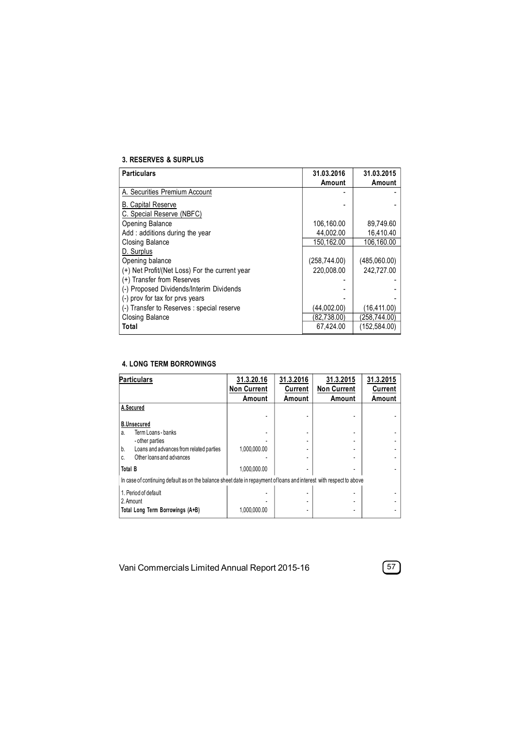### 3. RESERVES & SURPLUS

| Particulars | 31.03.2016 Amount | 31.03.2015 Amount |
|---|---|---|
| A. Securities Premium Account | - | - |
| B. Capital Reserve | - | - |
| C. Special Reserve (NBFC) | | |
| Opening Balance | 106,160.00 | 89,749.60 |
| Add : additions during the year | 44,002.00 | 16,410.40 |
| Closing Balance | 150,162.00 | 106,160.00 |
| D. Surplus | | |
| Opening balance | (258,744.00) | (485,060.00) |
| (+) Net Profit/(Net Loss) For the current year | 220,008.00 | 242,727.00 |
| (+) Transfer from Reserves | - | - |
| (-) Proposed Dividends/Interim Dividends | - | - |
| (-) prov for tax for prvs years | - | - |
| (-) Transfer to Reserves : special reserve | (44,002.00) | (16,411.00) |
| Closing Balance | (82,738.00) | (258,744.00) |
| **Total** | 67,424.00 | (152,584.00) |

### 4. LONG TERM BORROWINGS

| Particulars | 31.3.20.16 Non Current Amount | 31.3.2016 Current Amount | 31.3.2015 Non Current Amount | 31.3.2015 Current Amount |
|---|---|---|---|---|
| **A.Secured** | - | - | - | - |
| **B.Unsecured** | | | | |
| a. Term Loans - banks | - | - | - | - |
| - other parties | - | - | - | - |
| b. Loans and advances from related parties | 1,000,000.00 | - | - | - |
| c. Other loans and advances | - | - | - | - |
| **Total B** | 1,000,000.00 | - | - | - |
| In case of continuing default as on the balance sheet date in repayment of loans and interest with respect to above | | | | |
| 1. Period of default | - | - | - | - |
| 2. Amount | - | - | - | - |
| **Total Long Term Borrowings (A+B)** | 1,000,000.00 | - | - | - |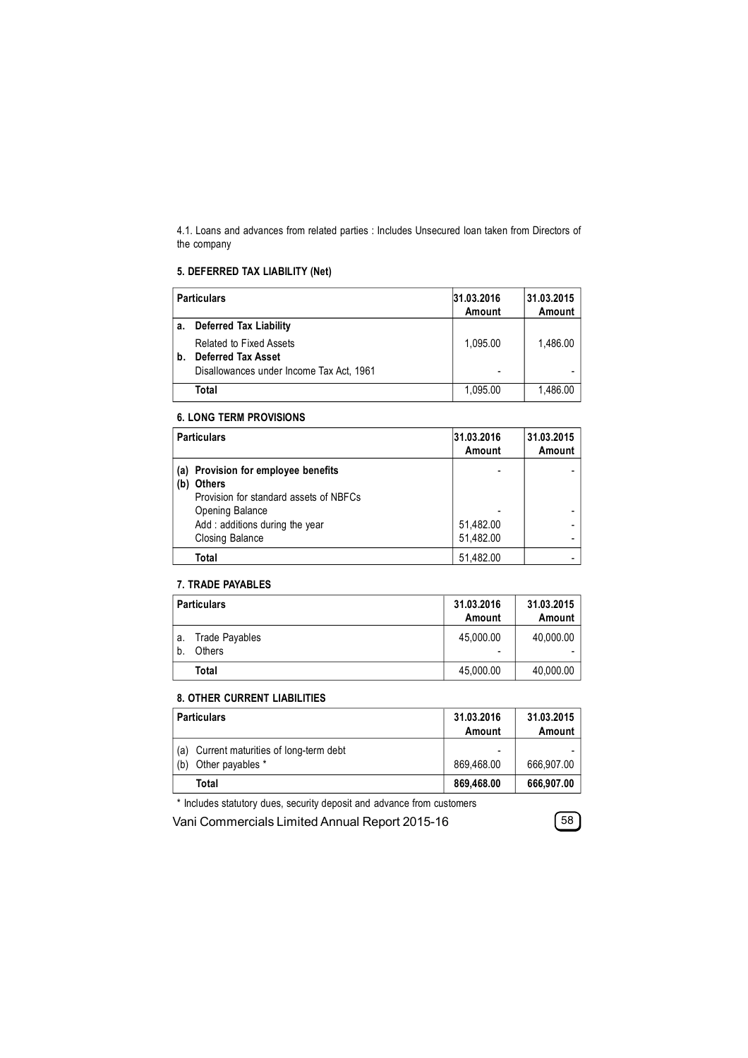4.1. Loans and advances from related parties : Includes Unsecured loan taken from Directors of the company

#### 5. DEFERRED TAX LIABILITY (Net)

| Particulars | 31.03.2016 Amount | 31.03.2015 Amount |
|---|---|---|
| **a. Deferred Tax Liability** | | |
| Related to Fixed Assets | 1,095.00 | 1,486.00 |
| **b. Deferred Tax Asset** | | |
| Disallowances under Income Tax Act, 1961 | - | - |
| **Total** | 1,095.00 | 1,486.00 |

#### 6. LONG TERM PROVISIONS

| Particulars | 31.03.2016 Amount | 31.03.2015 Amount |
|---|---|---|
| **(a) Provision for employee benefits** | - | - |
| **(b) Others** | | |
| Provision for standard assets of NBFCs | | |
| Opening Balance | - | - |
| Add : additions during the year | 51,482.00 | - |
| Closing Balance | 51,482.00 | - |
| **Total** | 51,482.00 | - |

#### 7. TRADE PAYABLES

| Particulars | 31.03.2016 Amount | 31.03.2015 Amount |
|---|---|---|
| a. Trade Payables | 45,000.00 | 40,000.00 |
| b. Others | - | - |
| **Total** | 45,000.00 | 40,000.00 |

#### 8. OTHER CURRENT LIABILITIES

| Particulars | 31.03.2016 Amount | 31.03.2015 Amount |
|---|---|---|
| (a) Current maturities of long-term debt | - | - |
| (b) Other payables * | 869,468.00 | 666,907.00 |
| **Total** | **869,468.00** | **666,907.00** |

* Includes statutory dues, security deposit and advance from customers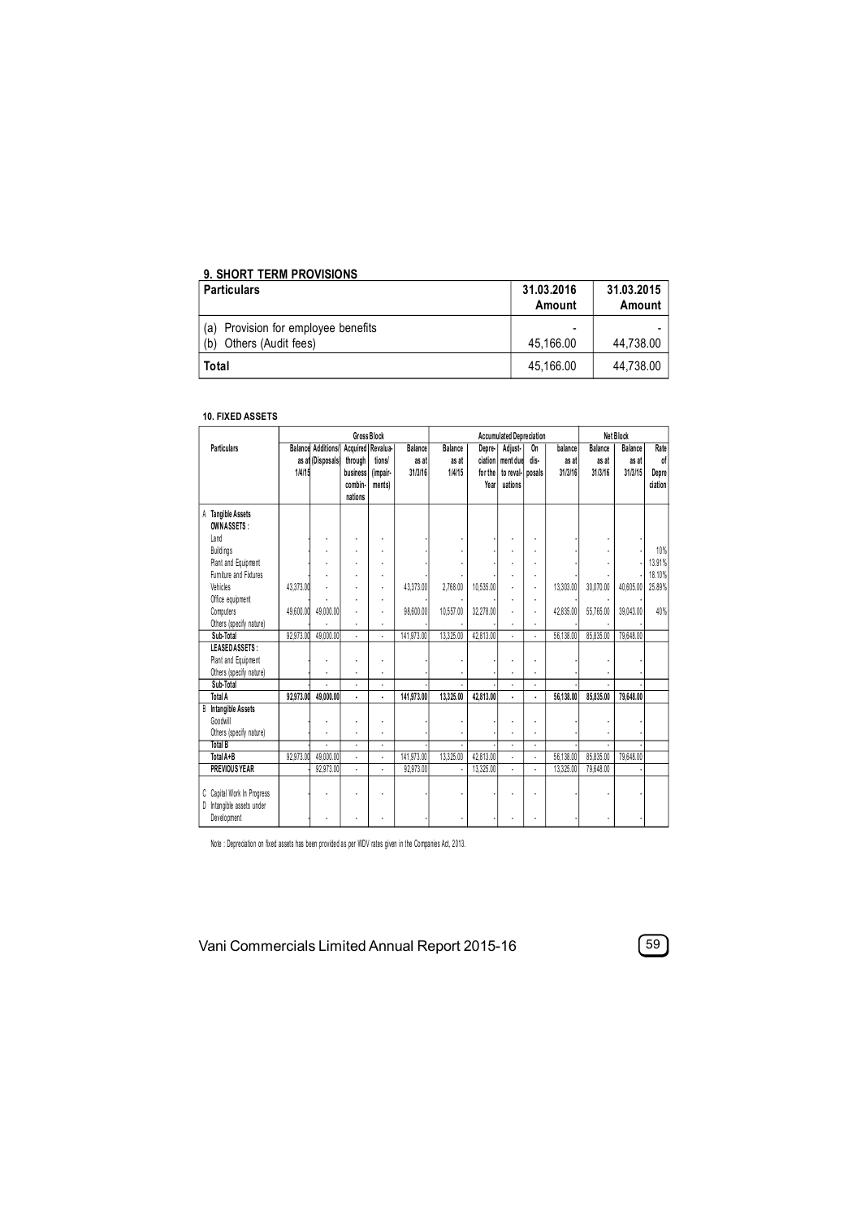## 9. SHORT TERM PROVISIONS

| Particulars | 31.03.2016 Amount | 31.03.2015 Amount |
|---|---|---|
| (a) Provision for employee benefits | - | - |
| (b) Others (Audit fees) | 45,166.00 | 44,738.00 |
| **Total** | 45,166.00 | 44,738.00 |

#### 10. FIXED ASSETS

| Particulars | Gross Block | | | | | Accumulated Depreciation | | | | | Net Block | | |
|---|---|---|---|---|---|---|---|---|---|---|---|---|---|
| | Balance as at 1/4/15 | Additions/ (Disposals) | Acquired through business combinations | Revaluations/ (impairments) | Balance as at 31/3/16 | Balance as at 1/4/15 | Depreciation for the Year | Adjustment due to revaluations | On disposals | balance as at 31/3/16 | Balance as at 31/3/16 | Balance as at 31/3/15 | Rate of Depreciation |
| A **Tangible Assets** | | | | | | | | | | | | | |
| **OWN ASSETS :** | | | | | | | | | | | | | |
| Land | - | - | - | - | - | - | - | - | - | - | - | - | |
| Buildings | - | - | - | - | - | - | - | - | - | - | - | - | 10% |
| Plant and Equipment | - | - | - | - | - | - | - | - | - | - | - | - | 13.91% |
| Furniture and Fixtures | - | - | - | - | - | - | - | - | - | - | - | - | 18.10% |
| Vehicles | 43,373.00 | - | - | - | 43,373.00 | 2,768.00 | 10,535.00 | - | - | 13,303.00 | 30,070.00 | 40,605.00 | 25.89% |
| Office equipment | - | - | - | - | - | - | - | - | - | - | - | - | |
| Computers | 49,600.00 | 49,000.00 | - | - | 98,600.00 | 10,557.00 | 32,278.00 | - | - | 42,835.00 | 55,765.00 | 39,043.00 | 40% |
| Others (specify nature) | - | - | - | - | - | - | - | - | - | - | - | - | |
| **Sub-Total** | 92,973.00 | 49,000.00 | - | - | 141,973.00 | 13,325.00 | 42,813.00 | - | - | 56,138.00 | 85,835.00 | 79,648.00 | |
| **LEASED ASSETS :** | | | | | | | | | | | | | |
| Plant and Equipment | - | - | - | - | - | - | - | - | - | - | - | - | |
| Others (specify nature) | - | - | - | - | - | - | - | - | - | - | - | - | |
| **Sub-Total** | - | - | - | - | - | - | - | - | - | - | - | - | |
| **Total A** | **92,973.00** | **49,000.00** | **-** | **-** | **141,973.00** | **13,325.00** | **42,813.00** | **-** | **-** | **56,138.00** | **85,835.00** | **79,648.00** | |
| B **Intangible Assets** | | | | | | | | | | | | | |
| Goodwill | - | - | - | - | - | - | - | - | - | - | - | - | |
| Others (specify nature) | - | - | - | - | - | - | - | - | - | - | - | - | |
| **Total B** | - | - | - | - | - | - | - | - | - | - | - | - | |
| **Total A+B** | 92,973.00 | 49,000.00 | - | - | 141,973.00 | 13,325.00 | 42,813.00 | - | - | 56,138.00 | 85,835.00 | 79,648.00 | |
| **PREVIOUS YEAR** | | 92,973.00 | - | - | 92,973.00 | - | 13,325.00 | - | - | 13,325.00 | 79,648.00 | - | |
| C Capital Work In Progress | - | - | - | - | - | - | - | - | - | - | - | - | |
| D Intangible assets under Development | - | - | - | - | - | - | - | - | - | - | - | - | |

Note : Depreciation on fixed assets has been provided as per WDV rates given in the Companies Act, 2013.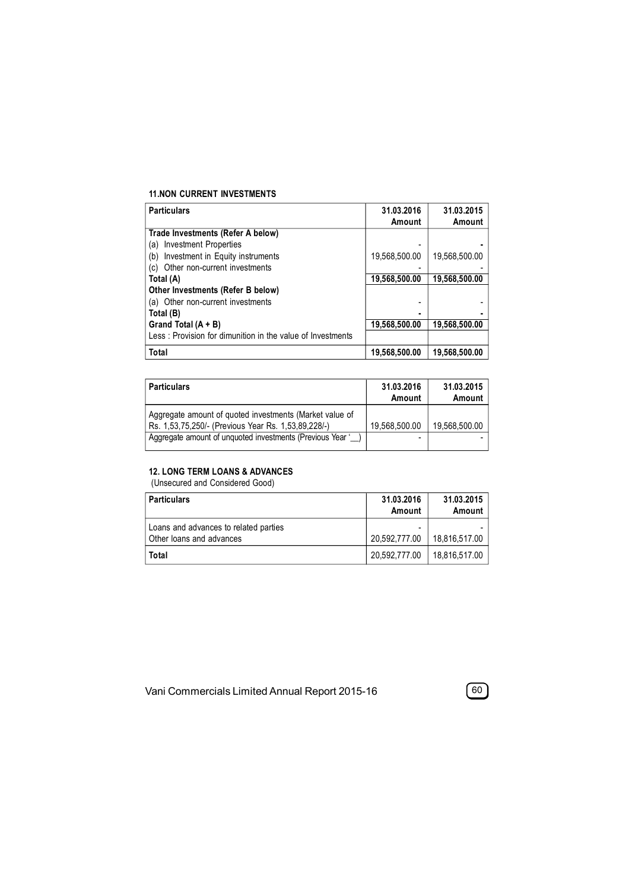### 11.NON CURRENT INVESTMENTS

| Particulars | 31.03.2016 Amount | 31.03.2015 Amount |
|---|---|---|
| **Trade Investments (Refer A below)** | | |
| (a) Investment Properties | - | - |
| (b) Investment in Equity instruments | 19,568,500.00 | 19,568,500.00 |
| (c) Other non-current investments | - | - |
| **Total (A)** | **19,568,500.00** | **19,568,500.00** |
| **Other Investments (Refer B below)** | | |
| (a) Other non-current investments | - | - |
| **Total (B)** | - | - |
| **Grand Total (A + B)** | **19,568,500.00** | **19,568,500.00** |
| Less : Provision for dimunition in the value of Investments | | |
| **Total** | **19,568,500.00** | **19,568,500.00** |

| Particulars | 31.03.2016 Amount | 31.03.2015 Amount |
|---|---|---|
| Aggregate amount of quoted investments (Market value of Rs. 1,53,75,250/- (Previous Year Rs. 1,53,89,228/-) | 19,568,500.00 | 19,568,500.00 |
| Aggregate amount of unquoted investments (Previous Year '__) | - | - |

### 12. LONG TERM LOANS & ADVANCES

(Unsecured and Considered Good)

| Particulars | 31.03.2016 Amount | 31.03.2015 Amount |
|---|---|---|
| Loans and advances to related parties | - | - |
| Other loans and advances | 20,592,777.00 | 18,816,517.00 |
| **Total** | 20,592,777.00 | 18,816,517.00 |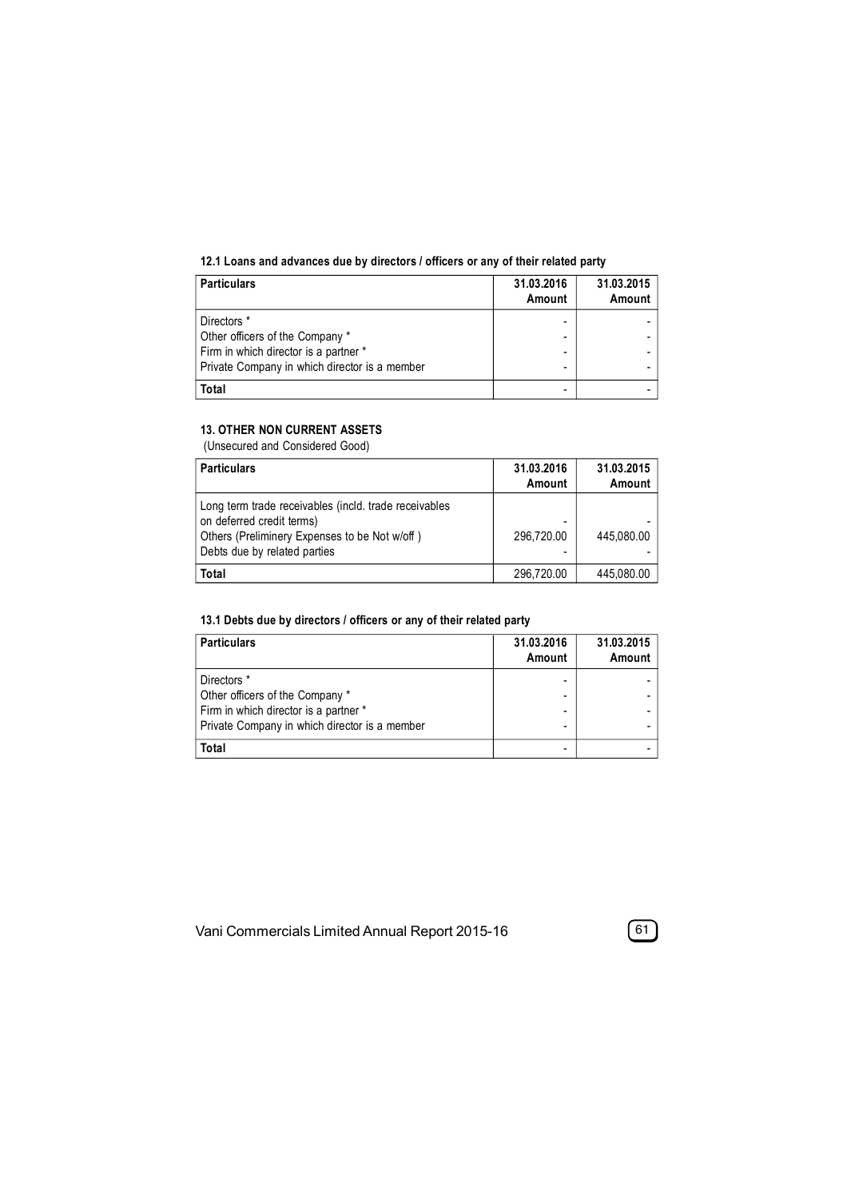### 12.1 Loans and advances due by directors / officers or any of their related party

| Particulars | 31.03.2016 Amount | 31.03.2015 Amount |
|---|---|---|
| Directors * | - | - |
| Other officers of the Company * | - | - |
| Firm in which director is a partner * | - | - |
| Private Company in which director is a member | - | - |
| **Total** | - | - |

### 13. OTHER NON CURRENT ASSETS

(Unsecured and Considered Good)

| Particulars | 31.03.2016 Amount | 31.03.2015 Amount |
|---|---|---|
| Long term trade receivables (incld. trade receivables on deferred credit terms) | - | - |
| Others (Preliminery Expenses to be Not w/off ) | 296,720.00 | 445,080.00 |
| Debts due by related parties | - | - |
| **Total** | 296,720.00 | 445,080.00 |

### 13.1 Debts due by directors / officers or any of their related party

| Particulars | 31.03.2016 Amount | 31.03.2015 Amount |
|---|---|---|
| Directors * | - | - |
| Other officers of the Company * | - | - |
| Firm in which director is a partner * | - | - |
| Private Company in which director is a member | - | - |
| **Total** | - | - |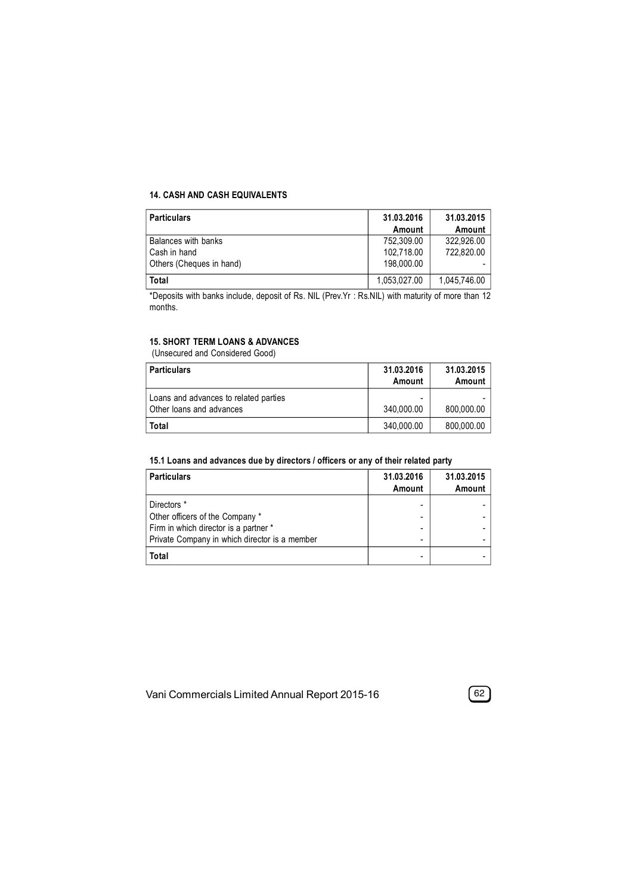### 14. CASH AND CASH EQUIVALENTS

| Particulars | 31.03.2016 Amount | 31.03.2015 Amount |
|---|---|---|
| Balances with banks | 752,309.00 | 322,926.00 |
| Cash in hand | 102,718.00 | 722,820.00 |
| Others (Cheques in hand) | 198,000.00 | - |
| **Total** | 1,053,027.00 | 1,045,746.00 |

*Deposits with banks include, deposit of Rs. NIL (Prev.Yr : Rs.NIL) with maturity of more than 12 months.

### 15. SHORT TERM LOANS & ADVANCES

(Unsecured and Considered Good)

| Particulars | 31.03.2016 Amount | 31.03.2015 Amount |
|---|---|---|
| Loans and advances to related parties | - | - |
| Other loans and advances | 340,000.00 | 800,000.00 |
| **Total** | 340,000.00 | 800,000.00 |

#### 15.1 Loans and advances due by directors / officers or any of their related party

| Particulars | 31.03.2016 Amount | 31.03.2015 Amount |
|---|---|---|
| Directors * | - | - |
| Other officers of the Company * | - | - |
| Firm in which director is a partner * | - | - |
| Private Company in which director is a member | - | - |
| **Total** | - | - |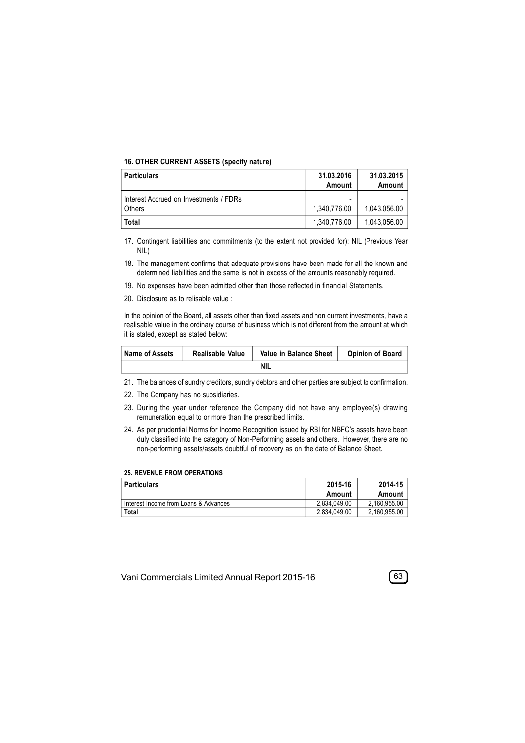#### 16. OTHER CURRENT ASSETS (specify nature)

| Particulars | 31.03.2016 Amount | 31.03.2015 Amount |
|---|---|---|
| Interest Accrued on Investments / FDRs | - | - |
| Others | 1,340,776.00 | 1,043,056.00 |
| **Total** | 1,340,776.00 | 1,043,056.00 |

17. Contingent liabilities and commitments (to the extent not provided for): NIL (Previous Year NIL)

18. The management confirms that adequate provisions have been made for all the known and determined liabilities and the same is not in excess of the amounts reasonably required.

19. No expenses have been admitted other than those reflected in financial Statements.

20. Disclosure as to relisable value :

In the opinion of the Board, all assets other than fixed assets and non current investments, have a realisable value in the ordinary course of business which is not different from the amount at which it is stated, except as stated below:

| Name of Assets | Realisable Value | Value in Balance Sheet | Opinion of Board |
|---|---|---|---|
| | | NIL | |

21. The balances of sundry creditors, sundry debtors and other parties are subject to confirmation.

22. The Company has no subsidiaries.

23. During the year under reference the Company did not have any employee(s) drawing remuneration equal to or more than the prescribed limits.

24. As per prudential Norms for Income Recognition issued by RBI for NBFC's assets have been duly classified into the category of Non-Performing assets and others. However, there are no non-performing assets/assets doubtful of recovery as on the date of Balance Sheet.

#### 25. REVENUE FROM OPERATIONS

| Particulars | 2015-16 Amount | 2014-15 Amount |
|---|---|---|
| Interest Income from Loans & Advances | 2,834,049.00 | 2,160,955.00 |
| **Total** | 2,834,049.00 | 2,160,955.00 |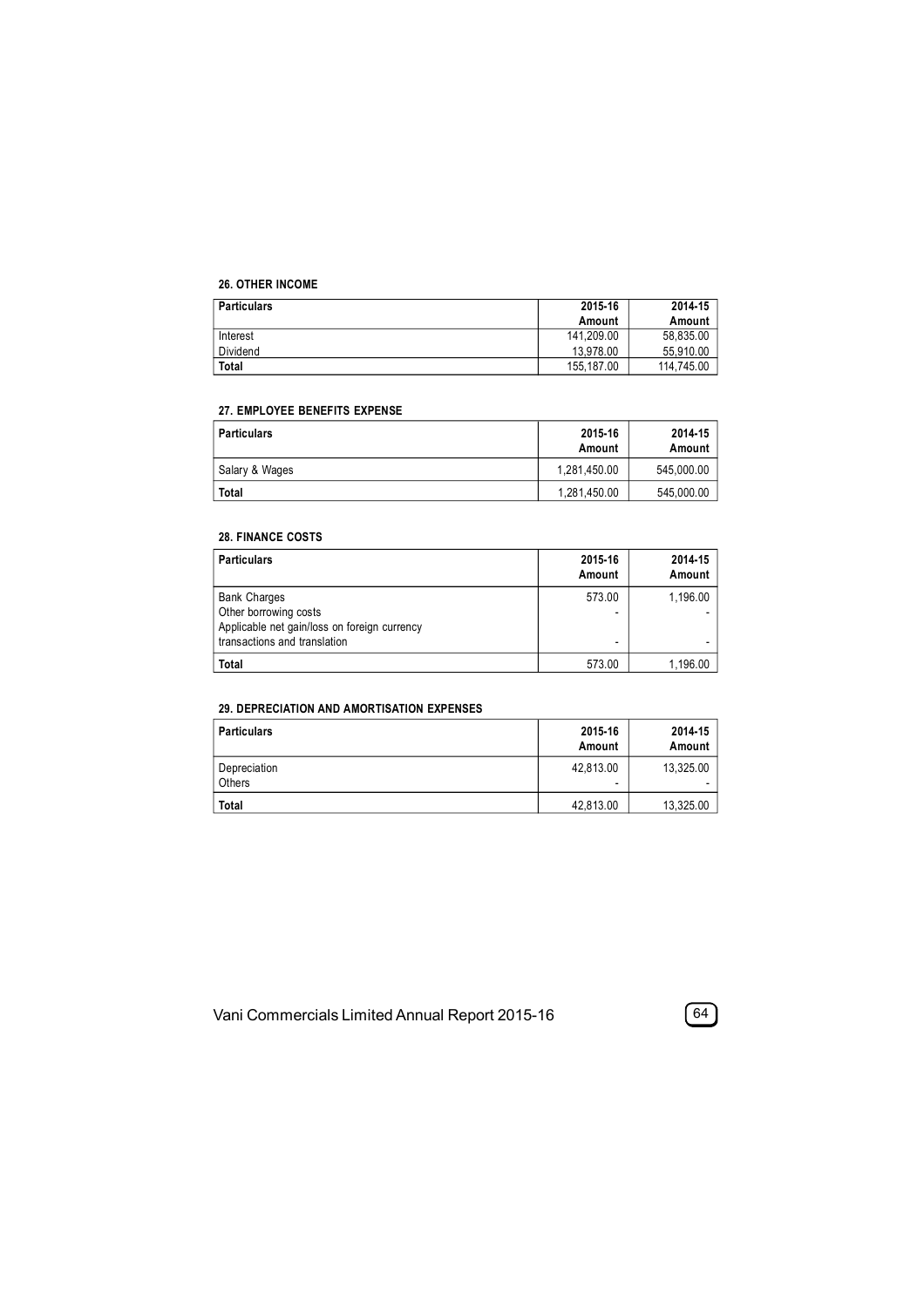### 26. OTHER INCOME

| Particulars | 2015-16 Amount | 2014-15 Amount |
|---|---|---|
| Interest | 141,209.00 | 58,835.00 |
| Dividend | 13,978.00 | 55,910.00 |
| **Total** | 155,187.00 | 114,745.00 |

### 27. EMPLOYEE BENEFITS EXPENSE

| Particulars | 2015-16 Amount | 2014-15 Amount |
|---|---|---|
| Salary & Wages | 1,281,450.00 | 545,000.00 |
| **Total** | 1,281,450.00 | 545,000.00 |

### 28. FINANCE COSTS

| Particulars | 2015-16 Amount | 2014-15 Amount |
|---|---|---|
| Bank Charges | 573.00 | 1,196.00 |
| Other borrowing costs | - | - |
| Applicable net gain/loss on foreign currency transactions and translation | - | - |
| **Total** | 573.00 | 1,196.00 |

### 29. DEPRECIATION AND AMORTISATION EXPENSES

| Particulars | 2015-16 Amount | 2014-15 Amount |
|---|---|---|
| Depreciation | 42,813.00 | 13,325.00 |
| Others | - | - |
| **Total** | 42,813.00 | 13,325.00 |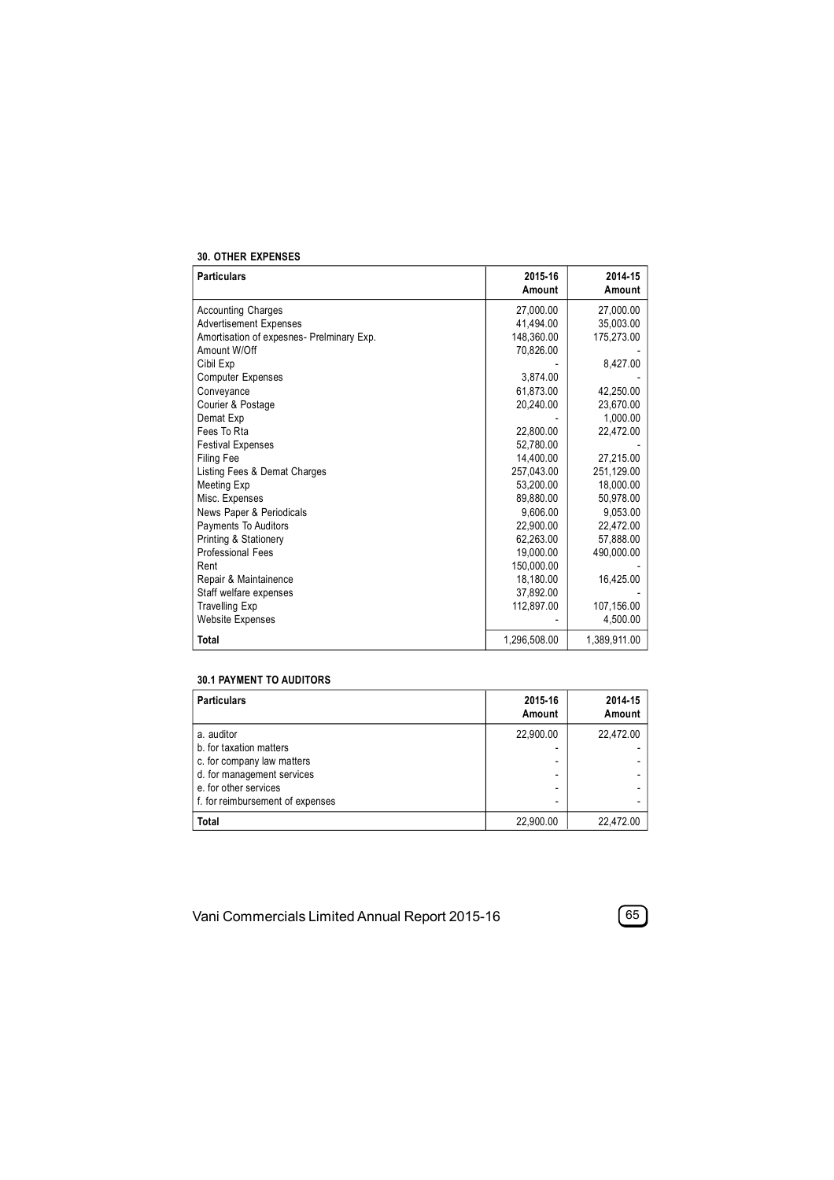**30. OTHER EXPENSES**

| Particulars | 2015-16 Amount | 2014-15 Amount |
|---|---|---|
| Accounting Charges | 27,000.00 | 27,000.00 |
| Advertisement Expenses | 41,494.00 | 35,003.00 |
| Amortisation of expesnes- Prelminary Exp. | 148,360.00 | 175,273.00 |
| Amount W/Off | 70,826.00 | - |
| Cibil Exp | - | 8,427.00 |
| Computer Expenses | 3,874.00 | - |
| Conveyance | 61,873.00 | 42,250.00 |
| Courier & Postage | 20,240.00 | 23,670.00 |
| Demat Exp | - | 1,000.00 |
| Fees To Rta | 22,800.00 | 22,472.00 |
| Festival Expenses | 52,780.00 | - |
| Filing Fee | 14,400.00 | 27,215.00 |
| Listing Fees & Demat Charges | 257,043.00 | 251,129.00 |
| Meeting Exp | 53,200.00 | 18,000.00 |
| Misc. Expenses | 89,880.00 | 50,978.00 |
| News Paper & Periodicals | 9,606.00 | 9,053.00 |
| Payments To Auditors | 22,900.00 | 22,472.00 |
| Printing & Stationery | 62,263.00 | 57,888.00 |
| Professional Fees | 19,000.00 | 490,000.00 |
| Rent | 150,000.00 | - |
| Repair & Maintainence | 18,180.00 | 16,425.00 |
| Staff welfare expenses | 37,892.00 | - |
| Travelling Exp | 112,897.00 | 107,156.00 |
| Website Expenses | - | 4,500.00 |
| **Total** | 1,296,508.00 | 1,389,911.00 |

**30.1 PAYMENT TO AUDITORS**

| Particulars | 2015-16 Amount | 2014-15 Amount |
|---|---|---|
| a. auditor | 22,900.00 | 22,472.00 |
| b. for taxation matters | - | - |
| c. for company law matters | - | - |
| d. for management services | - | - |
| e. for other services | - | - |
| f. for reimbursement of expenses | - | - |
| **Total** | 22,900.00 | 22,472.00 |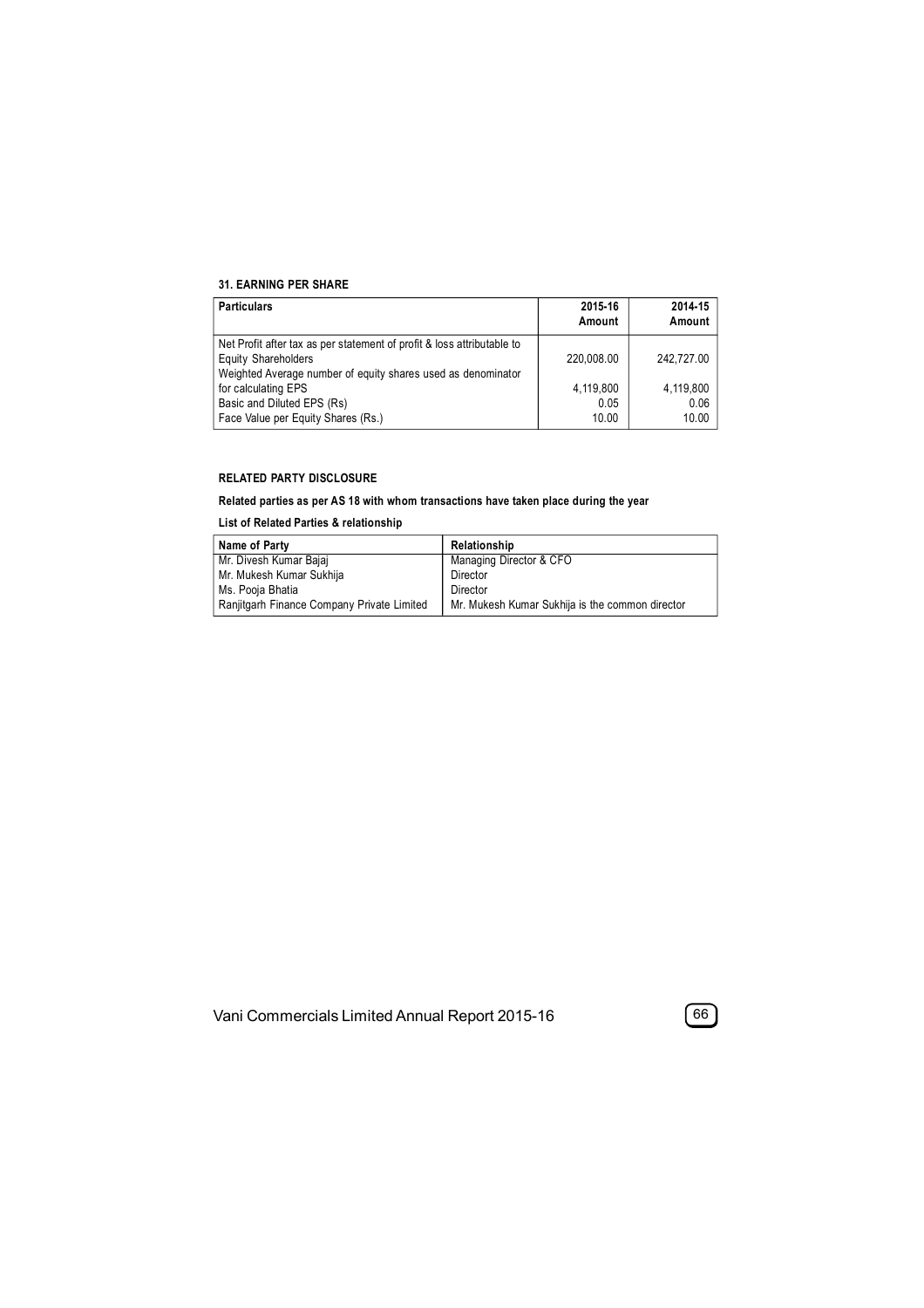### 31. EARNING PER SHARE

| Particulars | 2015-16 Amount | 2014-15 Amount |
|---|---|---|
| Net Profit after tax as per statement of profit & loss attributable to Equity Shareholders | 220,008.00 | 242,727.00 |
| Weighted Average number of equity shares used as denominator for calculating EPS | 4,119,800 | 4,119,800 |
| Basic and Diluted EPS (Rs) | 0.05 | 0.06 |
| Face Value per Equity Shares (Rs.) | 10.00 | 10.00 |

### RELATED PARTY DISCLOSURE

**Related parties as per AS 18 with whom transactions have taken place during the year**

**List of Related Parties & relationship**

| Name of Party | Relationship |
|---|---|
| Mr. Divesh Kumar Bajaj | Managing Director & CFO |
| Mr. Mukesh Kumar Sukhija | Director |
| Ms. Pooja Bhatia | Director |
| Ranjitgarh Finance Company Private Limited | Mr. Mukesh Kumar Sukhija is the common director |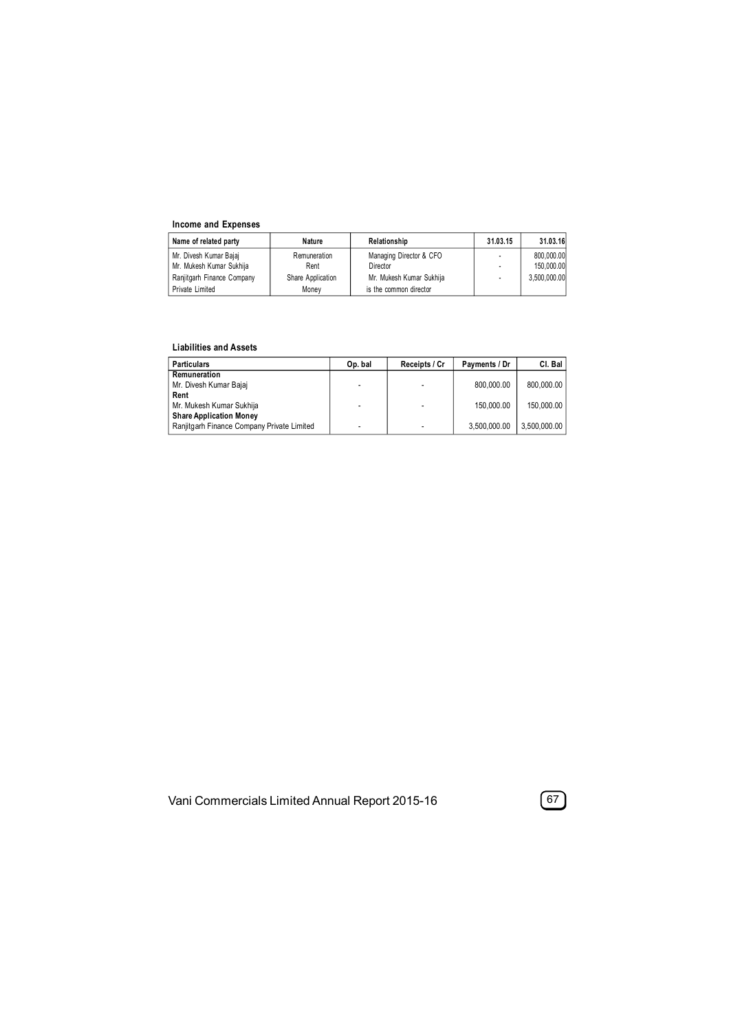**Income and Expenses**

| Name of related party | Nature | Relationship | 31.03.15 | 31.03.16 |
|---|---|---|---|---|
| Mr. Divesh Kumar Bajaj | Remuneration | Managing Director & CFO | - | 800,000.00 |
| Mr. Mukesh Kumar Sukhija | Rent | Director | - | 150,000.00 |
| Ranjitgarh Finance Company Private Limited | Share Application Money | Mr. Mukesh Kumar Sukhija is the common director | - | 3,500,000.00 |

**Liabilities and Assets**

| Particulars | Op. bal | Receipts / Cr | Payments / Dr | Cl. Bal |
|---|---|---|---|---|
| **Remuneration** | | | | |
| Mr. Divesh Kumar Bajaj | - | - | 800,000.00 | 800,000.00 |
| **Rent** | | | | |
| Mr. Mukesh Kumar Sukhija | - | - | 150,000.00 | 150,000.00 |
| **Share Application Money** | | | | |
| Ranjitgarh Finance Company Private Limited | - | - | 3,500,000.00 | 3,500,000.00 |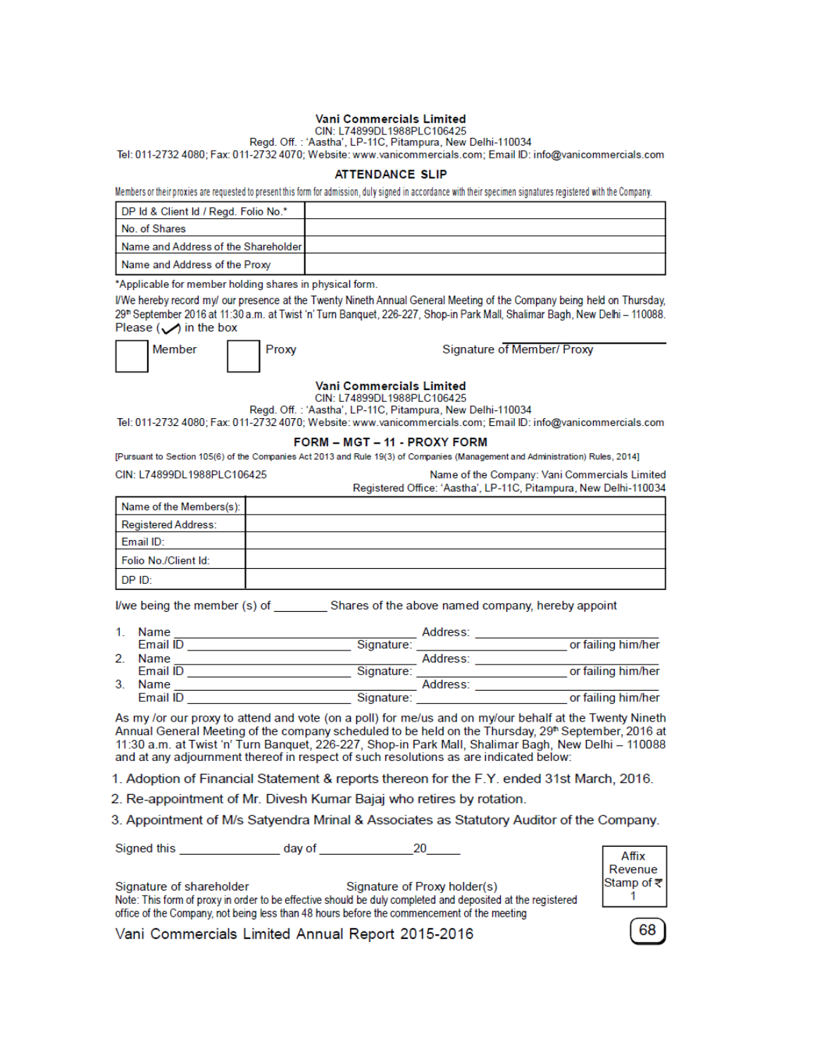**Vani Commercials Limited**
CIN: L74899DL1988PLC106425
Regd. Off. : 'Aastha', LP-11C, Pitampura, New Delhi-110034
Tel: 011-2732 4080; Fax: 011-2732 4070; Website: www.vanicommercials.com; Email ID: info@vanicommercials.com

## ATTENDANCE SLIP

Members or their proxies are requested to present this form for admission, duly signed in accordance with their specimen signatures registered with the Company.

| DP Id & Client Id / Regd. Folio No.* | |
|---|---|
| No. of Shares | |
| Name and Address of the Shareholder | |
| Name and Address of the Proxy | |

*Applicable for member holding shares in physical form.

I/We hereby record my/ our presence at the Twenty Nineth Annual General Meeting of the Company being held on Thursday, 29th September 2016 at 11:30 a.m. at Twist 'n' Turn Banquet, 226-227, Shop-in Park Mall, Shalimar Bagh, New Delhi – 110088.

Please (✓) in the box

☐ Member ☐ Proxy Signature of Member/ Proxy

**Vani Commercials Limited**
CIN: L74899DL1988PLC106425
Regd. Off. : 'Aastha', LP-11C, Pitampura, New Delhi-110034
Tel: 011-2732 4080; Fax: 011-2732 4070; Website: www.vanicommercials.com; Email ID: info@vanicommercials.com

## FORM – MGT – 11 - PROXY FORM

[Pursuant to Section 105(6) of the Companies Act 2013 and Rule 19(3) of Companies (Management and Administration) Rules, 2014]

CIN: L74899DL1988PLC106425

Name of the Company: Vani Commercials Limited
Registered Office: 'Aastha', LP-11C, Pitampura, New Delhi-110034

| Name of the Members(s): | |
|---|---|
| Registered Address: | |
| Email ID: | |
| Folio No./Client Id: | |
| DP ID: | |

I/we being the member (s) of ________ Shares of the above named company, hereby appoint

1. Name ____________ Address: ____________
   Email ID ____________ Signature: ____________ or failing him/her
2. Name ____________ Address: ____________
   Email ID ____________ Signature: ____________ or failing him/her
3. Name ____________ Address: ____________
   Email ID ____________ Signature: ____________ or failing him/her

As my /or our proxy to attend and vote (on a poll) for me/us and on my/our behalf at the Twenty Nineth Annual General Meeting of the company scheduled to be held on the Thursday, 29th September, 2016 at 11:30 a.m. at Twist 'n' Turn Banquet, 226-227, Shop-in Park Mall, Shalimar Bagh, New Delhi – 110088 and at any adjournment thereof in respect of such resolutions as are indicated below:

1. Adoption of Financial Statement & reports thereon for the F.Y. ended 31st March, 2016.
2. Re-appointment of Mr. Divesh Kumar Bajaj who retires by rotation.
3. Appointment of M/s Satyendra Mrinal & Associates as Statutory Auditor of the Company.

Signed this ____________ day of ____________ 20_____

Affix Revenue Stamp of ₹ 1

Signature of shareholder Signature of Proxy holder(s)

Note: This form of proxy in order to be effective should be duly completed and deposited at the registered office of the Company, not being less than 48 hours before the commencement of the meeting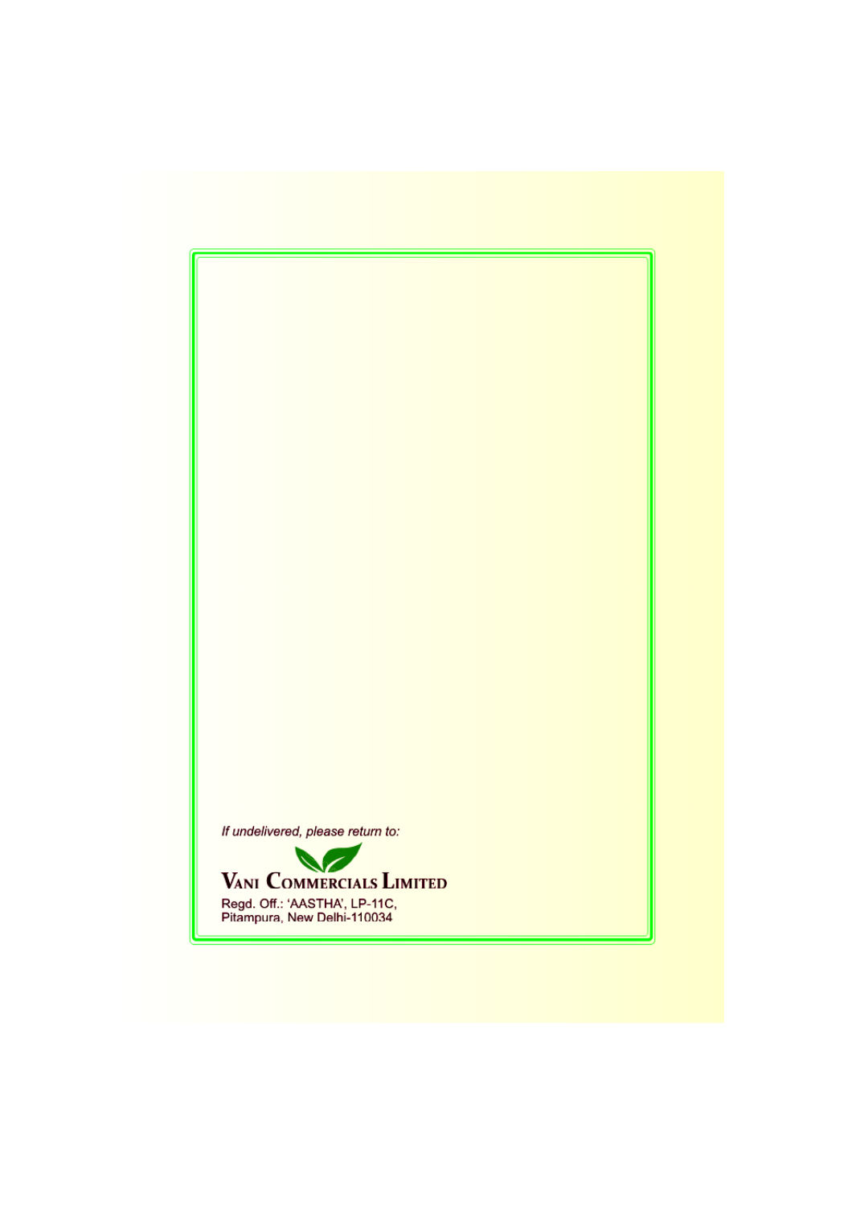*If undelivered, please return to:*

**VANI COMMERCIALS LIMITED**

Regd. Off.: 'AASTHA', LP-11C,
Pitampura, New Delhi-110034